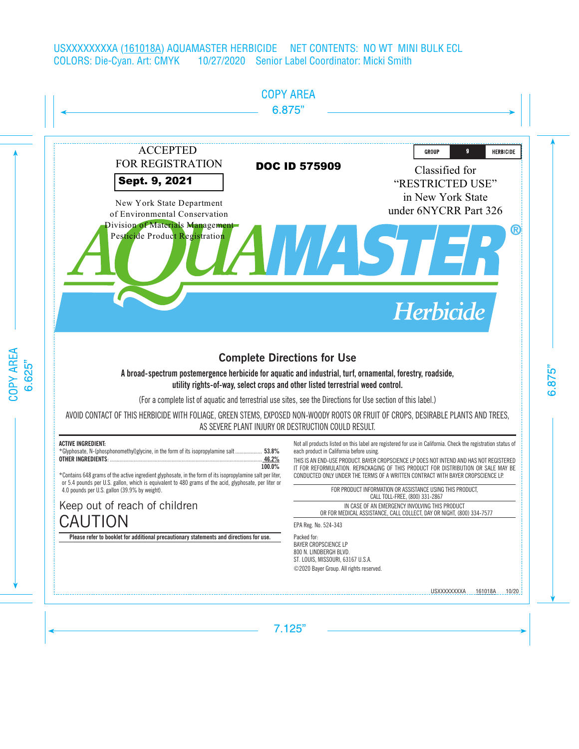USXXXXXXXXA (161018A) AQUAMASTER HERBICIDE NET CONTENTS: NO WT MINI BULK ECL
COLORS: Die-Cyan. Art: CMYK 10/27/2020 Senior Label Coordinator: Micki Smith

ACCEPTED
FOR REGISTRATION
**Sept. 9, 2021**

New York State Department
of Environmental Conservation
Division of Materials Management
Pesticide Product Registration

**DOC ID 575909**

GROUP 9 HERBICIDE

Classified for
"RESTRICTED USE"
in New York State
under 6NYCRR Part 326

# AQUAMASTER® Herbicide

## Complete Directions for Use

**A broad-spectrum postemergence herbicide for aquatic and industrial, turf, ornamental, forestry, roadside, utility rights-of-way, select crops and other listed terrestrial weed control.**

(For a complete list of aquatic and terrestrial use sites, see the Directions for Use section of this label.)

AVOID CONTACT OF THIS HERBICIDE WITH FOLIAGE, GREEN STEMS, EXPOSED NON-WOODY ROOTS OR FRUIT OF CROPS, DESIRABLE PLANTS AND TREES, AS SEVERE PLANT INJURY OR DESTRUCTION COULD RESULT.

| **ACTIVE INGREDIENT:** | |
|---|---|
| *Glyphosate, N-(phosphonomethyl)glycine, in the form of its isopropylamine salt | 53.8% |
| **OTHER INGREDIENTS:** | 46.2% |
| | **100.0%** |

*Contains 648 grams of the active ingredient glyphosate, in the form of its isopropylamine salt per liter, or 5.4 pounds per U.S. gallon, which is equivalent to 480 grams of the acid, glyphosate, per liter or 4.0 pounds per U.S. gallon (39.9% by weight).

Keep out of reach of children
# CAUTION

**Please refer to booklet for additional precautionary statements and directions for use.**

Not all products listed on this label are registered for use in California. Check the registration status of each product in California before using.

THIS IS AN END-USE PRODUCT. BAYER CROPSCIENCE LP DOES NOT INTEND AND HAS NOT REGISTERED IT FOR REFORMULATION. REPACKAGING OF THIS PRODUCT FOR DISTRIBUTION OR SALE MAY BE CONDUCTED ONLY UNDER THE TERMS OF A WRITTEN CONTRACT WITH BAYER CROPSCIENCE LP.

FOR PRODUCT INFORMATION OR ASSISTANCE USING THIS PRODUCT, CALL TOLL-FREE, (800) 331-2867

IN CASE OF AN EMERGENCY INVOLVING THIS PRODUCT OR FOR MEDICAL ASSISTANCE, CALL COLLECT, DAY OR NIGHT, (800) 334-7577

EPA Reg. No. 524-343

Packed for:
BAYER CROPSCIENCE LP
800 N. LINDBERGH BLVD.
ST. LOUIS, MISSOURI, 63167 U.S.A.
©2020 Bayer Group. All rights reserved.

USXXXXXXXXA 161018A 10/20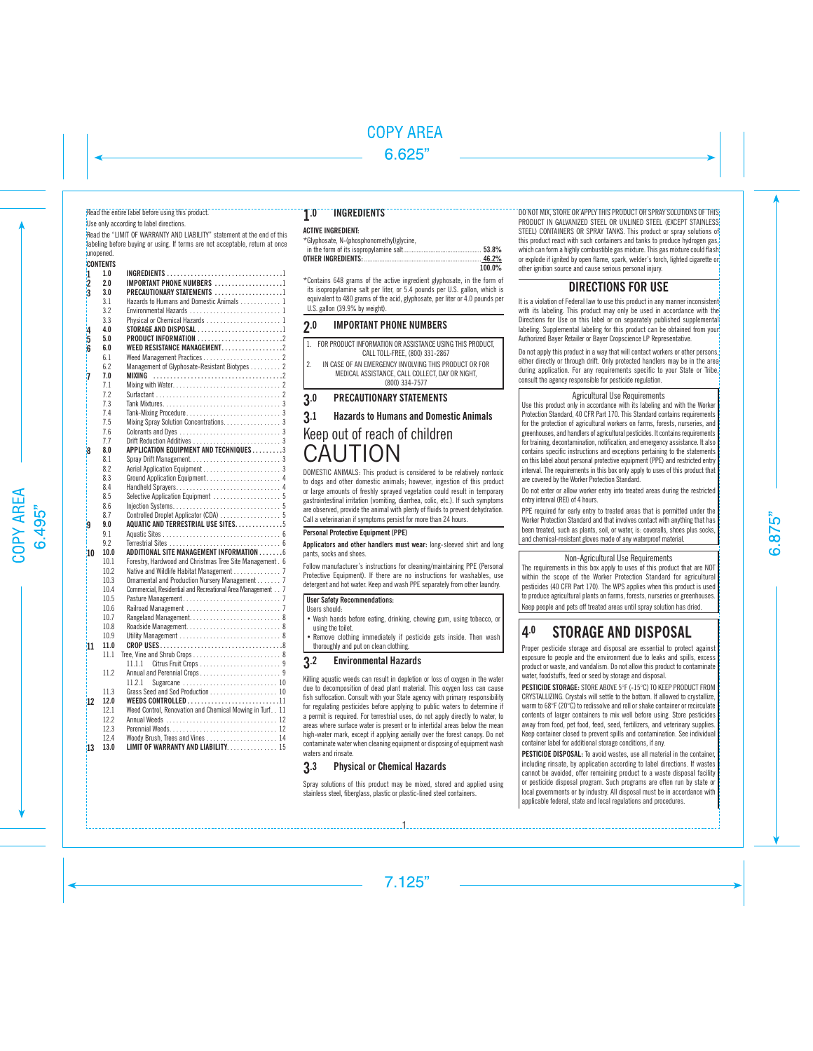Read the entire label before using this product.

Use only according to label directions.

Read the "LIMIT OF WARRANTY AND LIABILITY" statement at the end of this labeling before buying or using. If terms are not acceptable, return at once unopened.

**CONTENTS**

| | | | |
|---|---|---|---|
| 1 | 1.0 | **INGREDIENTS** | 1 |
| 2 | 2.0 | **IMPORTANT PHONE NUMBERS** | 1 |
| 3 | 3.0 | **PRECAUTIONARY STATEMENTS** | 1 |
| | 3.1 | Hazards to Humans and Domestic Animals | 1 |
| | 3.2 | Environmental Hazards | 1 |
| | 3.3 | Physical or Chemical Hazards | 1 |
| 4 | 4.0 | **STORAGE AND DISPOSAL** | 1 |
| 5 | 5.0 | **PRODUCT INFORMATION** | 2 |
| 6 | 6.0 | **WEED RESISTANCE MANAGEMENT** | 2 |
| | 6.1 | Weed Management Practices | 2 |
| | 6.2 | Management of Glyphosate-Resistant Biotypes | 2 |
| 7 | 7.0 | **MIXING** | 2 |
| | 7.1 | Mixing with Water | 2 |
| | 7.2 | Surfactant | 2 |
| | 7.3 | Tank Mixtures | 3 |
| | 7.4 | Tank-Mixing Procedure | 3 |
| | 7.5 | Mixing Spray Solution Concentrations | 3 |
| | 7.6 | Colorants and Dyes | 3 |
| | 7.7 | Drift Reduction Additives | 3 |
| 8 | 8.0 | **APPLICATION EQUIPMENT AND TECHNIQUES** | 3 |
| | 8.1 | Spray Drift Management | 3 |
| | 8.2 | Aerial Application Equipment | 3 |
| | 8.3 | Ground Application Equipment | 4 |
| | 8.4 | Handheld Sprayers | 4 |
| | 8.5 | Selective Application Equipment | 5 |
| | 8.6 | Injection Systems | 5 |
| | 8.7 | Controlled Droplet Applicator (CDA) | 5 |
| 9 | 9.0 | **AQUATIC AND TERRESTRIAL USE SITES** | 5 |
| | 9.1 | Aquatic Sites | 6 |
| | 9.2 | Terrestrial Sites | 6 |
| 10 | 10.0 | **ADDITIONAL SITE MANAGEMENT INFORMATION** | 6 |
| | 10.1 | Forestry, Hardwood and Christmas Tree Site Management | 6 |
| | 10.2 | Native and Wildlife Habitat Management | 7 |
| | 10.3 | Ornamental and Production Nursery Management | 7 |
| | 10.4 | Commercial, Residential and Recreational Area Management | 7 |
| | 10.5 | Pasture Management | 7 |
| | 10.6 | Railroad Management | 7 |
| | 10.7 | Rangeland Management | 8 |
| | 10.8 | Roadside Management | 8 |
| | 10.9 | Utility Management | 8 |
| 11 | 11.0 | **CROP USES** | 8 |
| | 11.1 | Tree, Vine and Shrub Crops | 8 |
| | | 11.1.1 Citrus Fruit Crops | 9 |
| | 11.2 | Annual and Perennial Crops | 9 |
| | | 11.2.1 Sugarcane | 10 |
| | 11.3 | Grass Seed and Sod Production | 10 |
| 12 | 12.0 | **WEEDS CONTROLLED** | 11 |
| | 12.1 | Weed Control, Renovation and Chemical Mowing in Turf | 11 |
| | 12.2 | Annual Weeds | 12 |
| | 12.3 | Perennial Weeds | 12 |
| | 12.4 | Woody Brush, Trees and Vines | 14 |
| 13 | 13.0 | **LIMIT OF WARRANTY AND LIABILITY** | 15 |

## 1.0 INGREDIENTS

**ACTIVE INGREDIENT:**

| | |
|---|---|
| *Glyphosate, N-(phosphonomethyl)glycine, in the form of its isopropylamine salt | 53.8% |
| **OTHER INGREDIENTS:** | 46.2% |
| | 100.0% |

*Contains 648 grams of the active ingredient glyphosate, in the form of its isopropylamine salt per liter, or 5.4 pounds per U.S. gallon, which is equivalent to 480 grams of the acid, glyphosate, per liter or 4.0 pounds per U.S. gallon (39.9% by weight).

## 2.0 IMPORTANT PHONE NUMBERS

1. FOR PRODUCT INFORMATION OR ASSISTANCE USING THIS PRODUCT, CALL TOLL-FREE, (800) 331-2867
2. IN CASE OF AN EMERGENCY INVOLVING THIS PRODUCT OR FOR MEDICAL ASSISTANCE, CALL COLLECT, DAY OR NIGHT, (800) 334-7577

## 3.0 PRECAUTIONARY STATEMENTS

### 3.1 Hazards to Humans and Domestic Animals

# Keep out of reach of children

# CAUTION

DOMESTIC ANIMALS: This product is considered to be relatively nontoxic to dogs and other domestic animals; however, ingestion of this product or large amounts of freshly sprayed vegetation could result in temporary gastrointestinal irritation (vomiting, diarrhea, colic, etc.). If such symptoms are observed, provide the animal with plenty of fluids to prevent dehydration. Call a veterinarian if symptoms persist for more than 24 hours.

**Personal Protective Equipment (PPE)**

**Applicators and other handlers must wear:** long-sleeved shirt and long pants, socks and shoes.

Follow manufacturer's instructions for cleaning/maintaining PPE (Personal Protective Equipment). If there are no instructions for washables, use detergent and hot water. Keep and wash PPE separately from other laundry.

**User Safety Recommendations:**

Users should:

- Wash hands before eating, drinking, chewing gum, using tobacco, or using the toilet.
- Remove clothing immediately if pesticide gets inside. Then wash thoroughly and put on clean clothing.

### 3.2 Environmental Hazards

Killing aquatic weeds can result in depletion or loss of oxygen in the water due to decomposition of dead plant material. This oxygen loss can cause fish suffocation. Consult with your State agency with primary responsibility for regulating pesticides before applying to public waters to determine if a permit is required. For terrestrial uses, do not apply directly to water, to areas where surface water is present or to intertidal areas below the mean high-water mark, except if applying aerially over the forest canopy. Do not contaminate water when cleaning equipment or disposing of equipment wash waters and rinsate.

### 3.3 Physical or Chemical Hazards

Spray solutions of this product may be mixed, stored and applied using stainless steel, fiberglass, plastic or plastic-lined steel containers.

DO NOT MIX, STORE OR APPLY THIS PRODUCT OR SPRAY SOLUTIONS OF THIS PRODUCT IN GALVANIZED STEEL OR UNLINED STEEL (EXCEPT STAINLESS STEEL) CONTAINERS OR SPRAY TANKS. This product or spray solutions of this product react with such containers and tanks to produce hydrogen gas, which can form a highly combustible gas mixture. This gas mixture could flash or explode if ignited by open flame, spark, welder's torch, lighted cigarette or other ignition source and cause serious personal injury.

## DIRECTIONS FOR USE

It is a violation of Federal law to use this product in any manner inconsistent with its labeling. This product may only be used in accordance with the Directions for Use on this label or on separately published supplemental labeling. Supplemental labeling for this product can be obtained from your Authorized Bayer Retailer or Bayer Cropscience LP Representative.

Do not apply this product in a way that will contact workers or other persons, either directly or through drift. Only protected handlers may be in the area during application. For any requirements specific to your State or Tribe, consult the agency responsible for pesticide regulation.

**Agricultural Use Requirements**

Use this product only in accordance with its labeling and with the Worker Protection Standard, 40 CFR Part 170. This Standard contains requirements for the protection of agricultural workers on farms, forests, nurseries, and greenhouses, and handlers of agricultural pesticides. It contains requirements for training, decontamination, notification, and emergency assistance. It also contains specific instructions and exceptions pertaining to the statements on this label about personal protective equipment (PPE) and restricted entry interval. The requirements in this box only apply to uses of this product that are covered by the Worker Protection Standard.

Do not enter or allow worker entry into treated areas during the restricted entry interval (REI) of 4 hours.

PPE required for early entry to treated areas that is permitted under the Worker Protection Standard and that involves contact with anything that has been treated, such as plants, soil, or water, is: coveralls, shoes plus socks, and chemical-resistant gloves made of any waterproof material.

**Non-Agricultural Use Requirements**

The requirements in this box apply to uses of this product that are NOT within the scope of the Worker Protection Standard for agricultural pesticides (40 CFR Part 170). The WPS applies when this product is used to produce agricultural plants on farms, forests, nurseries or greenhouses.

Keep people and pets off treated areas until spray solution has dried.

## 4.0 STORAGE AND DISPOSAL

Proper pesticide storage and disposal are essential to protect against exposure to people and the environment due to leaks and spills, excess product or waste, and vandalism. Do not allow this product to contaminate water, foodstuffs, feed or seed by storage and disposal.

**PESTICIDE STORAGE:** STORE ABOVE 5°F (-15°C) TO KEEP PRODUCT FROM CRYSTALLIZING. Crystals will settle to the bottom. If allowed to crystallize, warm to 68°F (20°C) to redissolve and roll or shake container or recirculate contents of larger containers to mix well before using. Store pesticides away from food, pet food, feed, seed, fertilizers, and veterinary supplies. Keep container closed to prevent spills and contamination. See individual container label for additional storage conditions, if any.

**PESTICIDE DISPOSAL:** To avoid wastes, use all material in the container, including rinsate, by application according to label directions. If wastes cannot be avoided, offer remaining product to a waste disposal facility or pesticide disposal program. Such programs are often run by state or local governments or by industry. All disposal must be in accordance with applicable federal, state and local regulations and procedures.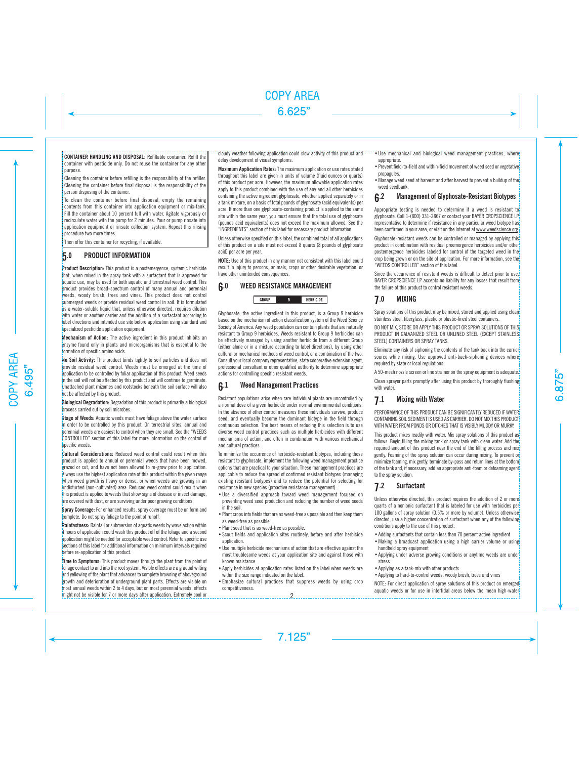**CONTAINER HANDLING AND DISPOSAL:** Refillable container. Refill the container with pesticide only. Do not reuse the container for any other purpose.

Cleaning the container before refilling is the responsibility of the refiller. Cleaning the container before final disposal is the responsibility of the person disposing of the container.

To clean the container before final disposal, empty the remaining contents from this container into application equipment or mix-tank. Fill the container about 10 percent full with water. Agitate vigorously or recirculate water with the pump for 2 minutes. Pour or pump rinsate into application equipment or rinsate collection system. Repeat this rinsing procedure two more times.

Then offer this container for recycling, if available.

## 5.0 PRODUCT INFORMATION

**Product Description:** This product is a postemergence, systemic herbicide that, when mixed in the spray tank with a surfactant that is approved for aquatic use, may be used for both aquatic and terrestrial weed control. This product provides broad-spectrum control of many annual and perennial weeds, woody brush, trees and vines. This product does not control submerged weeds or provide residual weed control in soil. It is formulated as a water-soluble liquid that, unless otherwise directed, requires dilution with water or another carrier and the addition of a surfactant according to label directions and intended use site before application using standard and specialized pesticide application equipment.

**Mechanism of Action:** The active ingredient in this product inhibits an enzyme found only in plants and microorganisms that is essential to the formation of specific amino acids.

**No Soil Activity:** This product binds tightly to soil particles and does not provide residual weed control. Weeds must be emerged at the time of application to be controlled by foliar application of this product. Weed seeds in the soil will not be affected by this product and will continue to germinate. Unattached plant rhizomes and rootstocks beneath the soil surface will also not be affected by this product.

**Biological Degradation:** Degradation of this product is primarily a biological process carried out by soil microbes.

**Stage of Weeds:** Aquatic weeds must have foliage above the water surface in order to be controlled by this product. On terrestrial sites, annual and perennial weeds are easiest to control when they are small. See the "WEEDS CONTROLLED" section of this label for more information on the control of specific weeds.

**Cultural Considerations:** Reduced weed control could result when this product is applied to annual or perennial weeds that have been mowed, grazed or cut, and have not been allowed to re-grow prior to application. Always use the highest application rate of this product within the given range when weed growth is heavy or dense, or when weeds are growing in an undisturbed (non-cultivated) area. Reduced weed control could result when this product is applied to weeds that show signs of disease or insect damage, are covered with dust, or are surviving under poor growing conditions.

**Spray Coverage:** For enhanced results, spray coverage must be uniform and complete. Do not spray foliage to the point of runoff.

**Rainfastness:** Rainfall or submersion of aquatic weeds by wave action within 4 hours of application could wash this product off of the foliage and a second application might be needed for acceptable weed control. Refer to specific use sections of this label for additional information on minimum intervals required before re-application of this product.

**Time to Symptoms:** This product moves through the plant from the point of foliage contact to and into the root system. Visible effects are a gradual wilting and yellowing of the plant that advances to complete browning of aboveground growth and deterioration of underground plant parts. Effects are visible on most annual weeds within 2 to 4 days, but on most perennial weeds, effects might not be visible for 7 or more days after application. Extremely cool or cloudy weather following application could slow activity of this product and delay development of visual symptoms.

**Maximum Application Rates:** The maximum application or use rates stated throughout this label are given in units of volume (fluid ounces or quarts) of this product per acre. However, the maximum allowable application rates apply to this product combined with the use of any and all other herbicides containing the active ingredient glyphosate, whether applied separately or in a tank mixture, on a basis of total pounds of glyphosate (acid equivalents) per acre. If more than one glyphosate-containing product is applied to the same site within the same year, you must ensure that the total use of glyphosate (pounds acid equivalents) does not exceed the maximum allowed. See the "INGREDIENTS" section of this label for necessary product information.

Unless otherwise specified on this label, the combined total of all applications of this product on a site must not exceed 8 quarts (8 pounds of glyphosate acid) per acre per year.

**NOTE:** Use of this product in any manner not consistent with this label could result in injury to persons, animals, crops or other desirable vegetation, or have other unintended consequences.

## 6.0 WEED RESISTANCE MANAGEMENT

| GROUP | 9 | HERBICIDE |
|---|---|---|

Glyphosate, the active ingredient in this product, is a Group 9 herbicide based on the mechanism of action classification system of the Weed Science Society of America. Any weed population can contain plants that are naturally resistant to Group 9 herbicides. Weeds resistant to Group 9 herbicides can be effectively managed by using another herbicide from a different Group (either alone or in a mixture according to label directions), by using other cultural or mechanical methods of weed control, or a combination of the two. Consult your local company representative, state cooperative extension agent, professional consultant or other qualified authority to determine appropriate actions for controlling specific resistant weeds.

### 6.1 Weed Management Practices

Resistant populations arise when rare individual plants are uncontrolled by a normal dose of a given herbicide under normal environmental conditions. In the absence of other control measures these individuals survive, produce seed, and eventually become the dominant biotype in the field through continuous selection. The best means of reducing this selection is to use diverse weed control practices such as multiple herbicides with different mechanisms of action, and often in combination with various mechanical and cultural practices.

To minimize the occurrence of herbicide-resistant biotypes, including those resistant to glyphosate, implement the following weed management practice options that are practical to your situation. These management practices are applicable to reduce the spread of confirmed resistant biotypes (managing existing resistant biotypes) and to reduce the potential for selecting for resistance in new species (proactive resistance management).

- Use a diversified approach toward weed management focused on preventing weed seed production and reducing the number of weed seeds in the soil.
- Plant crops into fields that are as weed-free as possible and then keep them as weed-free as possible.
- Plant seed that is as weed-free as possible.
- Scout fields and application sites routinely, before and after herbicide application.
- Use multiple herbicide mechanisms of action that are effective against the most troublesome weeds at your application site and against those with known resistance.
- Apply herbicides at application rates listed on the label when weeds are within the size range indicated on the label.
- Emphasize cultural practices that suppress weeds by using crop competitiveness.
- Use mechanical and biological weed management practices, where appropriate.
- Prevent field-to-field and within-field movement of weed seed or vegetative propagules.
- Manage weed seed at harvest and after harvest to prevent a buildup of the weed seedbank.

### 6.2 Management of Glyphosate-Resistant Biotypes

Appropriate testing is needed to determine if a weed is resistant to glyphosate. Call 1-(800) 331-2867 or contact your BAYER CROPSCIENCE LP representative to determine if resistance in any particular weed biotype has been confirmed in your area, or visit on the Internet at www.weedscience.org.

Glyphosate-resistant weeds can be controlled or managed by applying this product in combination with residual preemergence herbicides and/or other postemergence herbicides labeled for control of the targeted weed in the crop being grown or on the site of application. For more information, see the "WEEDS CONTROLLED" section of this label.

Since the occurrence of resistant weeds is difficult to detect prior to use, BAYER CROPSCIENCE LP accepts no liability for any losses that result from the failure of this product to control resistant weeds.

## 7.0 MIXING

Spray solutions of this product may be mixed, stored and applied using clean stainless steel, fiberglass, plastic or plastic-lined steel containers.

DO NOT MIX, STORE OR APPLY THIS PRODUCT OR SPRAY SOLUTIONS OF THIS PRODUCT IN GALVANIZED STEEL OR UNLINED STEEL (EXCEPT STAINLESS STEEL) CONTAINERS OR SPRAY TANKS.

Eliminate any risk of siphoning the contents of the tank back into the carrier source while mixing. Use approved anti-back-siphoning devices where required by state or local regulations.

A 50-mesh nozzle screen or line strainer on the spray equipment is adequate.

Clean sprayer parts promptly after using this product by thoroughly flushing with water.

### 7.1 Mixing with Water

PERFORMANCE OF THIS PRODUCT CAN BE SIGNIFICANTLY REDUCED IF WATER CONTAINING SOIL SEDIMENT IS USED AS CARRIER. DO NOT MIX THIS PRODUCT WITH WATER FROM PONDS OR DITCHES THAT IS VISIBLY MUDDY OR MURKY.

This product mixes readily with water. Mix spray solutions of this product as follows. Begin filling the mixing tank or spray tank with clean water. Add the required amount of this product near the end of the filling process and mix gently. Foaming of the spray solution can occur during mixing. To prevent or minimize foaming, mix gently, terminate by-pass and return lines at the bottom of the tank and, if necessary, add an appropriate anti-foam or defoaming agent to the spray solution.

### 7.2 Surfactant

Unless otherwise directed, this product requires the addition of 2 or more quarts of a nonionic surfactant that is labeled for use with herbicides per 100 gallons of spray solution (0.5% or more by volume). Unless otherwise directed, use a higher concentration of surfactant when any of the following conditions apply to the use of this product:

- Adding surfactants that contain less than 70 percent active ingredient
- Making a broadcast application using a high carrier volume or using handheld spray equipment
- Applying under adverse growing conditions or anytime weeds are under stress
- Applying as a tank-mix with other products
- Applying to hard-to-control weeds, woody brush, trees and vines

NOTE: For direct application of spray solutions of this product on emerged aquatic weeds or for use in intertidal areas below the mean high-water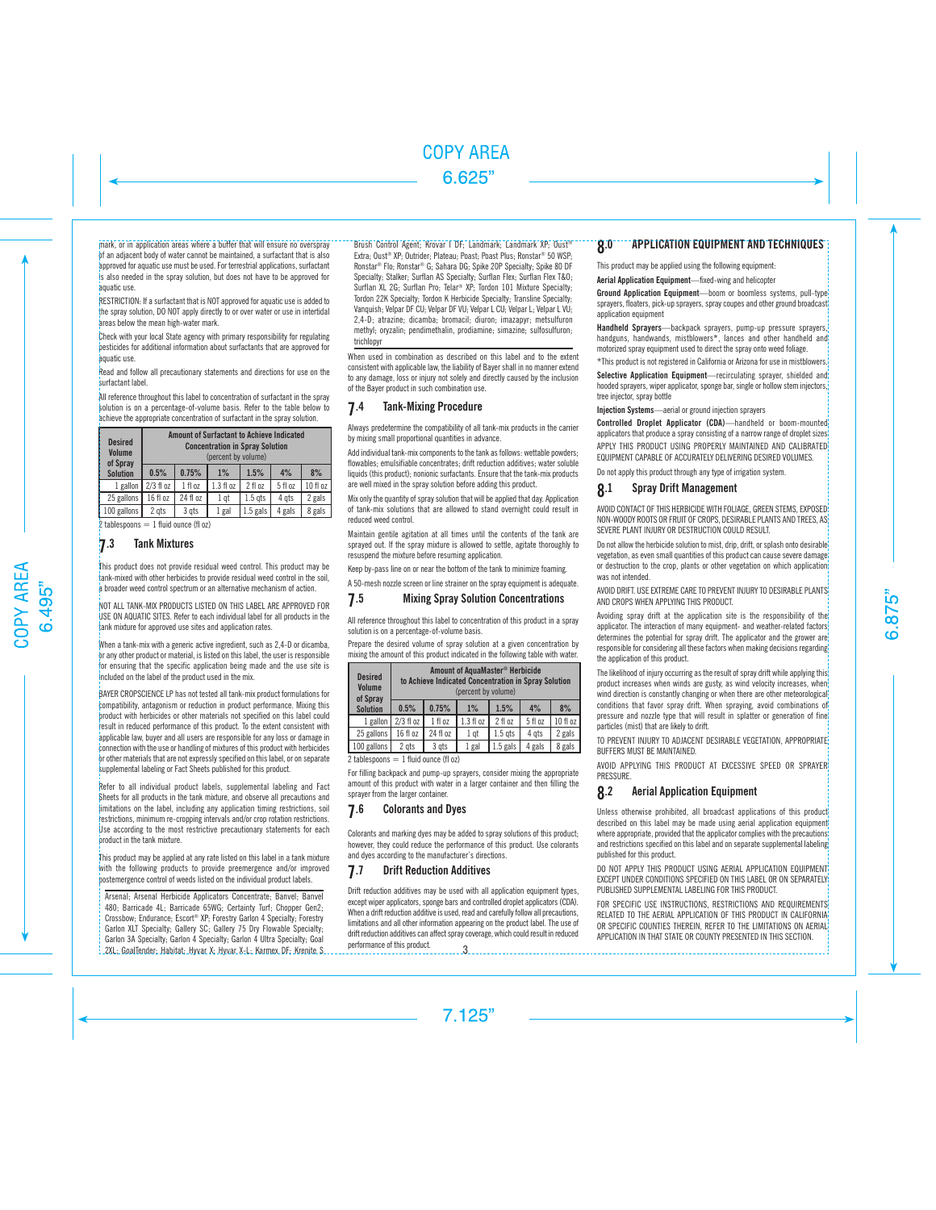mark, or in application areas where a buffer that will ensure no overspray of an adjacent body of water cannot be maintained, a surfactant that is also approved for aquatic use must be used. For terrestrial applications, surfactant is also needed in the spray solution, but does not have to be approved for aquatic use.

RESTRICTION: If a surfactant that is NOT approved for aquatic use is added to the spray solution, DO NOT apply directly to or over water or use in intertidal areas below the mean high-water mark.

Check with your local State agency with primary responsibility for regulating pesticides for additional information about surfactants that are approved for aquatic use.

Read and follow all precautionary statements and directions for use on the surfactant label.

All reference throughout this label to concentration of surfactant in the spray solution is on a percentage-of-volume basis. Refer to the table below to achieve the appropriate concentration of surfactant in the spray solution.

| Desired Volume of Spray Solution | Amount of Surfactant to Achieve Indicated Concentration in Spray Solution (percent by volume) | | | | | |
|---|---|---|---|---|---|---|
| | 0.5% | 0.75% | 1% | 1.5% | 4% | 8% |
| 1 gallon | 2/3 fl oz | 1 fl oz | 1.3 fl oz | 2 fl oz | 5 fl oz | 10 fl oz |
| 25 gallons | 16 fl oz | 24 fl oz | 1 qt | 1.5 qts | 4 qts | 2 gals |
| 100 gallons | 2 qts | 3 qts | 1 gal | 1.5 gals | 4 gals | 8 gals |

2 tablespoons = 1 fluid ounce (fl oz)

## 7.3 Tank Mixtures

This product does not provide residual weed control. This product may be tank-mixed with other herbicides to provide residual weed control in the soil, a broader weed control spectrum or an alternative mechanism of action.

NOT ALL TANK-MIX PRODUCTS LISTED ON THIS LABEL ARE APPROVED FOR USE ON AQUATIC SITES. Refer to each individual label for all products in the tank mixture for approved use sites and application rates.

When a tank-mix with a generic active ingredient, such as 2,4-D or dicamba, or any other product or material, is listed on this label, the user is responsible for ensuring that the specific application being made and the use site is included on the label of the product used in the mix.

BAYER CROPSCIENCE LP has not tested all tank-mix product formulations for compatibility, antagonism or reduction in product performance. Mixing this product with herbicides or other materials not specified on this label could result in reduced performance of this product. To the extent consistent with applicable law, buyer and all users are responsible for any loss or damage in connection with the use or handling of mixtures of this product with herbicides or other materials that are not expressly specified on this label, or on separate supplemental labeling or Fact Sheets published for this product.

Refer to all individual product labels, supplemental labeling and Fact Sheets for all products in the tank mixture, and observe all precautions and limitations on the label, including any application timing restrictions, soil restrictions, minimum re-cropping intervals and/or crop rotation restrictions. Use according to the most restrictive precautionary statements for each product in the tank mixture.

This product may be applied at any rate listed on this label in a tank mixture with the following products to provide preemergence and/or improved postemergence control of weeds listed on the individual product labels.

Arsenal; Arsenal Herbicide Applicators Concentrate; Banvel; Banvel 480; Barricade 4L; Barricade 65WG; Certainty Turf; Chopper Gen2; Crossbow; Endurance; Escort® XP; Forestry Garlon 4 Specialty; Forestry Garlon XLT Specialty; Gallery SC; Gallery 75 Dry Flowable Specialty; Garlon 3A Specialty; Garlon 4 Specialty; Garlon 4 Ultra Specialty; Goal 2XL; GoalTender; Habitat; Hyvar X; Hyvar X-L; Karmex DF; Krenite S Brush Control Agent; Krovar I DF; Landmark; Landmark XP; Oust® Extra; Oust® XP; Outrider; Plateau; Poast; Poast Plus; Ronstar® 50 WSP; Ronstar® Flo; Ronstar® G; Sahara DG; Spike 20P Specialty; Spike 80 DF Specialty; Stalker; Surflan AS Specialty; Surflan Flex; Surflan Flex T&O; Surflan XL 2G; Surflan Pro; Telar® XP; Tordon 101 Mixture Specialty; Tordon 22K Specialty; Tordon K Herbicide Specialty; Transline Specialty; Vanquish; Velpar DF CU; Velpar DF VU; Velpar L CU; Velpar L VU; 2,4-D; atrazine; dicamba; bromacil; diuron; imazapyr; metsulfuron methyl; oryzalin; pendimethalin, prodiamine; simazine; sulfosulfuron; triclopyr

When used in combination as described on this label and to the extent consistent with applicable law, the liability of Bayer shall in no manner extend to any damage, loss or injury not solely and directly caused by the inclusion of the Bayer product in such combination use.

## 7.4 Tank-Mixing Procedure

Always predetermine the compatibility of all tank-mix products in the carrier by mixing small proportional quantities in advance.

Add individual tank-mix components to the tank as follows: wettable powders; flowables; emulsifiable concentrates; drift reduction additives; water soluble liquids (this product); nonionic surfactants. Ensure that the tank-mix products are well mixed in the spray solution before adding this product.

Mix only the quantity of spray solution that will be applied that day. Application of tank-mix solutions that are allowed to stand overnight could result in reduced weed control.

Maintain gentle agitation at all times until the contents of the tank are sprayed out. If the spray mixture is allowed to settle, agitate thoroughly to resuspend the mixture before resuming application.

Keep by-pass line on or near the bottom of the tank to minimize foaming.

A 50-mesh nozzle screen or line strainer on the spray equipment is adequate.

## 7.5 Mixing Spray Solution Concentrations

All reference throughout this label to concentration of this product in a spray solution is on a percentage-of-volume basis.

Prepare the desired volume of spray solution at a given concentration by mixing the amount of this product indicated in the following table with water.

| Desired Volume of Spray Solution | Amount of AquaMaster® Herbicide to Achieve Indicated Concentration in Spray Solution (percent by volume) | | | | | |
|---|---|---|---|---|---|---|
| | 0.5% | 0.75% | 1% | 1.5% | 4% | 8% |
| 1 gallon | 2/3 fl oz | 1 fl oz | 1.3 fl oz | 2 fl oz | 5 fl oz | 10 fl oz |
| 25 gallons | 16 fl oz | 24 fl oz | 1 qt | 1.5 qts | 4 qts | 2 gals |
| 100 gallons | 2 qts | 3 qts | 1 gal | 1.5 gals | 4 gals | 8 gals |

2 tablespoons = 1 fluid ounce (fl oz)

For filling backpack and pump-up sprayers, consider mixing the appropriate amount of this product with water in a larger container and then filling the sprayer from the larger container.

## 7.6 Colorants and Dyes

Colorants and marking dyes may be added to spray solutions of this product; however, they could reduce the performance of this product. Use colorants and dyes according to the manufacturer's directions.

## 7.7 Drift Reduction Additives

Drift reduction additives may be used with all application equipment types, except wiper applicators, sponge bars and controlled droplet applicators (CDA). When a drift reduction additive is used, read and carefully follow all precautions, limitations and all other information appearing on the product label. The use of drift reduction additives can affect spray coverage, which could result in reduced performance of this product.

# 8.0 APPLICATION EQUIPMENT AND TECHNIQUES

This product may be applied using the following equipment:

**Aerial Application Equipment**—fixed-wing and helicopter

**Ground Application Equipment**—boom or boomless systems, pull-type sprayers, floaters, pick-up sprayers, spray coupes and other ground broadcast application equipment

**Handheld Sprayers**—backpack sprayers, pump-up pressure sprayers, handguns, handwands, mistblowers*, lances and other handheld and motorized spray equipment used to direct the spray onto weed foliage.

*This product is not registered in California or Arizona for use in mistblowers.

**Selective Application Equipment**—recirculating sprayer, shielded and hooded sprayers, wiper applicator, sponge bar, single or hollow stem injectors, tree injector, spray bottle

**Injection Systems**—aerial or ground injection sprayers

**Controlled Droplet Applicator (CDA)**—handheld or boom-mounted applicators that produce a spray consisting of a narrow range of droplet sizes.

APPLY THIS PRODUCT USING PROPERLY MAINTAINED AND CALIBRATED EQUIPMENT CAPABLE OF ACCURATELY DELIVERING DESIRED VOLUMES.

Do not apply this product through any type of irrigation system.

## 8.1 Spray Drift Management

AVOID CONTACT OF THIS HERBICIDE WITH FOLIAGE, GREEN STEMS, EXPOSED NON-WOODY ROOTS OR FRUIT OF CROPS, DESIRABLE PLANTS AND TREES, AS SEVERE PLANT INJURY OR DESTRUCTION COULD RESULT.

Do not allow the herbicide solution to mist, drip, drift, or splash onto desirable vegetation, as even small quantities of this product can cause severe damage or destruction to the crop, plants or other vegetation on which application was not intended.

AVOID DRIFT. USE EXTREME CARE TO PREVENT INJURY TO DESIRABLE PLANTS AND CROPS WHEN APPLYING THIS PRODUCT.

Avoiding spray drift at the application site is the responsibility of the applicator. The interaction of many equipment- and weather-related factors determines the potential for spray drift. The applicator and the grower are responsible for considering all these factors when making decisions regarding the application of this product.

The likelihood of injury occurring as the result of spray drift while applying this product increases when winds are gusty, as wind velocity increases, when wind direction is constantly changing or when there are other meteorological conditions that favor spray drift. When spraying, avoid combinations of pressure and nozzle type that will result in splatter or generation of fine particles (mist) that are likely to drift.

TO PREVENT INJURY TO ADJACENT DESIRABLE VEGETATION, APPROPRIATE BUFFERS MUST BE MAINTAINED.

AVOID APPLYING THIS PRODUCT AT EXCESSIVE SPEED OR SPRAYER PRESSURE.

## 8.2 Aerial Application Equipment

Unless otherwise prohibited, all broadcast applications of this product described on this label may be made using aerial application equipment where appropriate, provided that the applicator complies with the precautions and restrictions specified on this label and on separate supplemental labeling published for this product.

DO NOT APPLY THIS PRODUCT USING AERIAL APPLICATION EQUIPMENT EXCEPT UNDER CONDITIONS SPECIFIED ON THIS LABEL OR ON SEPARATELY PUBLISHED SUPPLEMENTAL LABELING FOR THIS PRODUCT.

FOR SPECIFIC USE INSTRUCTIONS, RESTRICTIONS AND REQUIREMENTS RELATED TO THE AERIAL APPLICATION OF THIS PRODUCT IN CALIFORNIA OR SPECIFIC COUNTIES THEREIN, REFER TO THE LIMITATIONS ON AERIAL APPLICATION IN THAT STATE OR COUNTY PRESENTED IN THIS SECTION.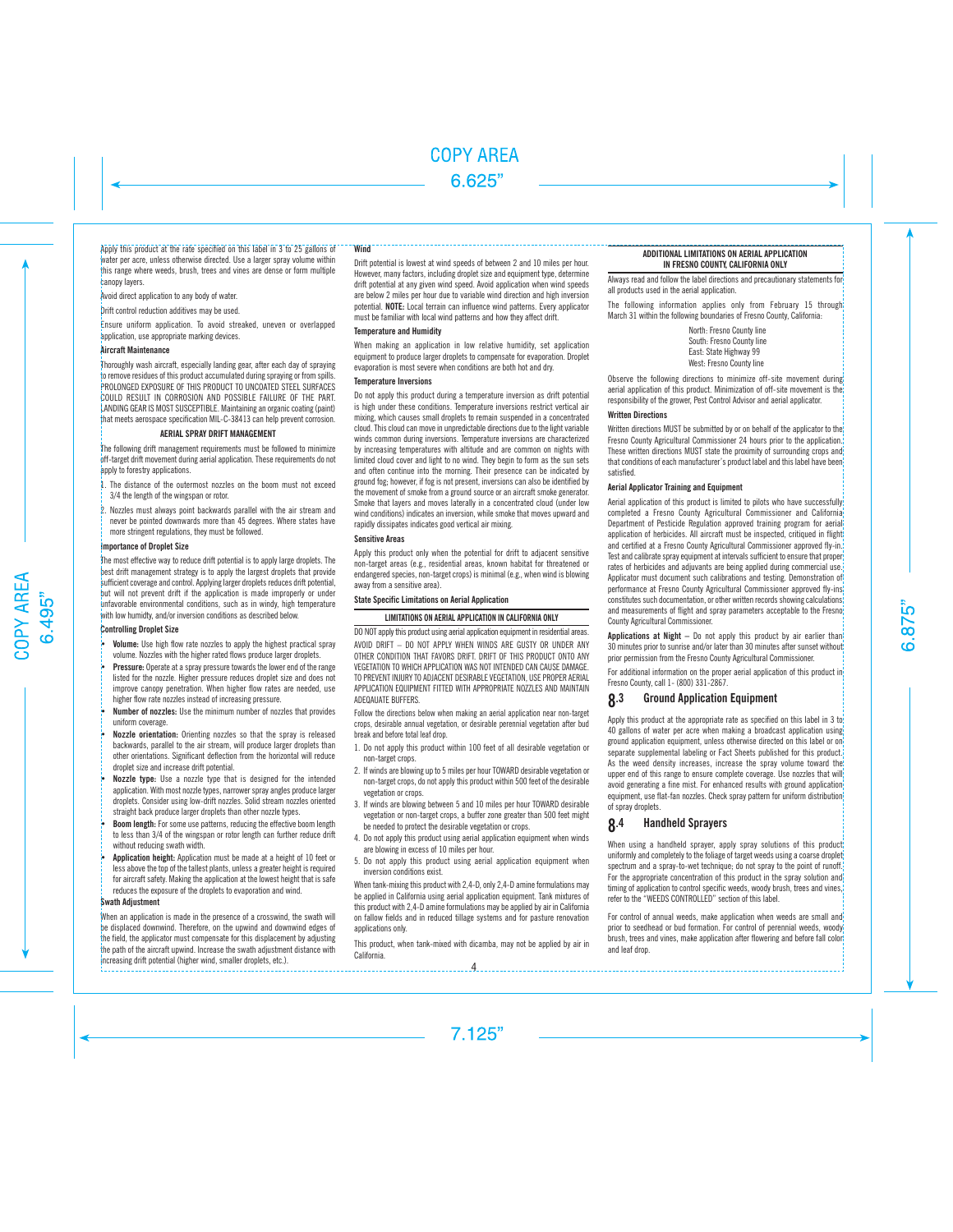Apply this product at the rate specified on this label in 3 to 25 gallons of water per acre, unless otherwise directed. Use a larger spray volume within this range where weeds, brush, trees and vines are dense or form multiple canopy layers.

Avoid direct application to any body of water.

Drift control reduction additives may be used.

Ensure uniform application. To avoid streaked, uneven or overlapped application, use appropriate marking devices.

### Aircraft Maintenance

Thoroughly wash aircraft, especially landing gear, after each day of spraying to remove residues of this product accumulated during spraying or from spills. PROLONGED EXPOSURE OF THIS PRODUCT TO UNCOATED STEEL SURFACES COULD RESULT IN CORROSION AND POSSIBLE FAILURE OF THE PART. LANDING GEAR IS MOST SUSCEPTIBLE. Maintaining an organic coating (paint) that meets aerospace specification MIL-C-38413 can help prevent corrosion.

### AERIAL SPRAY DRIFT MANAGEMENT

The following drift management requirements must be followed to minimize off-target drift movement during aerial application. These requirements do not apply to forestry applications.

1. The distance of the outermost nozzles on the boom must not exceed 3/4 the length of the wingspan or rotor.
2. Nozzles must always point backwards parallel with the air stream and never be pointed downwards more than 45 degrees. Where states have more stringent regulations, they must be followed.

### Importance of Droplet Size

The most effective way to reduce drift potential is to apply large droplets. The best drift management strategy is to apply the largest droplets that provide sufficient coverage and control. Applying larger droplets reduces drift potential, but will not prevent drift if the application is made improperly or under unfavorable environmental conditions, such as in windy, high temperature with low humidity, and/or inversion conditions as described below.

### Controlling Droplet Size

- **Volume:** Use high flow rate nozzles to apply the highest practical spray volume. Nozzles with the higher rated flows produce larger droplets.
- **Pressure:** Operate at a spray pressure towards the lower end of the range listed for the nozzle. Higher pressure reduces droplet size and does not improve canopy penetration. When higher flow rates are needed, use higher flow rate nozzles instead of increasing pressure.
- **Number of nozzles:** Use the minimum number of nozzles that provides uniform coverage.
- **Nozzle orientation:** Orienting nozzles so that the spray is released backwards, parallel to the air stream, will produce larger droplets than other orientations. Significant deflection from the horizontal will reduce droplet size and increase drift potential.
- **Nozzle type:** Use a nozzle type that is designed for the intended application. With most nozzle types, narrower spray angles produce larger droplets. Consider using low-drift nozzles. Solid stream nozzles oriented straight back produce larger droplets than other nozzle types.
- **Boom length:** For some use patterns, reducing the effective boom length to less than 3/4 of the wingspan or rotor length can further reduce drift without reducing swath width.
- **Application height:** Application must be made at a height of 10 feet or less above the top of the tallest plants, unless a greater height is required for aircraft safety. Making the application at the lowest height that is safe reduces the exposure of the droplets to evaporation and wind.

### Swath Adjustment

When an application is made in the presence of a crosswind, the swath will be displaced downwind. Therefore, on the upwind and downwind edges of the field, the applicator must compensate for this displacement by adjusting the path of the aircraft upwind. Increase the swath adjustment distance with increasing drift potential (higher wind, smaller droplets, etc.).

### Wind

Drift potential is lowest at wind speeds of between 2 and 10 miles per hour. However, many factors, including droplet size and equipment type, determine drift potential at any given wind speed. Avoid application when wind speeds are below 2 miles per hour due to variable wind direction and high inversion potential. **NOTE:** Local terrain can influence wind patterns. Every applicator must be familiar with local wind patterns and how they affect drift.

### Temperature and Humidity

When making an application in low relative humidity, set application equipment to produce larger droplets to compensate for evaporation. Droplet evaporation is most severe when conditions are both hot and dry.

### Temperature Inversions

Do not apply this product during a temperature inversion as drift potential is high under these conditions. Temperature inversions restrict vertical air mixing, which causes small droplets to remain suspended in a concentrated cloud. This cloud can move in unpredictable directions due to the light variable winds common during inversions. Temperature inversions are characterized by increasing temperatures with altitude and are common on nights with limited cloud cover and light to no wind. They begin to form as the sun sets and often continue into the morning. Their presence can be indicated by ground fog; however, if fog is not present, inversions can also be identified by the movement of smoke from a ground source or an aircraft smoke generator. Smoke that layers and moves laterally in a concentrated cloud (under low wind conditions) indicates an inversion, while smoke that moves upward and rapidly dissipates indicates good vertical air mixing.

### Sensitive Areas

Apply this product only when the potential for drift to adjacent sensitive non-target areas (e.g., residential areas, known habitat for threatened or endangered species, non-target crops) is minimal (e.g., when wind is blowing away from a sensitive area).

### State Specific Limitations on Aerial Application

#### LIMITATIONS ON AERIAL APPLICATION IN CALIFORNIA ONLY

DO NOT apply this product using aerial application equipment in residential areas. AVOID DRIFT – DO NOT APPLY WHEN WINDS ARE GUSTY OR UNDER ANY OTHER CONDITION THAT FAVORS DRIFT. DRIFT OF THIS PRODUCT ONTO ANY VEGETATION TO WHICH APPLICATION WAS NOT INTENDED CAN CAUSE DAMAGE. TO PREVENT INJURY TO ADJACENT DESIRABLE VEGETATION, USE PROPER AERIAL APPLICATION EQUIPMENT FITTED WITH APPROPRIATE NOZZLES AND MAINTAIN ADEQUATE BUFFERS.

Follow the directions below when making an aerial application near non-target crops, desirable annual vegetation, or desirable perennial vegetation after bud break and before total leaf drop.

1. Do not apply this product within 100 feet of all desirable vegetation or non-target crops.
2. If winds are blowing up to 5 miles per hour TOWARD desirable vegetation or non-target crops, do not apply this product within 500 feet of the desirable vegetation or crops.
3. If winds are blowing between 5 and 10 miles per hour TOWARD desirable vegetation or non-target crops, a buffer zone greater than 500 feet might be needed to protect the desirable vegetation or crops.
4. Do not apply this product using aerial application equipment when winds are blowing in excess of 10 miles per hour.
5. Do not apply this product using aerial application equipment when inversion conditions exist.

When tank-mixing this product with 2,4-D, only 2,4-D amine formulations may be applied in California using aerial application equipment. Tank mixtures of this product with 2,4-D amine formulations may be applied by air in California on fallow fields and in reduced tillage systems and for pasture renovation applications only.

This product, when tank-mixed with dicamba, may not be applied by air in California.

#### ADDITIONAL LIMITATIONS ON AERIAL APPLICATION IN FRESNO COUNTY, CALIFORNIA ONLY

Always read and follow the label directions and precautionary statements for all products used in the aerial application.

The following information applies only from February 15 through March 31 within the following boundaries of Fresno County, California:

North: Fresno County line
South: Fresno County line
East: State Highway 99
West: Fresno County line

Observe the following directions to minimize off-site movement during aerial application of this product. Minimization of off-site movement is the responsibility of the grower, Pest Control Advisor and aerial applicator.

**Written Directions**

Written directions MUST be submitted by or on behalf of the applicator to the Fresno County Agricultural Commissioner 24 hours prior to the application. These written directions MUST state the proximity of surrounding crops and that conditions of each manufacturer's product label and this label have been satisfied.

**Aerial Applicator Training and Equipment**

Aerial application of this product is limited to pilots who have successfully completed a Fresno County Agricultural Commissioner and California Department of Pesticide Regulation approved training program for aerial application of herbicides. All aircraft must be inspected, critiqued in flight and certified at a Fresno County Agricultural Commissioner approved fly-in. Test and calibrate spray equipment at intervals sufficient to ensure that proper rates of herbicides and adjuvants are being applied during commercial use. Applicator must document such calibrations and testing. Demonstration of performance at Fresno County Agricultural Commissioner approved fly-ins constitutes such documentation, or other written records showing calculations and measurements of flight and spray parameters acceptable to the Fresno County Agricultural Commissioner.

**Applications at Night** – Do not apply this product by air earlier than 30 minutes prior to sunrise and/or later than 30 minutes after sunset without prior permission from the Fresno County Agricultural Commissioner.

For additional information on the proper aerial application of this product in Fresno County, call 1- (800) 331-2867.

## 8.3 Ground Application Equipment

Apply this product at the appropriate rate as specified on this label in 3 to 40 gallons of water per acre when making a broadcast application using ground application equipment, unless otherwise directed on this label or on separate supplemental labeling or Fact Sheets published for this product. As the weed density increases, increase the spray volume toward the upper end of this range to ensure complete coverage. Use nozzles that will avoid generating a fine mist. For enhanced results with ground application equipment, use flat-fan nozzles. Check spray pattern for uniform distribution of spray droplets.

## 8.4 Handheld Sprayers

When using a handheld sprayer, apply spray solutions of this product uniformly and completely to the foliage of target weeds using a coarse droplet spectrum and a spray-to-wet technique; do not spray to the point of runoff. For the appropriate concentration of this product in the spray solution and timing of application to control specific weeds, woody brush, trees and vines, refer to the "WEEDS CONTROLLED" section of this label.

For control of annual weeds, make application when weeds are small and prior to seedhead or bud formation. For control of perennial weeds, woody brush, trees and vines, make application after flowering and before fall color and leaf drop.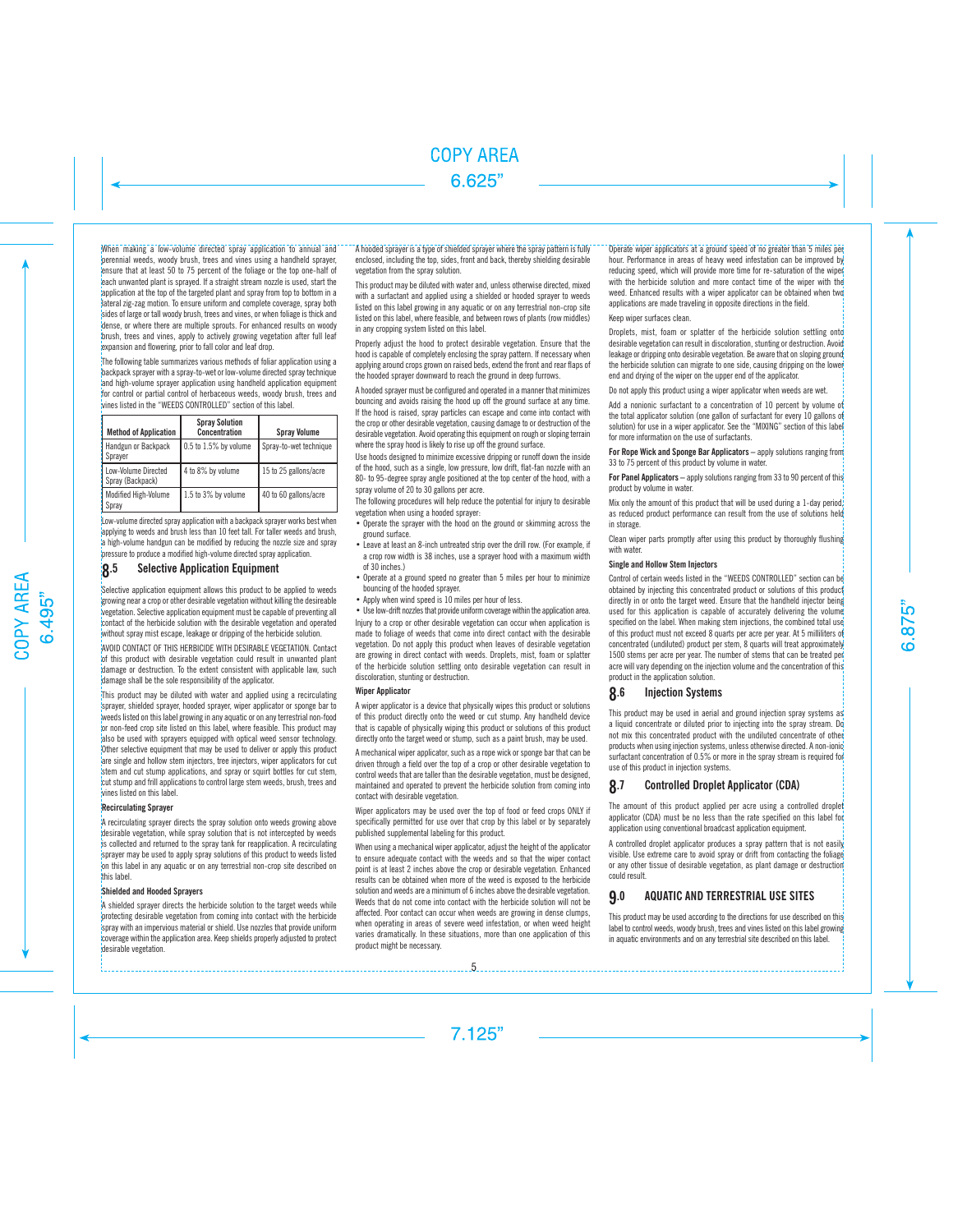When making a low-volume directed spray application to annual and perennial weeds, woody brush, trees and vines using a handheld sprayer, ensure that at least 50 to 75 percent of the foliage or the top one-half of each unwanted plant is sprayed. If a straight stream nozzle is used, start the application at the top of the targeted plant and spray from top to bottom in a lateral zig-zag motion. To ensure uniform and complete coverage, spray both sides of large or tall woody brush, trees and vines, or when foliage is thick and dense, or where there are multiple sprouts. For enhanced results on woody brush, trees and vines, apply to actively growing vegetation after full leaf expansion and flowering, prior to fall color and leaf drop.

The following table summarizes various methods of foliar application using a backpack sprayer with a spray-to-wet or low-volume directed spray technique and high-volume sprayer application using handheld application equipment for control or partial control of herbaceous weeds, woody brush, trees and vines listed in the "WEEDS CONTROLLED" section of this label.

| Method of Application | Spray Solution Concentration | Spray Volume |
|---|---|---|
| Handgun or Backpack Sprayer | 0.5 to 1.5% by volume | Spray-to-wet technique |
| Low-Volume Directed Spray (Backpack) | 4 to 8% by volume | 15 to 25 gallons/acre |
| Modified High-Volume Spray | 1.5 to 3% by volume | 40 to 60 gallons/acre |

Low-volume directed spray application with a backpack sprayer works best when applying to weeds and brush less than 10 feet tall. For taller weeds and brush, a high-volume handgun can be modified by reducing the nozzle size and spray pressure to produce a modified high-volume directed spray application.

## 8.5 Selective Application Equipment

Selective application equipment allows this product to be applied to weeds growing near a crop or other desirable vegetation without killing the desireable vegetation. Selective application equipment must be capable of preventing all contact of the herbicide solution with the desirable vegetation and operated without spray mist escape, leakage or dripping of the herbicide solution.

AVOID CONTACT OF THIS HERBICIDE WITH DESIRABLE VEGETATION. Contact of this product with desirable vegetation could result in unwanted plant damage or destruction. To the extent consistent with applicable law, such damage shall be the sole responsibility of the applicator.

This product may be diluted with water and applied using a recirculating sprayer, shielded sprayer, hooded sprayer, wiper applicator or sponge bar to weeds listed on this label growing in any aquatic or on any terrestrial non-food or non-feed crop site listed on this label, where feasible. This product may also be used with sprayers equipped with optical weed sensor technology. Other selective equipment that may be used to deliver or apply this product are single and hollow stem injectors, tree injectors, wiper applicators for cut stem and cut stump applications, and spray or squirt bottles for cut stem, cut stump and frill applications to control large stem weeds, brush, trees and vines listed on this label.

**Recirculating Sprayer**

A recirculating sprayer directs the spray solution onto weeds growing above desirable vegetation, while spray solution that is not intercepted by weeds is collected and returned to the spray tank for reapplication. A recirculating sprayer may be used to apply spray solutions of this product to weeds listed on this label in any aquatic or on any terrestrial non-crop site described on this label.

**Shielded and Hooded Sprayers**

A shielded sprayer directs the herbicide solution to the target weeds while protecting desirable vegetation from coming into contact with the herbicide spray with an impervious material or shield. Use nozzles that provide uniform coverage within the application area. Keep shields properly adjusted to protect desirable vegetation.

A hooded sprayer is a type of shielded sprayer where the spray pattern is fully enclosed, including the top, sides, front and back, thereby shielding desirable vegetation from the spray solution.

This product may be diluted with water and, unless otherwise directed, mixed with a surfactant and applied using a shielded or hooded sprayer to weeds listed on this label growing in any aquatic or on any terrestrial non-crop site listed on this label, where feasible, and between rows of plants (row middles) in any cropping system listed on this label.

Properly adjust the hood to protect desirable vegetation. Ensure that the hood is capable of completely enclosing the spray pattern. If necessary when applying around crops grown on raised beds, extend the front and rear flaps of the hooded sprayer downward to reach the ground in deep furrows.

A hooded sprayer must be configured and operated in a manner that minimizes bouncing and avoids raising the hood up off the ground surface at any time. If the hood is raised, spray particles can escape and come into contact with the crop or other desirable vegetation, causing damage to or destruction of the desirable vegetation. Avoid operating this equipment on rough or sloping terrain where the spray hood is likely to rise up off the ground surface.

Use hoods designed to minimize excessive dripping or runoff down the inside of the hood, such as a single, low pressure, low drift, flat-fan nozzle with an 80- to 95-degree spray angle positioned at the top center of the hood, with a spray volume of 20 to 30 gallons per acre.

The following procedures will help reduce the potential for injury to desirable vegetation when using a hooded sprayer:

- Operate the sprayer with the hood on the ground or skimming across the ground surface.
- Leave at least an 8-inch untreated strip over the drill row. (For example, if a crop row width is 38 inches, use a sprayer hood with a maximum width of 30 inches.)
- Operate at a ground speed no greater than 5 miles per hour to minimize bouncing of the hooded sprayer.
- Apply when wind speed is 10 miles per hour of less.
- Use low-drift nozzles that provide uniform coverage within the application area.

Injury to a crop or other desirable vegetation can occur when application is made to foliage of weeds that come into direct contact with the desirable vegetation. Do not apply this product when leaves of desirable vegetation are growing in direct contact with weeds. Droplets, mist, foam or splatter of the herbicide solution settling onto desirable vegetation can result in discoloration, stunting or destruction.

**Wiper Applicator**

A wiper applicator is a device that physically wipes this product or solutions of this product directly onto the weed or cut stump. Any handheld device that is capable of physically wiping this product or solutions of this product directly onto the target weed or stump, such as a paint brush, may be used.

A mechanical wiper applicator, such as a rope wick or sponge bar that can be driven through a field over the top of a crop or other desirable vegetation to control weeds that are taller than the desirable vegetation, must be designed, maintained and operated to prevent the herbicide solution from coming into contact with desirable vegetation.

Wiper applicators may be used over the top of food or feed crops ONLY if specifically permitted for use over that crop by this label or by separately published supplemental labeling for this product.

When using a mechanical wiper applicator, adjust the height of the applicator to ensure adequate contact with the weeds and so that the wiper contact point is at least 2 inches above the crop or desirable vegetation. Enhanced results can be obtained when more of the weed is exposed to the herbicide solution and weeds are a minimum of 6 inches above the desirable vegetation. Weeds that do not come into contact with the herbicide solution will not be affected. Poor contact can occur when weeds are growing in dense clumps, when operating in areas of severe weed infestation, or when weed height varies dramatically. In these situations, more than one application of this product might be necessary.

Operate wiper applicators at a ground speed of no greater than 5 miles per hour. Performance in areas of heavy weed infestation can be improved by reducing speed, which will provide more time for re-saturation of the wiper with the herbicide solution and more contact time of the wiper with the weed. Enhanced results with a wiper applicator can be obtained when two applications are made traveling in opposite directions in the field.

Keep wiper surfaces clean.

Droplets, mist, foam or splatter of the herbicide solution settling onto desirable vegetation can result in discoloration, stunting or destruction. Avoid leakage or dripping onto desirable vegetation. Be aware that on sloping ground the herbicide solution can migrate to one side, causing dripping on the lower end and drying of the wiper on the upper end of the applicator.

Do not apply this product using a wiper applicator when weeds are wet.

Add a nonionic surfactant to a concentration of 10 percent by volume of the total applicator solution (one gallon of surfactant for every 10 gallons of solution) for use in a wiper applicator. See the "MIXING" section of this label for more information on the use of surfactants.

**For Rope Wick and Sponge Bar Applicators** – apply solutions ranging from 33 to 75 percent of this product by volume in water.

**For Panel Applicators** – apply solutions ranging from 33 to 90 percent of this product by volume in water.

Mix only the amount of this product that will be used during a 1-day period, as reduced product performance can result from the use of solutions held in storage.

Clean wiper parts promptly after using this product by thoroughly flushing with water.

**Single and Hollow Stem Injectors**

Control of certain weeds listed in the "WEEDS CONTROLLED" section can be obtained by injecting this concentrated product or solutions of this product directly in or onto the target weed. Ensure that the handheld injector being used for this application is capable of accurately delivering the volume specified on the label. When making stem injections, the combined total use of this product must not exceed 8 quarts per acre per year. At 5 milliliters of concentrated (undiluted) product per stem, 8 quarts will treat approximately 1500 stems per acre per year. The number of stems that can be treated per acre will vary depending on the injection volume and the concentration of this product in the application solution.

## 8.6 Injection Systems

This product may be used in aerial and ground injection spray systems as a liquid concentrate or diluted prior to injecting into the spray stream. Do not mix this concentrated product with the undiluted concentrate of other products when using injection systems, unless otherwise directed. A non-ionic surfactant concentration of 0.5% or more in the spray stream is required for use of this product in injection systems.

## 8.7 Controlled Droplet Applicator (CDA)

The amount of this product applied per acre using a controlled droplet applicator (CDA) must be no less than the rate specified on this label for application using conventional broadcast application equipment.

A controlled droplet applicator produces a spray pattern that is not easily visible. Use extreme care to avoid spray or drift from contacting the foliage or any other tissue of desirable vegetation, as plant damage or destruction could result.

# 9.0 AQUATIC AND TERRESTRIAL USE SITES

This product may be used according to the directions for use described on this label to control weeds, woody brush, trees and vines listed on this label growing in aquatic environments and on any terrestrial site described on this label.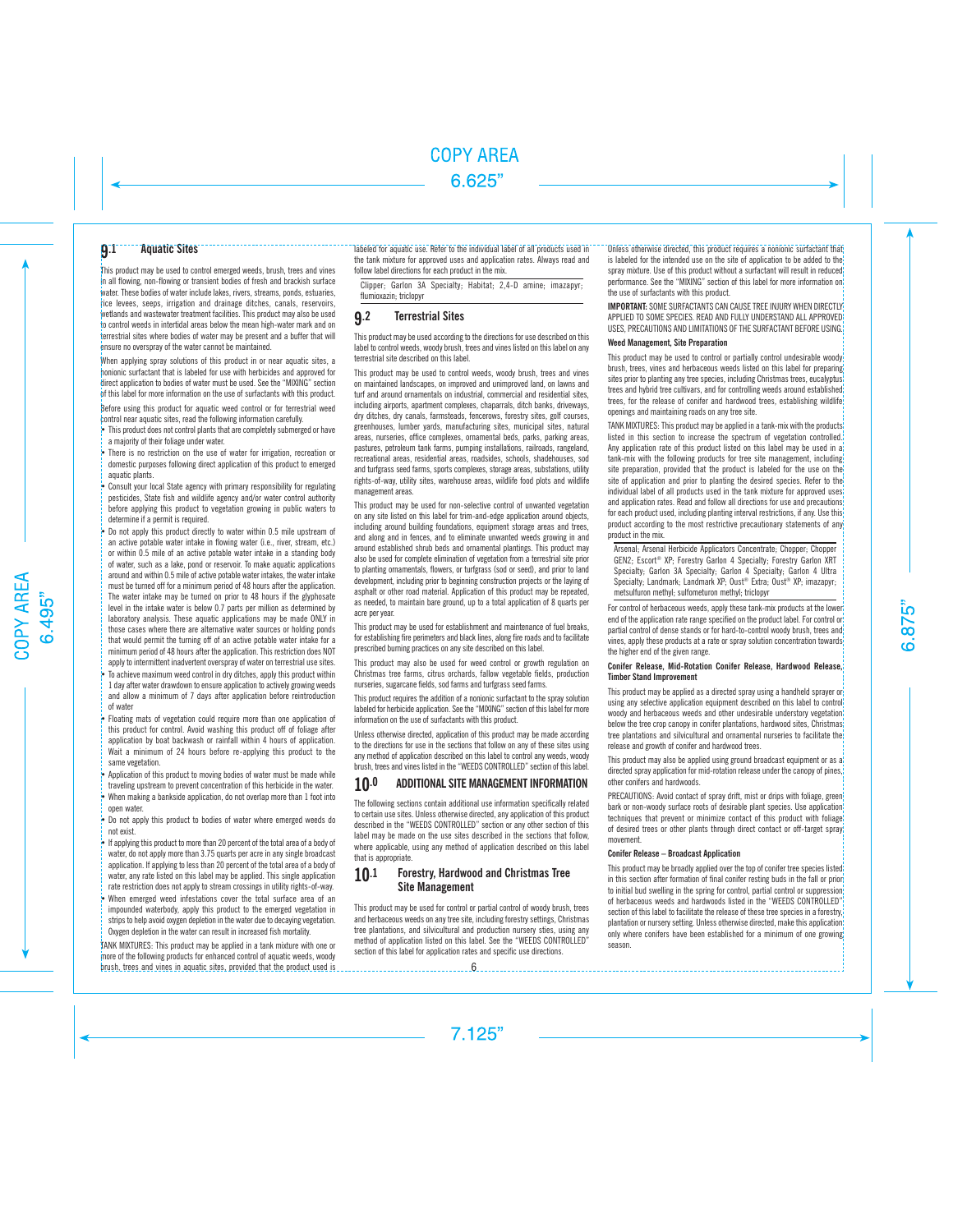## 9.1 Aquatic Sites

This product may be used to control emerged weeds, brush, trees and vines in all flowing, non-flowing or transient bodies of fresh and brackish surface water. These bodies of water include lakes, rivers, streams, ponds, estuaries, rice levees, seeps, irrigation and drainage ditches, canals, reservoirs, wetlands and wastewater treatment facilities. This product may also be used to control weeds in intertidal areas below the mean high-water mark and on terrestrial sites where bodies of water may be present and a buffer that will ensure no overspray of the water cannot be maintained.

When applying spray solutions of this product in or near aquatic sites, a nonionic surfactant that is labeled for use with herbicides and approved for direct application to bodies of water must be used. See the "MIXING" section of this label for more information on the use of surfactants with this product.

Before using this product for aquatic weed control or for terrestrial weed control near aquatic sites, read the following information carefully.

- This product does not control plants that are completely submerged or have a majority of their foliage under water.
- There is no restriction on the use of water for irrigation, recreation or domestic purposes following direct application of this product to emerged aquatic plants.
- Consult your local State agency with primary responsibility for regulating pesticides, State fish and wildlife agency and/or water control authority before applying this product to vegetation growing in public waters to determine if a permit is required.
- Do not apply this product directly to water within 0.5 mile upstream of an active potable water intake in flowing water (i.e., river, stream, etc.) or within 0.5 mile of an active potable water intake in a standing body of water, such as a lake, pond or reservoir. To make aquatic applications around and within 0.5 mile of active potable water intakes, the water intake must be turned off for a minimum period of 48 hours after the application. The water intake may be turned on prior to 48 hours if the glyphosate level in the intake water is below 0.7 parts per million as determined by laboratory analysis. These aquatic applications may be made ONLY in those cases where there are alternative water sources or holding ponds that would permit the turning off of an active potable water intake for a minimum period of 48 hours after the application. This restriction does NOT apply to intermittent inadvertent overspray of water on terrestrial use sites.
- To achieve maximum weed control in dry ditches, apply this product within 1 day after water drawdown to ensure application to actively growing weeds and allow a minimum of 7 days after application before reintroduction of water.
- Floating mats of vegetation could require more than one application of this product for control. Avoid washing this product off of foliage after application by boat backwash or rainfall within 4 hours of application. Wait a minimum of 24 hours before re-applying this product to the same vegetation.
- Application of this product to moving bodies of water must be made while traveling upstream to prevent concentration of this herbicide in the water.
- When making a bankside application, do not overlap more than 1 foot into open water.
- Do not apply this product to bodies of water where emerged weeds do not exist.
- If applying this product to more than 20 percent of the total area of a body of water, do not apply more than 3.75 quarts per acre in any single broadcast application. If applying to less than 20 percent of the total area of a body of water, any rate listed on this label may be applied. This single application rate restriction does not apply to stream crossings in utility rights-of-way.
- When emerged weed infestations cover the total surface area of an impounded waterbody, apply this product to the emerged vegetation in strips to help avoid oxygen depletion in the water due to decaying vegetation. Oxygen depletion in the water can result in increased fish mortality.

TANK MIXTURES: This product may be applied in a tank mixture with one or more of the following products for enhanced control of aquatic weeds, woody brush, trees and vines in aquatic sites, provided that the product used is labeled for aquatic use. Refer to the individual label of all products used in the tank mixture for approved uses and application rates. Always read and follow label directions for each product in the mix.

Clipper; Garlon 3A Specialty; Habitat; 2,4-D amine; imazapyr; flumioxazin; triclopyr

## 9.2 Terrestrial Sites

This product may be used according to the directions for use described on this label to control weeds, woody brush, trees and vines listed on this label on any terrestrial site described on this label.

This product may be used to control weeds, woody brush, trees and vines on maintained landscapes, on improved and unimproved land, on lawns and turf and around ornamentals on industrial, commercial and residential sites, including airports, apartment complexes, chaparrals, ditch banks, driveways, dry ditches, dry canals, farmsteads, fencerows, forestry sites, golf courses, greenhouses, lumber yards, manufacturing sites, municipal sites, natural areas, nurseries, office complexes, ornamental beds, parks, parking areas, pastures, petroleum tank farms, pumping installations, railroads, rangeland, recreational areas, residential areas, roadsides, schools, shadehouses, sod and turfgrass seed farms, sports complexes, storage areas, substations, utility rights-of-way, utility sites, warehouse areas, wildlife food plots and wildlife management areas.

This product may be used for non-selective control of unwanted vegetation on any site listed on this label for trim-and-edge application around objects, including around building foundations, equipment storage areas and trees, and along and in fences, and to eliminate unwanted weeds growing in and around established shrub beds and ornamental plantings. This product may also be used for complete elimination of vegetation from a terrestrial site prior to planting ornamentals, flowers, or turfgrass (sod or seed), and prior to land development, including prior to beginning construction projects or the laying of asphalt or other road material. Application of this product may be repeated, as needed, to maintain bare ground, up to a total application of 8 quarts per acre per year.

This product may be used for establishment and maintenance of fuel breaks, for establishing fire perimeters and black lines, along fire roads and to facilitate prescribed burning practices on any site described on this label.

This product may also be used for weed control or growth regulation on Christmas tree farms, citrus orchards, fallow vegetable fields, production nurseries, sugarcane fields, sod farms and turfgrass seed farms.

This product requires the addition of a nonionic surfactant to the spray solution labeled for herbicide application. See the "MIXING" section of this label for more information on the use of surfactants with this product.

Unless otherwise directed, application of this product may be made according to the directions for use in the sections that follow on any of these sites using any method of application described on this label to control any weeds, woody brush, trees and vines listed in the "WEEDS CONTROLLED" section of this label.

# 10.0 ADDITIONAL SITE MANAGEMENT INFORMATION

The following sections contain additional use information specifically related to certain use sites. Unless otherwise directed, any application of this product described in the "WEEDS CONTROLLED" section or any other section of this label may be made on the use sites described in the sections that follow, where applicable, using any method of application described on this label that is appropriate.

## 10.1 Forestry, Hardwood and Christmas Tree Site Management

This product may be used to control or partially control of woody brush, trees and herbaceous weeds on any tree site, including forestry settings, Christmas tree plantations, and silvicultural and production nursery sties, using any method of application listed on this label. See the "WEEDS CONTROLLED" section of this label for application rates and specific use directions.

Unless otherwise directed, this product requires a nonionic surfactant that is labeled for the intended use on the site of application to be added to the spray mixture. Use of this product without a surfactant will result in reduced performance. See the "MIXING" section of this label for more information on the use of surfactants with this product.

**IMPORTANT:** SOME SURFACTANTS CAN CAUSE TREE INJURY WHEN DIRECTLY APPLIED TO SOME SPECIES. READ AND FULLY UNDERSTAND ALL APPROVED USES, PRECAUTIONS AND LIMITATIONS OF THE SURFACTANT BEFORE USING.

**Weed Management, Site Preparation**

This product may be used to control or partially control undesirable woody brush, trees, vines and herbaceous weeds listed on this label for preparing sites prior to planting any tree species, including Christmas trees, eucalyptus trees and hybrid tree cultivars, and for controlling weeds around established trees, for the release of conifer and hardwood trees, establishing wildlife openings and maintaining roads on any tree site.

TANK MIXTURES: This product may be applied in a tank-mix with the products listed in this section to increase the spectrum of vegetation controlled. Any application rate of this product listed on this label may be used in a tank-mix with the following products for tree site management, including site preparation, provided that the product is labeled for the use on the site of application and prior to planting the desired species. Refer to the individual label of all products used in the tank mixture for approved uses and application rates. Read and follow all directions for use and precautions for each product used, including planting interval restrictions, if any. Use this product according to the most restrictive precautionary statements of any product in the mix.

Arsenal; Arsenal Herbicide Applicators Concentrate; Chopper; Chopper GEN2; Escort® XP; Forestry Garlon 4 Specialty; Forestry Garlon XRT Specialty; Garlon 3A Specialty; Garlon 4 Specialty; Garlon 4 Ultra Specialty; Landmark; Landmark XP; Oust® Extra; Oust® XP; imazapyr; metsulfuron methyl; sulfometuron methyl; triclopyr

For control of herbaceous weeds, apply these tank-mix products at the lower end of the application rate range specified on the product label. For control or partial control of dense stands or for hard-to-control woody brush, trees and vines, apply these products at a rate or spray solution concentration towards the higher end of the given range.

**Conifer Release, Mid-Rotation Conifer Release, Hardwood Release, Timber Stand Improvement**

This product may be applied as a directed spray using a handheld sprayer or using any selective application equipment described on this label to control woody and herbaceous weeds and other undesirable understory vegetation below the tree crop canopy in conifer plantations, hardwood sites, Christmas tree plantations and silvicultural and ornamental nurseries to facilitate the release and growth of conifer and hardwood trees.

This product may also be applied using ground broadcast equipment or as a directed spray application for mid-rotation release under the canopy of pines, other conifers and hardwoods.

PRECAUTIONS: Avoid contact of spray drift, mist or drips with foliage, green bark or non-woody surface roots of desirable plant species. Use application techniques that prevent or minimize contact of this product with foliage of desired trees or other plants through direct contact or off-target spray movement.

**Conifer Release – Broadcast Application**

This product may be broadly applied over the top of conifer tree species listed in this section after formation of final conifer resting buds in the fall or prior to initial bud swelling in the spring for control, partial control or suppression of herbaceous weeds and hardwoods listed in the "WEEDS CONTROLLED" section of this label to facilitate the release of these tree species in a forestry, plantation or nursery setting. Unless otherwise directed, make this application only where conifers have been established for a minimum of one growing season.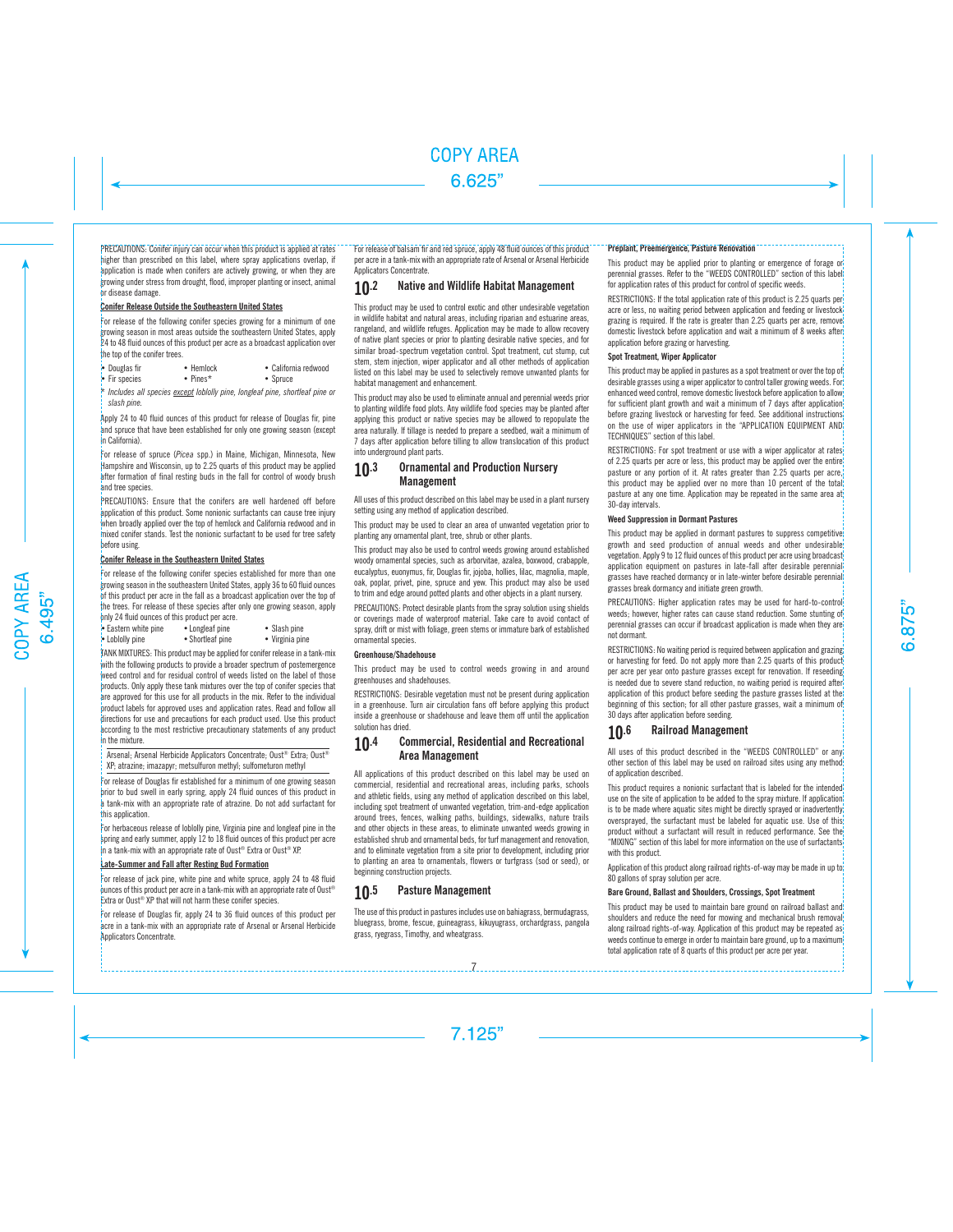PRECAUTIONS: Conifer injury can occur when this product is applied at rates higher than prescribed on this label, where spray applications overlap, if application is made when conifers are actively growing, or when they are growing under stress from drought, flood, improper planting or insect, animal or disease damage.

**Conifer Release Outside the Southeastern United States**

For release of the following conifer species growing for a minimum of one growing season in most areas outside the southeastern United States, apply 24 to 48 fluid ounces of this product per acre as a broadcast application over the top of the conifer trees.

- Douglas fir
- Fir species
- Hemlock
- Pines*
- California redwood
- Spruce

\* *Includes all species except loblolly pine, longleaf pine, shortleaf pine or slash pine.*

Apply 24 to 40 fluid ounces of this product for release of Douglas fir, pine and spruce that have been established for only one growing season (except in California).

For release of spruce (*Picea* spp.) in Maine, Michigan, Minnesota, New Hampshire and Wisconsin, up to 2.25 quarts of this product may be applied after formation of final resting buds in the fall for control of woody brush and tree species.

PRECAUTIONS: Ensure that the conifers are well hardened off before application of this product. Some nonionic surfactants can cause tree injury when broadly applied over the top of hemlock and California redwood and in mixed conifer stands. Test the nonionic surfactant to be used for tree safety before using.

**Conifer Release in the Southeastern United States**

For release of the following conifer species established for more than one growing season in the southeastern United States, apply 36 to 60 fluid ounces of this product per acre in the fall as a broadcast application over the top of the trees. For release of these species after only one growing season, apply only 24 fluid ounces of this product per acre.

- Eastern white pine
- Loblolly pine
- Longleaf pine
- Shortleaf pine
- Slash pine
- Virginia pine

TANK MIXTURES: This product may be applied for conifer release in a tank-mix with the following products to provide a broader spectrum of postemergence weed control and for residual control of weeds listed on the label of those products. Only apply these tank mixtures over the top of conifer species that are approved for this use for all products in the mix. Refer to the individual product labels for approved uses and application rates. Read and follow all directions for use and precautions for each product used. Use this product according to the most restrictive precautionary statements of any product in the mixture.

Arsenal; Arsenal Herbicide Applicators Concentrate; Oust® Extra; Oust® XP; atrazine; imazapyr; metsulfuron methyl; sulfometuron methyl

For release of Douglas fir established for a minimum of one growing season prior to bud swell in early spring, apply 24 fluid ounces of this product in a tank-mix with an appropriate rate of atrazine. Do not add surfactant for this application.

For herbaceous release of loblolly pine, Virginia pine and longleaf pine in the spring and early summer, apply 12 to 18 fluid ounces of this product per acre in a tank-mix with an appropriate rate of Oust® Extra or Oust® XP.

**Late-Summer and Fall after Resting Bud Formation**

For release of jack pine, white pine and white spruce, apply 24 to 48 fluid ounces of this product per acre in a tank-mix with an appropriate rate of Oust® Extra or Oust® XP that will not harm these conifer species.

For release of Douglas fir, apply 24 to 36 fluid ounces of this product per acre in a tank-mix with an appropriate rate of Arsenal or Arsenal Herbicide Applicators Concentrate.

For release of balsam fir and red spruce, apply 48 fluid ounces of this product per acre in a tank-mix with an appropriate rate of Arsenal or Arsenal Herbicide Applicators Concentrate.

## 10.2 Native and Wildlife Habitat Management

This product may be used to control exotic and other undesirable vegetation in wildlife habitat and natural areas, including riparian and estuarine areas, rangeland, and wildlife refuges. Application may be made to allow recovery of native plant species or prior to planting desirable native species, and for similar broad-spectrum vegetation control. Spot treatment, cut stump, cut stem, stem injection, wiper applicator and all other methods of application listed on this label may be used to selectively remove unwanted plants for habitat management and enhancement.

This product may also be used to eliminate annual and perennial weeds prior to planting wildlife food plots. Any wildlife food species may be planted after applying this product or native species may be allowed to repopulate the area naturally. If tillage is needed to prepare a seedbed, wait a minimum of 7 days after application before tilling to allow translocation of this product into underground plant parts.

## 10.3 Ornamental and Production Nursery Management

All uses of this product described on this label may be used in a plant nursery setting using any method of application described.

This product may be used to clear an area of unwanted vegetation prior to planting any ornamental plant, tree, shrub or other plants.

This product may also be used to control weeds growing around established woody ornamental species, such as arborvitae, azalea, boxwood, crabapple, eucalyptus, euonymus, fir, Douglas fir, jojoba, hollies, lilac, magnolia, maple, oak, poplar, privet, pine, spruce and yew. This product may also be used to trim and edge around potted plants and other objects in a plant nursery.

PRECAUTIONS: Protect desirable plants from the spray solution using shields or coverings made of waterproof material. Take care to avoid contact of spray, drift or mist with foliage, green stems or immature bark of established ornamental species.

**Greenhouse/Shadehouse**

This product may be used to control weeds growing in and around greenhouses and shadehouses.

RESTRICTIONS: Desirable vegetation must not be present during application in a greenhouse. Turn air circulation fans off before applying this product inside a greenhouse or shadehouse and leave them off until the application solution has dried.

## 10.4 Commercial, Residential and Recreational Area Management

All applications of this product described on this label may be used on commercial, residential and recreational areas, including parks, schools and athletic fields, using any method of application described on this label, including spot treatment of unwanted vegetation, trim-and-edge application around trees, fences, walking paths, buildings, sidewalks, nature trails and other objects in these areas, to eliminate unwanted weeds growing in established shrub and ornamental beds, for turf management and renovation, and to eliminate vegetation from a site prior to development, including prior to planting an area to ornamentals, flowers or turfgrass (sod or seed), or beginning construction projects.

## 10.5 Pasture Management

The use of this product in pastures includes use on bahiagrass, bermudagrass, bluegrass, brome, fescue, guineagrass, kikuyugrass, orchardgrass, pangola grass, ryegrass, Timothy, and wheatgrass.

**Preplant, Preemergence, Pasture Renovation**

This product may be applied prior to planting or emergence of forage or perennial grasses. Refer to the "WEEDS CONTROLLED" section of this label for application rates of this product for control of specific weeds.

RESTRICTIONS: If the total application rate of this product is 2.25 quarts per acre or less, no waiting period between application and feeding or livestock grazing is required. If the rate is greater than 2.25 quarts per acre, remove domestic livestock before application and wait a minimum of 8 weeks after application before grazing or harvesting.

**Spot Treatment, Wiper Applicator**

This product may be applied in pastures as a spot treatment or over the top of desirable grasses using a wiper applicator to control taller growing weeds. For enhanced weed control, remove domestic livestock before application to allow for sufficient plant growth and wait a minimum of 7 days after application before grazing livestock or harvesting for feed. See additional instructions on the use of wiper applicators in the "APPLICATION EQUIPMENT AND TECHNIQUES" section of this label.

RESTRICTIONS: For spot treatment or use with a wiper applicator at rates of 2.25 quarts per acre or less, this product may be applied over the entire pasture or any portion of it. At rates greater than 2.25 quarts per acre, this product may be applied over no more than 10 percent of the total pasture at any one time. Application may be repeated in the same area at 30-day intervals.

**Weed Suppression in Dormant Pastures**

This product may be applied in dormant pastures to suppress competitive growth and seed production of annual weeds and other undesirable vegetation. Apply 9 to 12 fluid ounces of this product per acre using broadcast application equipment on pastures in late-fall after desirable perennial grasses have reached dormancy or in late-winter before desirable perennial grasses break dormancy and initiate green growth.

PRECAUTIONS: Higher application rates may be used for hard-to-control weeds; however, higher rates can cause stand reduction. Some stunting of perennial grasses can occur if broadcast application is made when they are not dormant.

RESTRICTIONS: No waiting period is required between application and grazing or harvesting for feed. Do not apply more than 2.25 quarts of this product per acre per year onto pasture grasses except for renovation. If reseeding is needed due to severe stand reduction, no waiting period is required after application of this product before seeding the pasture grasses listed at the beginning of this section; for all other pasture grasses, wait a minimum of 30 days after application before seeding.

## 10.6 Railroad Management

All uses of this product described in the "WEEDS CONTROLLED" or any other section of this label may be used on railroad sites using any method of application described.

This product requires a nonionic surfactant that is labeled for the intended use on the site of application to be added to the spray mixture. If application is to be made where aquatic sites might be directly sprayed or inadvertently oversprayed, the surfactant must be labeled for aquatic use. Use of this product without a surfactant will result in reduced performance. See the "MIXING" section of this label for more information on the use of surfactants with this product.

Application of this product along railroad rights-of-way may be made in up to 80 gallons of spray solution per acre.

**Bare Ground, Ballast and Shoulders, Crossings, Spot Treatment**

This product may be used to maintain bare ground on railroad ballast and shoulders and reduce the need for mowing and mechanical brush removal along railroad rights-of-way. Application of this product may be repeated as weeds continue to emerge in order to maintain bare ground, up to a maximum total application rate of 8 quarts of this product per acre per year.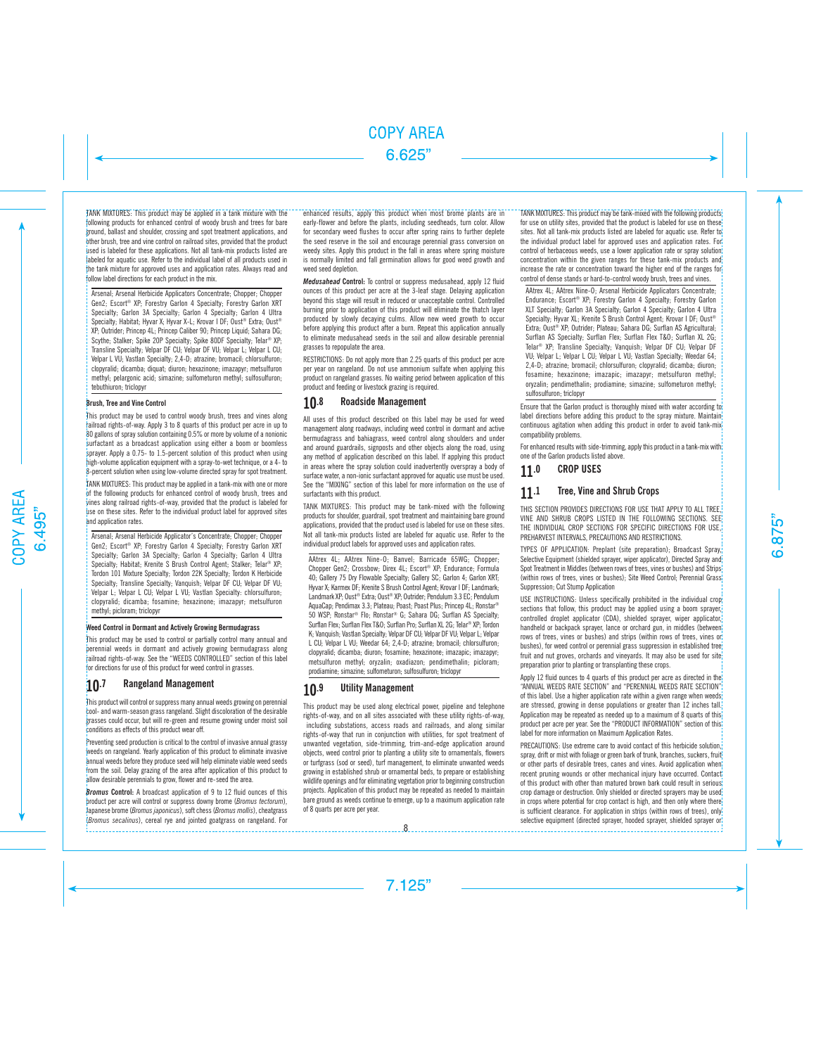TANK MIXTURES: This product may be applied in a tank mixture with the following products for enhanced control of woody brush and trees for bare ground, ballast and shoulder, crossing and spot treatment applications, and other brush, tree and vine control on railroad sites, provided that the product used is labeled for these applications. Not all tank-mix products listed are labeled for aquatic use. Refer to the individual label of all products used in the tank mixture for approved uses and application rates. Always read and follow label directions for each product in the mix.

Arsenal; Arsenal Herbicide Applicators Concentrate; Chopper; Chopper Gen2; Escort® XP; Forestry Garlon 4 Specialty; Forestry Garlon XRT Specialty; Garlon 3A Specialty; Garlon 4 Specialty; Garlon 4 Ultra Specialty; Habitat; Hyvar X; Hyvar X-L; Krovar I DF; Oust® Extra; Oust® XP; Outrider; Princep 4L; Princep Caliber 90; Princep Liquid; Sahara DG; Scythe; Stalker; Spike 20P Specialty; Spike 80DF Specialty; Telar® XP; Transline Specialty; Velpar DF CU; Velpar DF VU; Velpar L; Velpar L CU; Velpar L VU; Vastlan Specialty; 2,4-D; atrazine; bromacil; chlorsulfuron; clopyralid; dicamba; diquat; diuron; hexazinone; imazapyr; metsulfuron methyl; pelargonic acid; simazine; sulfometuron methyl; sulfosulfuron; tebuthiuron; triclopyr

**Brush, Tree and Vine Control**

This product may be used to control woody brush, trees and vines along railroad rights-of-way. Apply 3 to 8 quarts of this product per acre in up to 80 gallons of spray solution containing 0.5% or more by volume of a nonionic surfactant as a broadcast application using either a boom or boomless sprayer. Apply a 0.75- to 1.5-percent solution of this product when using high-volume application equipment with a spray-to-wet technique, or a 4- to 8-percent solution when using low-volume directed spray for spot treatment.

TANK MIXTURES: This product may be applied in a tank-mix with one or more of the following products for enhanced control of woody brush, trees and vines along railroad rights-of-way, provided that the product is labeled for use on these sites. Refer to the individual product label for approved uses and application rates.

Arsenal; Arsenal Herbicide Applicator's Concentrate; Chopper; Chopper Gen2; Escort® XP; Forestry Garlon 4 Specialty; Forestry Garlon XRT Specialty; Garlon 3A Specialty; Garlon 4 Specialty; Garlon 4 Ultra Specialty; Habitat; Krenite S Brush Control Agent; Stalker; Telar® XP; Tordon 101 Mixture Specialty; Tordon 22K Specialty; Tordon K Herbicide Specialty; Transline Specialty; Vanquish; Velpar DF CU; Velpar DF VU; Velpar L; Velpar L CU; Velpar L VU; Vastlan Specialty; chlorsulfuron; clopyralid; dicamba; fosamine; hexazinone; imazapyr; metsulfuron methyl; picloram; triclopyr

**Weed Control in Dormant and Actively Growing Bermudagrass**

This product may be used to control or partially control many annual and perennial weeds in dormant and actively growing bermudagrass along railroad rights-of-way. See the "WEEDS CONTROLLED" section of this label for directions for use of this product for weed control in grasses.

## 10.7 Rangeland Management

This product will control or suppress many annual weeds growing on perennial cool- and warm-season grass rangeland. Slight discoloration of the desirable grasses could occur, but will re-green and resume growing under moist soil conditions as effects of this product wear off.

Preventing seed production is critical to the control of invasive annual grassy weeds on rangeland. Yearly application of this product to eliminate invasive annual weeds before they produce seed will help eliminate viable weed seeds from the soil. Delay grazing of the area after application of this product to allow desirable perennials to grow, flower and re-seed the area.

***Bromus* Control:** A broadcast application of 9 to 12 fluid ounces of this product per acre will control or suppress downy brome (*Bromus tectorum*), Japanese brome (*Bromus japonicus*), soft chess (*Bromus mollis*), cheatgrass (*Bromus secalinus*), cereal rye and jointed goatgrass on rangeland. For enhanced results, apply this product when most brome plants are in early-flower and before the plants, including seedheads, turn color. Allow for secondary weed flushes to occur after spring rains to further deplete the seed reserve in the soil and encourage perennial grass conversion on weedy sites. Apply this product in the fall in areas where spring moisture is normally limited and fall germination allows for good weed growth and weed seed depletion.

***Medusahead* Control:** To control or suppress medusahead, apply 12 fluid ounces of this product per acre at the 3-leaf stage. Delaying application beyond this stage will result in reduced or unacceptable control. Controlled burning prior to application of this product will eliminate the thatch layer produced by slowly decaying culms. Allow new weed growth to occur before applying this product after a burn. Repeat this application annually to eliminate medusahead seeds in the soil and allow desirable perennial grasses to repopulate the area.

RESTRICTIONS: Do not apply more than 2.25 quarts of this product per acre per year on rangeland. Do not use ammonium sulfate when applying this product on rangeland grasses. No waiting period between application of this product and feeding or livestock grazing is required.

## 10.8 Roadside Management

All uses of this product described on this label may be used for weed management along roadways, including weed control in dormant and active bermudagrass and bahiagrass, weed control along shoulders and under and around guardrails, signposts and other objects along the road, using any method of application described on this label. If applying this product in areas where the spray solution could inadvertently overspray a body of surface water, a non-ionic surfactant approved for aquatic use must be used. See the "MIXING" section of this label for more information on the use of surfactants with this product.

TANK MIXTURES: This product may be tank-mixed with the following products for shoulder, guardrail, spot treatment and maintaining bare ground applications, provided that the product used is labeled for use on these sites. Not all tank-mix products listed are labeled for aquatic use. Refer to the individual product labels for approved uses and application rates.

AAtrex 4L; AAtrex Nine-O; Banvel; Barricade 65WG; Chopper; Chopper Gen2; Crossbow; Direx 4L; Escort® XP; Endurance; Formula 40; Gallery 75 Dry Flowable Specialty; Gallery SC; Garlon 4; Garlon XRT; Hyvar X; Karmex DF; Krenite S Brush Control Agent; Krovar I DF; Landmark; Landmark XP; Oust® Extra; Oust® XP; Outrider; Pendulum 3.3 EC; Pendulum AquaCap; Pendimax 3.3; Plateau; Poast; Poast Plus; Princep 4L; Ronstar® 50 WSP; Ronstar® Flo; Ronstar® G; Sahara DG; Surflan AS Specialty; Surflan Flex; Surflan Flex T&O; Surflan Pro; Surflan XL 2G; Telar® XP; Tordon K; Vanquish; Vastlan Specialty; Velpar DF CU; Velpar DF VU; Velpar L; Velpar L CU; Velpar L VU; Weedar 64; 2,4-D; atrazine; bromacil; chlorsulfuron; clopyralid; dicamba; diuron; fosamine; hexazinone; imazapic; imazapyr; metsulfuron methyl; oryzalin; oxadiazon; pendimethalin; picloram; prodiamine; simazine; sulfometuron; sulfosulfuron; triclopyr

## 10.9 Utility Management

This product may be used along electrical power, pipeline and telephone rights-of-way, and on all sites associated with these utility rights-of-way, including substations, access roads and railroads, and along similar rights-of-way that run in conjunction with utilities, for spot treatment of unwanted vegetation, side-trimming, trim-and-edge application around objects, weed control prior to planting a utility site to ornamentals, flowers or turfgrass (sod or seed), turf management, to eliminate unwanted weeds growing in established shrub or ornamental beds, to prepare or establishing wildlife openings and for eliminating vegetation prior to beginning construction projects. Application of this product may be repeated as needed to maintain bare ground as weeds continue to emerge, up to a maximum application rate of 8 quarts per acre per year.

TANK MIXTURES: This product may be tank-mixed with the following products for use on utility sites, provided that the product is labeled for use on these sites. Not all tank-mix products listed are labeled for aquatic use. Refer to the individual product label for approved uses and application rates. For control of herbaceous weeds, use a lower application rate or spray solution concentration within the given ranges for these tank-mix products and increase the rate or concentration toward the higher end of the ranges for control of dense stands or hard-to-control woody brush, trees and vines.

AAtrex 4L; AAtrex Nine-O; Arsenal Herbicide Applicators Concentrate; Endurance; Escort® XP; Forestry Garlon 4 Specialty; Forestry Garlon XLT Specialty; Garlon 3A Specialty; Garlon 4 Specialty; Garlon 4 Ultra Specialty; Hyvar XL; Krenite S Brush Control Agent; Krovar I DF; Oust® Extra; Oust® XP; Outrider; Plateau; Sahara DG; Surflan AS Agricultural; Surflan AS Specialty; Surflan Flex; Surflan Flex T&O; Surflan XL 2G; Telar® XP; Transline Specialty; Vanquish; Velpar DF CU; Velpar DF VU; Velpar L; Velpar L CU; Velpar L VU; Vastlan Specialty; Weedar 64; 2,4-D; atrazine; bromacil; chlorsulfuron; clopyralid; dicamba; diuron; fosamine; hexazinone; imazapic; imazapyr; metsulfuron methyl; oryzalin; pendimethalin; prodiamine; simazine; sulfometuron methyl; sulfosulfuron; triclopyr

Ensure that the Garlon product is thoroughly mixed with water according to label directions before adding this product to the spray mixture. Maintain continuous agitation when adding this product in order to avoid tank-mix compatibility problems.

For enhanced results with side-trimming, apply this product in a tank-mix with one of the Garlon products listed above.

# 11.0 CROP USES

## 11.1 Tree, Vine and Shrub Crops

THIS SECTION PROVIDES DIRECTIONS FOR USE THAT APPLY TO ALL TREE, VINE AND SHRUB CROPS LISTED IN THE FOLLOWING SECTIONS. SEE THE INDIVIDUAL CROP SECTIONS FOR SPECIFIC DIRECTIONS FOR USE, PREHARVEST INTERVALS, PRECAUTIONS AND RESTRICTIONS.

TYPES OF APPLICATION: Preplant (site preparation); Broadcast Spray; Selective Equipment (shielded sprayer, wiper applicator), Directed Spray and Spot Treatment in Middles (between rows of trees, vines or bushes) and Strips (within rows of trees, vines or bushes); Site Weed Control; Perennial Grass Suppression; Cut Stump Application

USE INSTRUCTIONS: Unless specifically prohibited in the individual crop sections that follow, this product may be applied using a boom sprayer, controlled droplet applicator (CDA), shielded sprayer, wiper applicator, handheld or backpack sprayer, lance or orchard gun, in middles (between rows of trees, vines or bushes) and strips (within rows of trees, vines or bushes), for weed control or perennial grass suppression in established tree fruit and nut groves, orchards and vineyards. It may also be used for site preparation prior to planting or transplanting these crops.

Apply 12 fluid ounces to 4 quarts of this product per acre as directed in the "ANNUAL WEEDS RATE SECTION" and "PERENNIAL WEEDS RATE SECTION" of this label. Use a higher application rate within a given range when weeds are stressed, growing in dense populations or greater than 12 inches tall. Application may be repeated as needed up to a maximum of 8 quarts of this product per acre per year. See the "PRODUCT INFORMATION" section of this label for more information on Maximum Application Rates.

PRECAUTIONS: Use extreme care to avoid contact of this herbicide solution, spray, drift or mist with foliage or green bark of trunk, branches, suckers, fruit or other parts of desirable trees, canes and vines. Avoid application when recent pruning wounds or other mechanical injury have occurred. Contact of this product with other than matured brown bark could result in serious crop damage or destruction. Only shielded or directed sprayers may be used in crops where potential for crop contact is high, and then only where there is sufficient clearance. For application in strips (within rows of trees), only selective equipment (directed sprayer, hooded sprayer, shielded sprayer or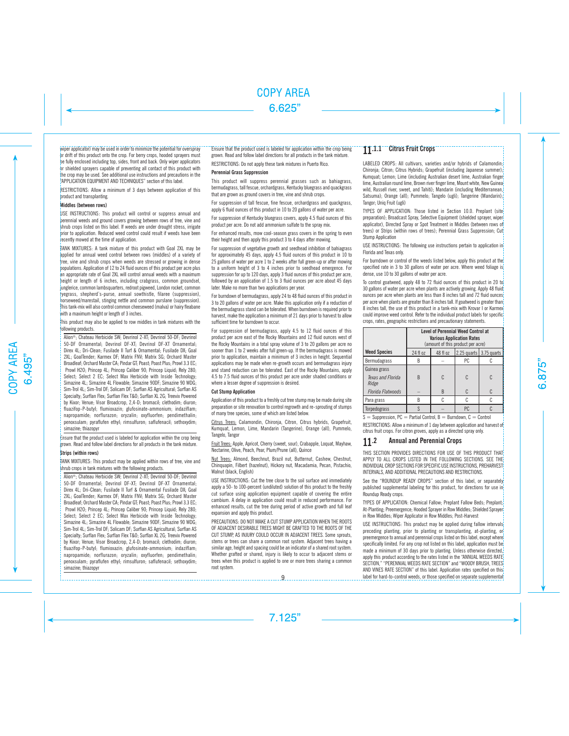wiper applicator) may be used in order to minimize the potential for overspray or drift of this product onto the crop. For berry crops, hooded sprayers must be fully enclosed including top, sides, front and back. Only wiper applicators or shielded sprayers capable of preventing all contact of this product with the crop may be used. See additional use instructions and precautions in the "APPLICATION EQUIPMENT AND TECHNIQUES" section of this label.

RESTRICTIONS: Allow a minimum of 3 days between application of this product and transplanting.

**Middles (between rows)**

USE INSTRUCTIONS: This product will control or suppress annual and perennial weeds and ground covers growing between rows of tree, vine and shrub crops listed on this label. If weeds are under drought stress, irrigate prior to application. Reduced weed control could result if weeds have been recently mowed at the time of application.

TANK MIXTURES: A tank mixture of this product with Goal 2XL may be applied for annual weed control between rows (middles) of a variety of tree, vine and shrub crops when weeds are stressed or growing in dense populations. Application of 12 to 24 fluid ounces of this product per acre plus an appropriate rate of Goal 2XL will control annual weeds with a maximum height or length of 6 inches, including crabgrass, common groundsel, junglerice, common lambsquarters, redroot pigweed, London rocket, common ryegrass, shepherd's-purse, annual sowthistle, filaree (suppression), horseweed/marestail, stinging nettle and common purslane (suppression). This tank-mix will also control common cheeseweed (malva) or hairy fleabane with a maximum height or length of 3 inches.

This product may also be applied to row middles in tank mixtures with the following products.

Alion®; Chateau Herbicide SW; Devrinol 2-XT; Devrinol 50-DF; Devrinol 50-DF Ornamental; Devrinol DF-XT; Devrinol DF-XT Ornamental; Direx 4L; Dri-Clean; Fusilade II Turf & Ornamental; Fusilade DX; Goal 2XL; GoalTender; Karmex DF; Matrix FNV; Matrix SG; Orchard Master Broadleaf; Orchard Master CA; Pindar GT; Poast; Poast Plus; Prowl 3.3 EC; Prowl H2O; Princep 4L; Princep Caliber 90; Princep Liquid; Rely 280; Select; Select 2 EC; Select Max Herbicide with Inside Technology; Simazine 4L; Simazine 4L Flowable; Simazine 90DF; Simazine 90 WDG; Sim-Trol 4L; Sim-Trol DF; Solicam DF; Surflan AS Agricultural; Surflan AS Specialty; Surflan Flex; Surflan Flex T&O; Surflan XL 2G; Treevix Powered by Kixor; Venue; Visor Broadcrop, 2,4-D; bromacil; clethodim; diuron; fluazifop-P-butyl; flumioxazin; glufosinate-ammonium; indaziflam; napropamide; norflurazon; oryzalin; oxyfluorfen; pendimethalin; penoxsulam; pyraflufen ethyl; rimsulfuron; saflufenacil; sethoxydim; simazine; thiazopyr

Ensure that the product used is labeled for application within the crop being grown. Read and follow label directions for all products in the tank mixture.

**Strips (within rows)**

TANK MIXTURES: This product may be applied within rows of tree, vine and shrub crops in tank mixtures with the following products.

Alion®; Chateau Herbicide SW; Devrinol 2-XT; Devrinol 50-DF; Devrinol 50-DF Ornamental; Devrinol DF-XT; Devrinol DF-XT Ornamental; Direx 4L; Dri-Clean; Fusilade II Turf & Ornamental Fusilade DX; Goal 2XL; GoalTender; Karmex DF; Matrix FNV; Matrix SG; Orchard Master Broadleaf; Orchard Master CA; Pindar GT; Poast; Poast Plus; Prowl 3.3 EC; Prowl H2O; Princep 4L; Princep Caliber 90; Princep Liquid; Rely 280; Select; Select 2 EC; Select Max Herbicide with Inside Technology; Simazine 4L; Simazine 4L Flowable; Simazine 90DF; Simazine 90 WDG; Sim-Trol 4L; Sim-Trol DF; Solicam DF; Surflan AS Agricultural; Surflan AS Specialty; Surflan Flex; Surflan Flex T&O; Surflan XL 2G; Treevix Powered by Kixor; Venue; Visor Broadcrop, 2,4-D; bromacil; clethodim; diuron; fluazifop-P-butyl; flumioxazin; glufosinate-ammonium; indaziflam; napropamide; norflurazon; oryzalin; oxyfluorfen; pendimethalin; penoxsulam; pyraflufen ethyl; rimsulfuron; saflufenacil; sethoxydim; simazine; thiazopyr

Ensure that the product used is labeled for application within the crop being grown. Read and follow label directions for all products in the tank mixture.

RESTRICTIONS: Do not apply these tank mixtures in Puerto Rico.

**Perennial Grass Suppression**

This product will suppress perennial grasses such as bahiagrass, bermudagrass, tall fescue, orchardgrass, Kentucky bluegrass and quackgrass that are grown as ground covers in tree, vine and shrub crops.

For suppression of tall fescue, fine fescue, orchardgrass and quackgrass, apply 6 fluid ounces of this product in 10 to 20 gallons of water per acre.

For suppression of Kentucky bluegrass covers, apply 4.5 fluid ounces of this product per acre. Do not add ammonium sulfate to the spray mix.

For enhanced results, mow cool-season grass covers in the spring to even their height and then apply this product 3 to 4 days after mowing.

For suppression of vegetative growth and seedhead inhibition of bahiagrass for approximately 45 days, apply 4.5 fluid ounces of this product in 10 to 25 gallons of water per acre 1 to 2 weeks after full green-up or after mowing to a uniform height of 3 to 4 inches prior to seedhead emergence. For suppression for up to 120 days, apply 3 fluid ounces of this product per acre, followed by an application of 1.5 to 3 fluid ounces per acre about 45 days later. Make no more than two applications per year.

For burndown of bermudagrass, apply 24 to 48 fluid ounces of this product in 3 to 20 gallons of water per acre. Make this application only if a reduction of the bermudagrass stand can be tolerated. When burndown is required prior to harvest, make the application a minimum of 21 days prior to harvest to allow sufficient time for burndown to occur.

For suppression of bermudagrass, apply 4.5 to 12 fluid ounces of this product per acre east of the Rocky Mountains and 12 fluid ounces west of the Rocky Mountains in a total spray volume of 3 to 20 gallons per acre no sooner than 1 to 2 weeks after full green-up. If the bermudagrass is mowed prior to application, maintain a minimum of 3 inches in height. Sequential applications may be made when re-growth occurs and bermudagrass injury and stand reduction can be tolerated. East of the Rocky Mountains, apply 4.5 to 7.5 fluid ounces of this product per acre under shaded conditions or where a lesser degree of suppression is desired.

**Cut Stump Application**

Application of this product to a freshly cut tree stump may be made during site preparation or site renovation to control regrowth and re-sprouting of stumps of many tree species, some of which are listed below.

Citrus Trees: Calamondin, Chironja, Citron, Citrus hybrids, Grapefruit, Kumquat, Lemon, Lime, Mandarin (Tangerine), Orange (all), Pummelo, Tangelo, Tangor

Fruit Trees: Apple, Apricot, Cherry (sweet, sour), Crabapple, Loquat, Mayhaw, Nectarine, Olive, Peach, Pear, Plum/Prune (all), Quince

Nut Trees: Almond, Beechnut, Brazil nut, Butternut, Cashew, Chestnut, Chinquapin, Filbert (hazelnut), Hickory nut, Macadamia, Pecan, Pistachio, Walnut (black, English)

USE INSTRUCTIONS: Cut the tree close to the soil surface and immediately apply a 50- to 100-percent (undiluted) solution of this product to the freshly cut surface using application equipment capable of covering the entire cambium. A delay in application could result in reduced performance. For enhanced results, cut the tree during period of active growth and full leaf expansion and apply this product.

PRECAUTIONS: DO NOT MAKE A CUT STUMP APPLICATION WHEN THE ROOTS OF ADJACENT DESIRABLE TREES MIGHT BE GRAFTED TO THE ROOTS OF THE CUT STUMP, AS INJURY COULD OCCUR IN ADJACENT TREES. Some sprouts, stems or trees can share a common root system. Adjacent trees having a similar age, height and spacing could be an indicator of a shared root system. Whether grafted or shared, injury is likely to occur to adjacent stems or trees when this product is applied to one or more trees sharing a common root system.

### 11.1.1 Citrus Fruit Crops

LABELED CROPS: All cultivars, varieties and/or hybrids of Calamondin; Chironja; Citron; Citrus Hybrids; Grapefruit (including Japanese summer); Kumquat; Lemon; Lime (including Australian desert lime, Australian finger lime, Australian round lime, Brown river finger lime, Mount white, New Guinea wild, Russell river, sweet, and Tahiti); Mandarin (including Mediterranean, Satsuma); Orange (all); Pummelo; Tangelo (ugli); Tangerine (Mandarin); Tangor; Uniq Fruit (ugli)

TYPES OF APPLICATION: Those listed in Section 10.0. Preplant (site preparation); Broadcast Spray, Selective Equipment (shielded sprayer, wiper applicator), Directed Spray or Spot Treatment in Middles (between rows of trees) or Strips (within rows of trees); Perennial Grass Suppression; Cut Stump Application

USE INSTRUCTIONS: The following use instructions pertain to application in Florida and Texas only.

For burndown or control of the weeds listed below, apply this product at the specified rate in 3 to 30 gallons of water per acre. Where weed foliage is dense, use 10 to 30 gallons of water per acre.

To control goatweed, apply 48 to 72 fluid ounces of this product in 20 to 30 gallons of water per acre when plants are actively growing. Apply 48 fluid ounces per acre when plants are less than 8 inches tall and 72 fluid ounces per acre when plants are greater than 8 inches tall. If goatweed is greater than 8 inches tall, the use of this product in a tank-mix with Krovar I or Karmex could improve weed control. Refer to the individual product labels for specific crops, rates, geographic restrictions and precautionary statements.

| Weed Species | Level of Perennial Weed Control at Various Application Rates (amount of this product per acre) | | | |
|---|---|---|---|---|
| | 24 fl oz | 48 fl oz | 2.25 quarts | 3.75 quarts |
| Bermudagrass | B | – | PC | C |
| Guinea grass | | | | |
| *Texas and Florida Ridge* | B | C | C | C |
| *Florida Flatwoods* | – | B | C | C |
| Para grass | B | C | C | C |
| Torpedograss | S | – | PC | C |

S = Suppression, PC = Partial Control, B = Burndown, C = Control

RESTRICTIONS: Allow a minimum of 1 day between application and harvest of citrus fruit crops. For citron groves, apply as a directed spray only.

## 11.2 Annual and Perennial Crops

THIS SECTION PROVIDES DIRECTIONS FOR USE OF THIS PRODUCT THAT APPLY TO ALL CROPS LISTED IN THE FOLLOWING SECTIONS. SEE THE INDIVIDUAL CROP SECTIONS FOR SPECIFIC USE INSTRUCTIONS, PREHARVEST INTERVALS, AND ADDITIONAL PRECAUTIONS AND RESTRICTIONS.

See the "ROUNDUP READY CROPS" section of this label, or separately published supplemental labeling for this product, for directions for use in Roundup Ready crops.

TYPES OF APPLICATION: Chemical Fallow; Preplant Fallow Beds; Preplant; At-Planting; Preemergence; Hooded Sprayer in Row Middles; Shielded Sprayer in Row Middles; Wiper Applicator in Row Middles; Post-Harvest

USE INSTRUCTIONS: This product may be applied during fallow intervals preceding planting, prior to planting or transplanting, at-planting, or preemergence to annual and perennial crops listed on this label, except where specifically limited. For any crop not listed on this label, application must be made a minimum of 30 days prior to planting. Unless otherwise directed, apply this product according to the rates listed in the "ANNUAL WEEDS RATE SECTION," "PERENNIAL WEEDS RATE SECTION" and "WOODY BRUSH, TREES AND VINES RATE SECTION" of this label. Application rates specified on this label for hard-to-control weeds, or those specified on separate supplemental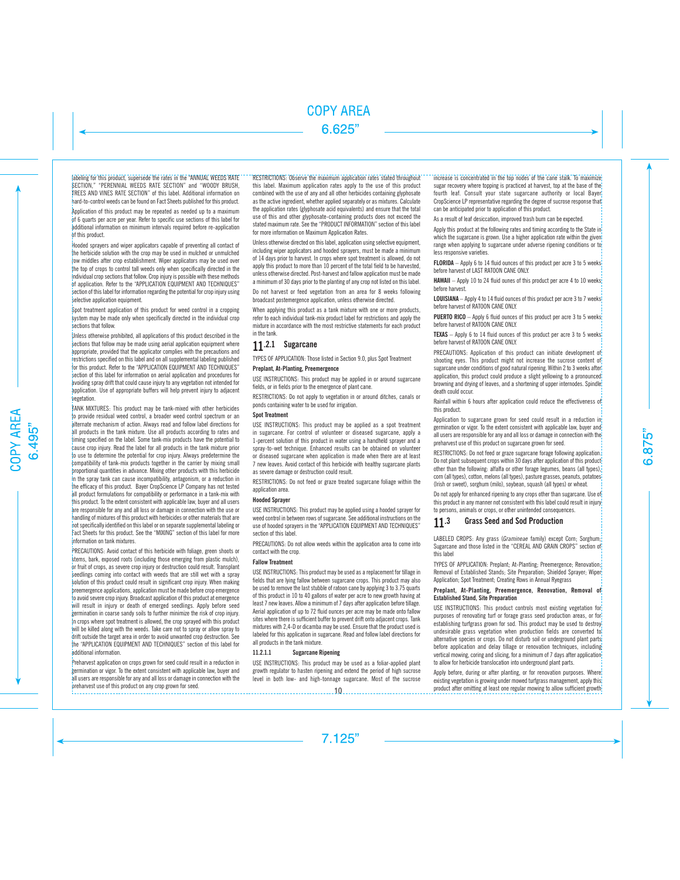labeling for this product, supersede the rates in the "ANNUAL WEEDS RATE SECTION," "PERENNIAL WEEDS RATE SECTION" and "WOODY BRUSH, TREES AND VINES RATE SECTION" of this label. Additional information on hard-to-control weeds can be found on Fact Sheets published for this product.

Application of this product may be repeated as needed up to a maximum of 6 quarts per acre per year. Refer to specific use sections of this label for additional information on minimum intervals required before re-application of this product.

Hooded sprayers and wiper applicators capable of preventing all contact of the herbicide solution with the crop may be used in mulched or unmulched row middles after crop establishment. Wiper applicators may be used over the top of crops to control tall weeds only when specifically directed in the individual crop sections that follow. Crop injury is possible with these methods of application. Refer to the "APPLICATION EQUIPMENT AND TECHNIQUES" section of this label for information regarding the potential for crop injury using selective application equipment.

Spot treatment application of this product for weed control in a cropping system may be made only when specifically directed in the individual crop sections that follow.

Unless otherwise prohibited, all applications of this product described in the sections that follow may be made using aerial application equipment where appropriate, provided that the applicator complies with the precautions and restrictions specified on this label and on all supplemental labeling published for this product. Refer to the "APPLICATION EQUIPMENT AND TECHNIQUES" section of this label for information on aerial application and procedures for avoiding spray drift that could cause injury to any vegetation not intended for application. Use of appropriate buffers will help prevent injury to adjacent vegetation.

TANK MIXTURES: This product may be tank-mixed with other herbicides to provide residual weed control, a broader weed control spectrum or an alternate mechanism of action. Always read and follow label directions for all products in the tank mixture. Use all products according to rates and timing specified on the label. Some tank-mix products have the potential to cause crop injury. Read the label for all products in the tank mixture prior to use to determine the potential for crop injury. Always predetermine the compatibility of tank-mix products together in the carrier by mixing small proportional quantities in advance. Mixing other products with this herbicide in the spray tank can cause incompatibility, antagonism, or a reduction in the efficacy of this product. Bayer CropScience LP Company has not tested all product formulations for compatibility or performance in a tank-mix with this product. To the extent consistent with applicable law, buyer and all users are responsible for any and all loss or damage in connection with the use or handling of mixtures of this product with herbicides or other materials that are not specifically identified on this label or on separate supplemental labeling or Fact Sheets for this product. See the "MIXING" section of this label for more information on tank mixtures.

PRECAUTIONS: Avoid contact of this herbicide with foliage, green shoots or stems, bark, exposed roots (including those emerging from plastic mulch), or fruit of crops, as severe crop injury or destruction could result. Transplant seedlings coming into contact with weeds that are still wet with a spray solution of this product could result in significant crop injury. When making preemergence applications, application must be made before crop emergence to avoid severe crop injury. Broadcast application of this product at emergence will result in injury or death of emerged seedlings. Apply before seed germination in coarse sandy soils to further minimize the risk of crop injury. In crops where spot treatment is allowed, the crop sprayed with this product will be killed along with the weeds. Take care not to spray or allow spray to drift outside the target area in order to avoid unwanted crop destruction. See the "APPLICATION EQUIPMENT AND TECHNIQUES" section of this label for additional information.

Preharvest application on crops grown for seed could result in a reduction in germination or vigor. To the extent consistent with applicable law, buyer and all users are responsible for any and all loss or damage in connection with the preharvest use of this product on any crop grown for seed.

RESTRICTIONS: Observe the maximum application rates stated throughout this label. Maximum application rates apply to the use of this product combined with the use of any and all other herbicides containing glyphosate as the active ingredient, whether applied separately or as mixtures. Calculate the application rates (glyphosate acid equivalents) and ensure that the total use of this and other glyphosate-containing products does not exceed the stated maximum rate. See the "PRODUCT INFORMATION" section of this label for more information on Maximum Application Rates.

Unless otherwise directed on this label, application using selective equipment, including wiper applicators and hooded sprayers, must be made a minimum of 14 days prior to harvest. In crops where spot treatment is allowed, do not apply this product to more than 10 percent of the total field to be harvested, unless otherwise directed. Post-harvest and fallow application must be made a minimum of 30 days prior to the planting of any crop not listed on this label.

Do not harvest or feed vegetation from an area for 8 weeks following broadcast preemergence application, unless otherwise directed.

When applying this product as a tank mixture with one or more products, refer to each individual tank-mix product label for restrictions and apply the mixture in accordance with the most restrictive statements for each product in the tank.

## 11.2.1 Sugarcane

TYPES OF APPLICATION: Those listed in Section 9.0, plus Spot Treatment

**Preplant, At-Planting, Preemergence**

USE INSTRUCTIONS: This product may be applied in or around sugarcane fields, or in fields prior to the emergence of plant cane.

RESTRICTIONS: Do not apply to vegetation in or around ditches, canals or ponds containing water to be used for irrigation.

**Spot Treatment**

USE INSTRUCTIONS: This product may be applied as a spot treatment in sugarcane. For control of volunteer or diseased sugarcane, apply a 1-percent solution of this product in water using a handheld sprayer and a spray-to-wet technique. Enhanced results can be obtained on volunteer or diseased sugarcane when application is made when there are at least 7 new leaves. Avoid contact of this herbicide with healthy sugarcane plants as severe damage or destruction could result.

RESTRICTIONS: Do not feed or graze treated sugarcane foliage within the application area.

**Hooded Sprayer**

USE INSTRUCTIONS: This product may be applied using a hooded sprayer for weed control in between rows of sugarcane. See additional instructions on the use of hooded sprayers in the "APPLICATION EQUIPMENT AND TECHNIQUES" section of this label.

PRECAUTIONS: Do not allow weeds within the application area to come into contact with the crop.

**Fallow Treatment**

USE INSTRUCTIONS: This product may be used as a replacement for tillage in fields that are lying fallow between sugarcane crops. This product may also be used to remove the last stubble of ratoon cane by applying 3 to 3.75 quarts of this product in 10 to 40 gallons of water per acre to new growth having at least 7 new leaves. Allow a minimum of 7 days after application before tillage. Aerial application of up to 72 fluid ounces per acre may be made onto fallow sites where there is sufficient buffer to prevent drift onto adjacent crops. Tank mixtures with 2,4-D or dicamba may be used. Ensure that the product used is labeled for this application in sugarcane. Read and follow label directions for all products in the tank mixture.

### 11.2.1.1 Sugarcane Ripening

USE INSTRUCTIONS: This product may be used as a foliar-applied plant growth regulator to hasten ripening and extend the period of high sucrose level in both low- and high-tonnage sugarcane. Most of the sucrose increase is concentrated in the top nodes of the cane stalk. To maximize sugar recovery where topping is practiced at harvest, top at the base of the fourth leaf. Consult your state sugarcane authority or local Bayer CropScience LP representative regarding the degree of sucrose response that can be anticipated prior to application of this product.

As a result of leaf desiccation, improved trash burn can be expected.

Apply this product at the following rates and timing according to the State in which the sugarcane is grown. Use a higher application rate within the given range when applying to sugarcane under adverse ripening conditions or to less responsive varieties.

**FLORIDA** – Apply 6 to 14 fluid ounces of this product per acre 3 to 5 weeks before harvest of LAST RATOON CANE ONLY.

**HAWAII** – Apply 10 to 24 fluid ounes of this product per acre 4 to 10 weeks before harvest.

**LOUISIANA** – Apply 4 to 14 fluid ounces of this product per acre 3 to 7 weeks before harvest of RATOON CANE ONLY.

**PUERTO RICO** – Apply 6 fluid ounces of this product per acre 3 to 5 weeks before harvest of RATOON CANE ONLY.

**TEXAS** – Apply 6 to 14 fluid ounces of this product per acre 3 to 5 weeks before harvest of RATOON CANE ONLY.

PRECAUTIONS: Application of this product can initiate development of shooting eyes. This product might not increase the sucrose content of sugarcane under conditions of good natural ripening. Within 2 to 3 weeks after application, this product could produce a slight yellowing to a pronounced browning and drying of leaves, and a shortening of upper internodes. Spindle death could occur.

Rainfall within 6 hours after application could reduce the effectiveness of this product.

Application to sugarcane grown for seed could result in a reduction in germination or vigor. To the extent consistent with applicable law, buyer and all users are responsible for any and all loss or damage in connection with the preharvest use of this product on sugarcane grown for seed.

RESTRICTIONS: Do not feed or graze sugarcane forage following application. Do not plant subsequent crops within 30 days after application of this product other than the following: alfalfa or other forage legumes, beans (all types), corn (all types), cotton, melons (all types), pasture grasses, peanuts, potatoes (Irish or sweet), sorghum (milo), soybean, squash (all types) or wheat.

Do not apply for enhanced ripening to any crops other than sugarcane. Use of this product in any manner not consistent with this label could result in injury to persons, animals or crops, or other unintended consequences.

## 11.3 Grass Seed and Sod Production

LABELED CROPS: Any grass (*Gramineae* family) except Corn; Sorghum; Sugarcane and those listed in the "CEREAL AND GRAIN CROPS" section of this label

TYPES OF APPLICATION: Preplant; At-Planting; Preemergence; Renovation; Removal of Established Stands; Site Preparation; Shielded Sprayer; Wiper Application; Spot Treatment; Creating Rows in Annual Ryegrass

**Preplant, At-Planting, Preemergence, Renovation, Removal of Established Stand, Site Preparation**

USE INSTRUCTIONS: This product controls most existing vegetation for purposes of renovating turf or forage grass seed production areas, or for establishing turfgrass grown for sod. This product may be used to destroy undesirable grass vegetation when production fields are converted to alternative species or crops. Do not disturb soil or underground plant parts before application and delay tillage or renovation techniques, including vertical mowing, coring and slicing, for a minimum of 7 days after application to allow for herbicide translocation into underground plant parts.

Apply before, during or after planting, or for renovation purposes. Where existing vegetation is growing under mowed turfgrass management, apply this product after omitting at least one regular mowing to allow sufficient growth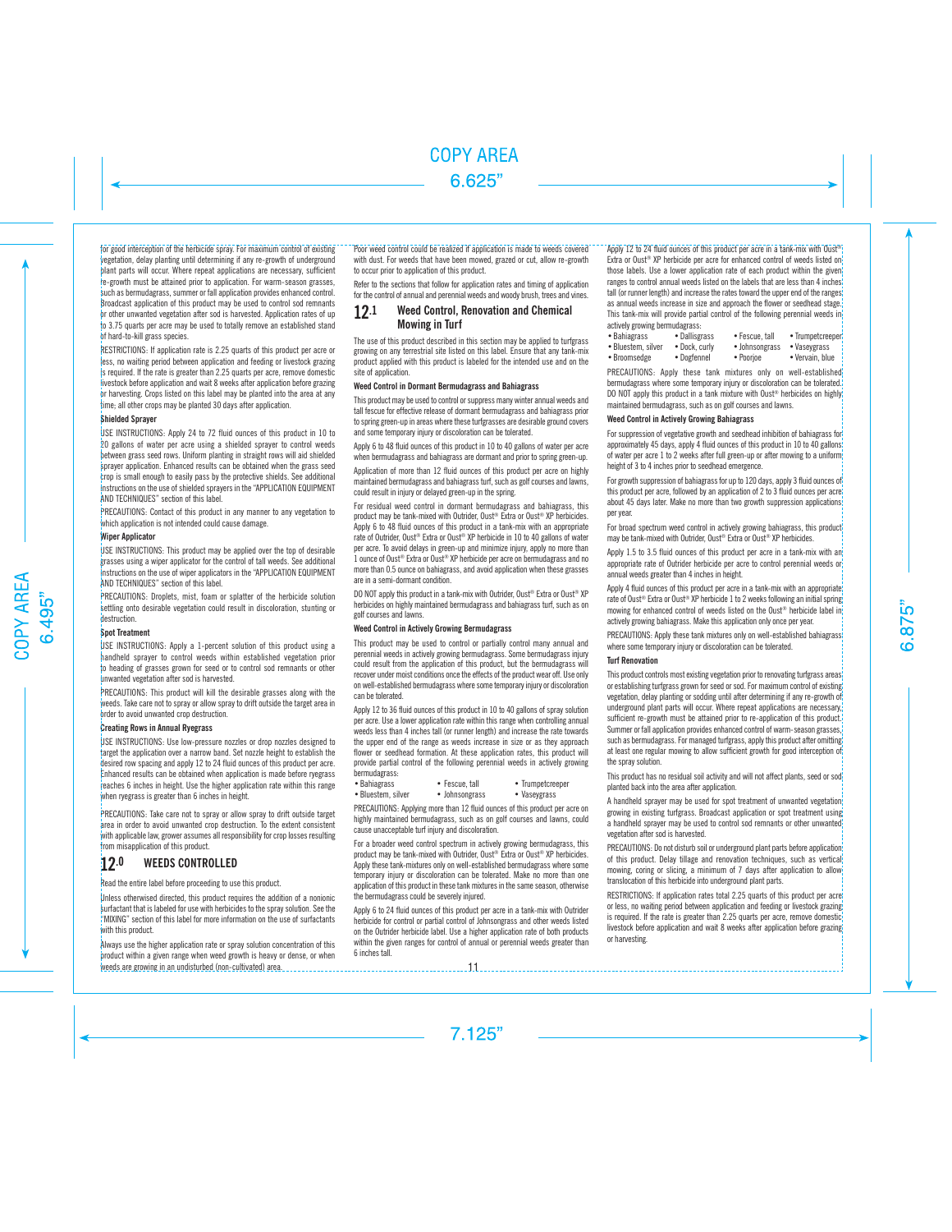for good interception of the herbicide spray. For maximum control of existing vegetation, delay planting until determining if any re-growth of underground plant parts will occur. Where repeat applications are necessary, sufficient re-growth must be attained prior to application. For warm-season grasses, such as bermudagrass, summer or fall application provides enhanced control. Broadcast application of this product may be used to control sod remnants or other unwanted vegetation after sod is harvested. Application rates of up to 3.75 quarts per acre may be used to totally remove an established stand of hard-to-kill grass species.

RESTRICTIONS: If application rate is 2.25 quarts of this product per acre or less, no waiting period between application and feeding or livestock grazing is required. If the rate is greater than 2.25 quarts per acre, remove domestic livestock before application and wait 8 weeks after application before grazing or harvesting. Crops listed on this label may be planted into the area at any time; all other crops may be planted 30 days after application.

**Shielded Sprayer**

USE INSTRUCTIONS: Apply 24 to 72 fluid ounces of this product in 10 to 20 gallons of water per acre using a shielded sprayer to control weeds between grass seed rows. Uniform planting in straight rows will aid shielded sprayer application. Enhanced results can be obtained when the grass seed crop is small enough to easily pass by the protective shields. See additional instructions on the use of shielded sprayers in the "APPLICATION EQUIPMENT AND TECHNIQUES" section of this label.

PRECAUTIONS: Contact of this product in any manner to any vegetation to which application is not intended could cause damage.

**Wiper Applicator**

USE INSTRUCTIONS: This product may be applied over the top of desirable grasses using a wiper applicator for the control of tall weeds. See additional instructions on the use of wiper applicators in the "APPLICATION EQUIPMENT AND TECHNIQUES" section of this label.

PRECAUTIONS: Droplets, mist, foam or splatter of the herbicide solution settling onto desirable vegetation could result in discoloration, stunting or destruction.

**Spot Treatment**

USE INSTRUCTIONS: Apply a 1-percent solution of this product using a handheld sprayer to control weeds within established vegetation prior to heading of grasses grown for seed or to control sod remnants or other unwanted vegetation after sod is harvested.

PRECAUTIONS: This product will kill the desirable grasses along with the weeds. Take care not to spray or allow spray to drift outside the target area in order to avoid unwanted crop destruction.

**Creating Rows in Annual Ryegrass**

USE INSTRUCTIONS: Use low-pressure nozzles or drop nozzles designed to target the application over a narrow band. Set nozzle height to establish the desired row spacing and apply 12 to 24 fluid ounces of this product per acre. Enhanced results can be obtained when application is made before ryegrass reaches 6 inches in height. Use the higher application rate within this range when ryegrass is greater than 6 inches in height.

PRECAUTIONS: Take care not to spray or allow spray to drift outside target area in order to avoid unwanted crop destruction. To the extent consistent with applicable law, grower assumes all responsibility for crop losses resulting from misapplication of this product.

# 12.0 WEEDS CONTROLLED

Read the entire label before proceeding to use this product.

Unless otherwise directed, this product requires the addition of a nonionic surfactant that is labeled for use with herbicides to the spray solution. See the "MIXING" section of this label for more information on the use of surfactants with this product.

Always use the higher application rate or spray solution concentration of this product within a given range when weed growth is heavy or dense, or when weeds are growing in an undisturbed (non-cultivated) area.

Poor weed control could be realized if application is made to weeds covered with dust. For weeds that have been mowed, grazed or cut, allow re-growth to occur prior to application of this product.

Refer to the sections that follow for application rates and timing of application for the control of annual and perennial weeds and woody brush, trees and vines.

## 12.1 Weed Control, Renovation and Chemical Mowing in Turf

The use of this product described in this section may be applied to turfgrass growing on any terrestrial site listed on this label. Ensure that any tank-mix product applied with this product is labeled for the intended use and on the site of application.

**Weed Control in Dormant Bermudagrass and Bahiagrass**

This product may be used to control or suppress many winter annual weeds and tall fescue for effective release of dormant bermudagrass and bahiagrass prior to spring green-up in areas where these turfgrasses are desirable ground covers and some temporary injury or discoloration can be tolerated.

Apply 6 to 48 fluid ounces of this product in 10 to 40 gallons of water per acre when bermudagrass and bahiagrass are dormant and prior to spring green-up.

Application of more than 12 fluid ounces of this product per acre on highly maintained bermudagrass and bahiagrass turf, such as golf courses and lawns, could result in injury or delayed green-up in the spring.

For residual weed control in dormant bermudagrass and bahiagrass, this product may be tank-mixed with Outrider, Oust® Extra or Oust® XP herbicides. Apply 6 to 48 fluid ounces of this product in a tank-mix with an appropriate rate of Outrider, Oust® Extra or Oust® XP herbicide in 10 to 40 gallons of water per acre. To avoid delays in green-up and minimize injury, apply no more than 1 ounce of Oust® Extra or Oust® XP herbicide per acre on bermudagrass and no more than 0.5 ounce on bahiagrass, and avoid application when these grasses are in a semi-dormant condition.

DO NOT apply this product in a tank-mix with Outrider, Oust® Extra or Oust® XP herbicides on highly maintained bermudagrass and bahiagrass turf, such as on golf courses and lawns.

**Weed Control in Actively Growing Bermudagrass**

This product may be used to control or partially control many annual and perennial weeds in actively growing bermudagrass. Some bermudagrass injury could result from the application of this product, but the bermudagrass will recover under moist conditions once the effects of the product wear off. Use only on well-established bermudagrass where some temporary injury or discoloration can be tolerated.

Apply 12 to 36 fluid ounces of this product in 10 to 40 gallons of spray solution per acre. Use a lower application rate within this range when controlling annual weeds less than 4 inches tall (or runner length) and increase the rate towards the upper end of the range as weeds increase in size or as they approach flower or seedhead formation. At these application rates, this product will provide partial control of the following perennial weeds in actively growing bermudagrass:

- Bahiagrass
- Bluestem, silver
- Fescue, tall
- Johnsongrass
- Trumpetcreeper
- Vaseygrass

PRECAUTIONS: Applying more than 12 fluid ounces of this product per acre on highly maintained bermudagrass, such as on golf courses and lawns, could cause unacceptable turf injury and discoloration.

For a broader weed control spectrum in actively growing bermudagrass, this product may be tank-mixed with Outrider, Oust® Extra or Oust® XP herbicides. Apply these tank-mixtures only on well-established bermudagrass where some temporary injury or discoloration can be tolerated. Make no more than one application of this product in these tank mixtures in the same season, otherwise the bermudagrass could be severely injured.

Apply 6 to 24 fluid ounces of this product per acre in a tank-mix with Outrider herbicide for control or partial control of Johnsongrass and other weeds listed on the Outrider herbicide label. Use a higher application rate of both products within the given ranges for control of annual or perennial weeds greater than 6 inches tall.

Apply 12 to 24 fluid ounces of this product per acre in a tank-mix with Oust® Extra or Oust® XP herbicide per acre for enhanced control of weeds listed on those labels. Use a lower application rate of each product within the given ranges to control annual weeds listed on the labels that are less than 4 inches tall (or runner length) and increase the rates toward the upper end of the ranges as annual weeds increase in size and approach the flower or seedhead stage. This tank-mix will provide partial control of the following perennial weeds in actively growing bermudagrass:

- Bahiagrass
- Bluestem, silver
- Broomsedge
- Dallisgrass
- Dock, curly
- Dogfennel
- Fescue, tall
- Johnsongrass
- Poorjoe
- Trumpetcreeper
- Vaseygrass
- Vervain, blue

PRECAUTIONS: Apply these tank mixtures only on well-established bermudagrass where some temporary injury or discoloration can be tolerated. DO NOT apply this product in a tank mixture with Oust® herbicides on highly maintained bermudagrass, such as on golf courses and lawns.

**Weed Control in Actively Growing Bahiagrass**

For suppression of vegetative growth and seedhead inhibition of bahiagrass for approximately 45 days, apply 4 fluid ounces of this product in 10 to 40 gallons of water per acre 1 to 2 weeks after full green-up or after mowing to a uniform height of 3 to 4 inches prior to seedhead emergence.

For growth suppression of bahiagrass for up to 120 days, apply 3 fluid ounces of this product per acre, followed by an application of 2 to 3 fluid ounces per acre about 45 days later. Make no more than two growth suppression applications per year.

For broad spectrum weed control in actively growing bahiagrass, this product may be tank-mixed with Outrider, Oust® Extra or Oust® XP herbicides.

Apply 1.5 to 3.5 fluid ounces of this product per acre in a tank-mix with an appropriate rate of Outrider herbicide per acre to control perennial weeds or annual weeds greater than 4 inches in height.

Apply 4 fluid ounces of this product per acre in a tank-mix with an appropriate rate of Oust® Extra or Oust® XP herbicide 1 to 2 weeks following an initial spring mowing for enhanced control of weeds listed on the Oust® herbicide label in actively growing bahiagrass. Make this application only once per year.

PRECAUTIONS: Apply these tank mixtures only on well-established bahiagrass where some temporary injury or discoloration can be tolerated.

**Turf Renovation**

This product controls most existing vegetation prior to renovating turfgrass areas or establishing turfgrass grown for seed or sod. For maximum control of existing vegetation, delay planting or sodding until after determining if any re-growth of underground plant parts will occur. Where repeat applications are necessary, sufficient re-growth must be attained prior to re-application of this product. Summer or fall application provides enhanced control of warm-season grasses, such as bermudagrass. For managed turfgrass, apply this product after omitting at least one regular mowing to allow sufficient growth for good interception of the spray solution.

This product has no residual soil activity and will not affect plants, seed or sod planted back into the area after application.

A handheld sprayer may be used for spot treatment of unwanted vegetation growing in existing turfgrass. Broadcast application or spot treatment using a handheld sprayer may be used to control sod remnants or other unwanted vegetation after sod is harvested.

PRECAUTIONS: Do not disturb soil or underground plant parts before application of this product. Delay tillage and renovation techniques, such as vertical mowing, coring or slicing, a minimum of 7 days after application to allow translocation of this herbicide into underground plant parts.

RESTRICTIONS: If application rates total 2.25 quarts of this product per acre or less, no waiting period between application and feeding or livestock grazing is required. If the rate is greater than 2.25 quarts per acre, remove domestic livestock before application and wait 8 weeks after application before grazing or harvesting.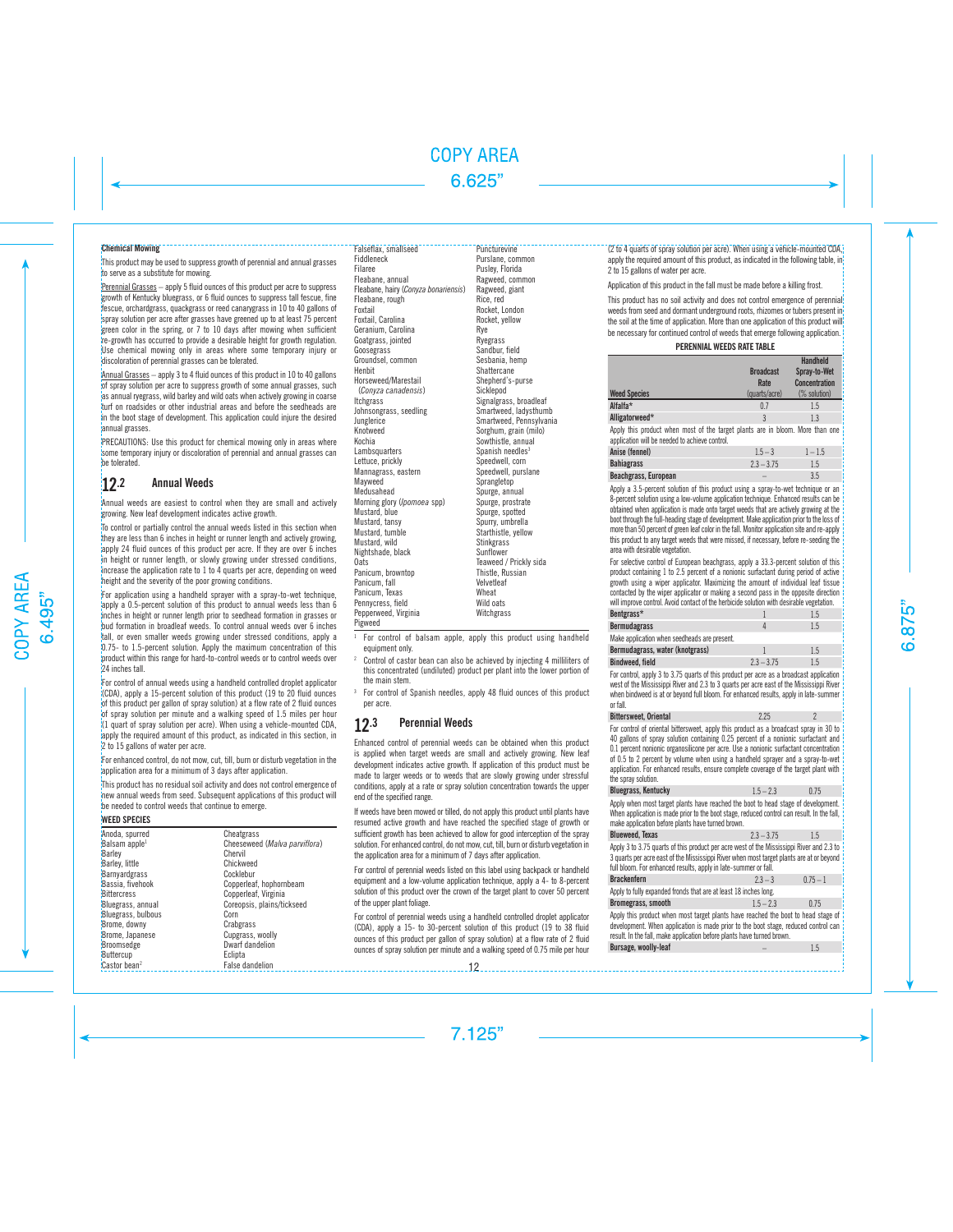**Chemical Mowing**

This product may be used to suppress growth of perennial and annual grasses to serve as a substitute for mowing.

Perennial Grasses – apply 5 fluid ounces of this product per acre to suppress growth of Kentucky bluegrass, or 6 fluid ounces to suppress tall fescue, fine fescue, orchardgrass, quackgrass or reed canarygrass in 10 to 40 gallons of spray solution per acre after grasses have greened up to at least 75 percent green color in the spring, or 7 to 10 days after mowing when sufficient re-growth has occurred to provide a desirable height for growth regulation. Use chemical mowing only in areas where some temporary injury or discoloration of perennial grasses can be tolerated.

Annual Grasses – apply 3 to 4 fluid ounces of this product in 10 to 40 gallons of spray solution per acre to suppress growth of some annual grasses, such as annual ryegrass, wild barley and wild oats when actively growing in coarse turf on roadsides or other industrial areas and before the seedheads are in the boot stage of development. This application could injure the desired annual grasses.

PRECAUTIONS: Use this product for chemical mowing only in areas where some temporary injury or discoloration of perennial and annual grasses can be tolerated.

## 12.2 Annual Weeds

Annual weeds are easiest to control when they are small and actively growing. New leaf development indicates active growth.

To control or partially control the annual weeds listed in this section when they are less than 6 inches in height or runner length and actively growing, apply 24 fluid ounces of this product per acre. If they are over 6 inches in height or runner length, or slowly growing under stressed conditions, increase the application rate to 1 to 4 quarts per acre, depending on weed height and the severity of the poor growing conditions.

For application using a handheld sprayer with a spray-to-wet technique, apply a 0.5-percent solution of this product to annual weeds less than 6 inches in height or runner length prior to seedhead formation in grasses or bud formation in broadleaf weeds. To control annual weeds over 6 inches tall, or even smaller weeds growing under stressed conditions, apply a 0.75- to 1.5-percent solution. Apply the maximum concentration of this product within this range for hard-to-control weeds or to control weeds over 24 inches tall.

For control of annual weeds using a handheld controlled droplet applicator (CDA), apply a 15-percent solution of this product (19 to 20 fluid ounces of this product per gallon of spray solution) at a flow rate of 2 fluid ounces of spray solution per minute and a walking speed of 1.5 miles per hour (1 quart of spray solution per acre). When using a vehicle-mounted CDA, apply the required amount of this product, as indicated in this section, in 2 to 15 gallons of water per acre.

For enhanced control, do not mow, cut, till, burn or disturb vegetation in the application area for a minimum of 3 days after application.

This product has no residual soil activity and does not control emergence of new annual weeds from seed. Subsequent applications of this product will be needed to control weeds that continue to emerge.

**WEED SPECIES**

Anoda, spurred
Balsam apple[1]
Barley
Barley, little
Barnyardgrass
Bassia, fivehook
Bittercress
Bluegrass, annual
Bluegrass, bulbous
Brome, downy
Brome, Japanese
Broomsedge
Buttercup
Castor bean[2]
Cheatgrass
Cheeseweed (*Malva parviflora*)
Chervil
Chickweed
Cocklebur
Copperleaf, hophornbeam
Copperleaf, Virginia
Coreopsis, plains/tickseed
Corn
Crabgrass
Cupgrass, woolly
Dwarf dandelion
Eclipta
False dandelion
Falseflax, smallseed
Fiddleneck
Filaree
Fleabane, annual
Fleabane, hairy (*Conyza bonariensis*)
Fleabane, rough
Foxtail
Foxtail, Carolina
Geranium, Carolina
Goatgrass, jointed
Goosegrass
Groundsel, common
Henbit
Horseweed/Marestail (*Conyza canadensis*)
Itchgrass
Johnsongrass, seedling
Junglerice
Knotweed
Kochia
Lambsquarters
Lettuce, prickly
Mannagrass, eastern
Mayweed
Medusahead
Morning glory (*Ipomoea* spp)
Mustard, blue
Mustard, tansy
Mustard, tumble
Mustard, wild
Nightshade, black
Oats
Panicum, browntop
Panicum, fall
Panicum, Texas
Pennycress, field
Pepperweed, Virginia
Pigweed
Puncturevine
Purslane, common
Pusley, Florida
Ragweed, common
Ragweed, giant
Rice, red
Rocket, London
Rocket, yellow
Rye
Ryegrass
Sandbur, field
Sesbania, hemp
Shattercane
Shepherd's-purse
Sicklepod
Signalgrass, broadleaf
Smartweed, ladysthumb
Smartweed, Pennsylvania
Sorghum, grain (milo)
Sowthistle, annual
Spanish needles[3]
Speedwell, corn
Speedwell, purslane
Sprangletop
Spurge, annual
Spurge, prostrate
Spurge, spotted
Spurry, umbrella
Starthistle, yellow
Stinkgrass
Sunflower
Teaweed / Prickly sida
Thistle, Russian
Velvetleaf
Wheat
Wild oats
Witchgrass

[1] For control of balsam apple, apply this product using handheld equipment only.

[2] Control of castor bean can also be achieved by injecting 4 milliliters of this concentrated (undiluted) product per plant into the lower portion of the main stem.

[3] For control of Spanish needles, apply 48 fluid ounces of this product per acre.

## 12.3 Perennial Weeds

Enhanced control of perennial weeds can be obtained when this product is applied when target weeds are small and actively growing. New leaf development indicates active growth. If application of this product must be made to larger weeds or to weeds that are slowly growing under stressful conditions, apply at a rate or spray solution concentration towards the upper end of the specified range.

If weeds have been mowed or tilled, do not apply this product until plants have resumed active growth and have reached the specified stage of growth or sufficient growth has been achieved to allow for good interception of the spray solution. For enhanced control, do not mow, cut, till, burn or disturb vegetation in the application area for a minimum of 7 days after application.

For control of perennial weeds listed on this label using backpack or handheld equipment and a low-volume application technique, apply a 4- to 8-percent solution of this product over the crown of the target plant to cover 50 percent of the upper plant foliage.

For control of perennial weeds using a handheld controlled droplet applicator (CDA), apply a 15- to 30-percent solution of this product (19 to 38 fluid ounces of this product per gallon of spray solution) at a flow rate of 2 fluid ounces of spray solution per minute and a walking speed of 0.75 mile per hour (2 to 4 quarts of spray solution per acre). When using a vehicle-mounted CDA, apply the required amount of this product, as indicated in the following table, in 2 to 15 gallons of water per acre.

Application of this product in the fall must be made before a killing frost.

This product has no soil activity and does not control emergence of perennial weeds from seed and dormant underground roots, rhizomes or tubers present in the soil at the time of application. More than one application of this product will be necessary for continued control of weeds that emerge following application.

**PERENNIAL WEEDS RATE TABLE**

| Weed Species | Broadcast Rate (quarts/acre) | Handheld Spray-to-Wet Concentration (% solution) |
|---|---|---|
| Alfalfa* | 0.7 | 1.5 |
| Alligatorweed* | 3 | 1.3 |
| Apply this product when most of the target plants are in bloom. More than one application will be needed to achieve control. | | |
| Anise (fennel) | 1.5 – 3 | 1 – 1.5 |
| Bahiagrass | 2.3 – 3.75 | 1.5 |
| Beachgrass, European | – | 3.5 |
| Apply a 3.5-percent solution of this product using a spray-to-wet technique or an 8-percent solution using a low-volume application technique. Enhanced results can be obtained when application is made onto target weeds that are actively growing at the boot through the full-heading stage of development. Make application prior to the loss of more than 50 percent of green leaf color in the fall. Monitor application site and re-apply this product to any target weeds that were missed, if necessary, before re-seeding the area with desirable vegetation. For selective control of European beachgrass, apply a 33.3-percent solution of this product containing 1 to 2.5 percent of a nonionic surfactant during period of active growth using a wiper applicator. Maximizing the amount of individual leaf tissue contacted by the wiper applicator or making a second pass in the opposite direction will improve control. Avoid contact of the herbicide solution with desirable vegetation. | | |
| Bentgrass* | 1 | 1.5 |
| Bermudagrass | 4 | 1.5 |
| Make application when seedheads are present. | | |
| Bermudagrass, water (knotgrass) | 1 | 1.5 |
| Bindweed, field | 2.3 – 3.75 | 1.5 |
| For control, apply 3 to 3.75 quarts of this product per acre as a broadcast application west of the Mississippi River and 2.3 to 3 quarts per acre east of the Mississippi River when bindweed is at or beyond full bloom. For enhanced results, apply in late-summer or fall. | | |
| Bittersweet, Oriental | 2.25 | 2 |
| For control of oriental bittersweet, apply this product as a broadcast spray in 30 to 40 gallons of spray solution containing 0.25 percent of a nonionic surfactant and 0.1 percent nonionic organosilicone per acre. Use a nonionic surfactant concentration of 0.5 to 2 percent by volume when using a handheld sprayer and a spray-to-wet application. For enhanced results, ensure complete coverage of the target plant with the spray solution. | | |
| Bluegrass, Kentucky | 1.5 – 2.3 | 0.75 |
| Apply when most target plants have reached the boot to head stage of development. When application is made prior to the boot stage, reduced control can result. In the fall, make application before plants have turned brown. | | |
| Blueweed, Texas | 2.3 – 3.75 | 1.5 |
| Apply 3 to 3.75 quarts of this product per acre west of the Mississippi River and 2.3 to 3 quarts per acre east of the Mississippi River when most target plants are at or beyond full bloom. For enhanced results, apply in late-summer or fall. | | |
| Brackenfern | 2.3 – 3 | 0.75 – 1 |
| Apply to fully expanded fronds that are at least 18 inches long. | | |
| Bromegrass, smooth | 1.5 – 2.3 | 0.75 |
| Apply this product when most target plants have reached the boot to head stage of development. When application is made prior to the boot stage, reduced control can result. In the fall, make application before plants have turned brown. | | |
| Bursage, woolly-leaf | – | 1.5 |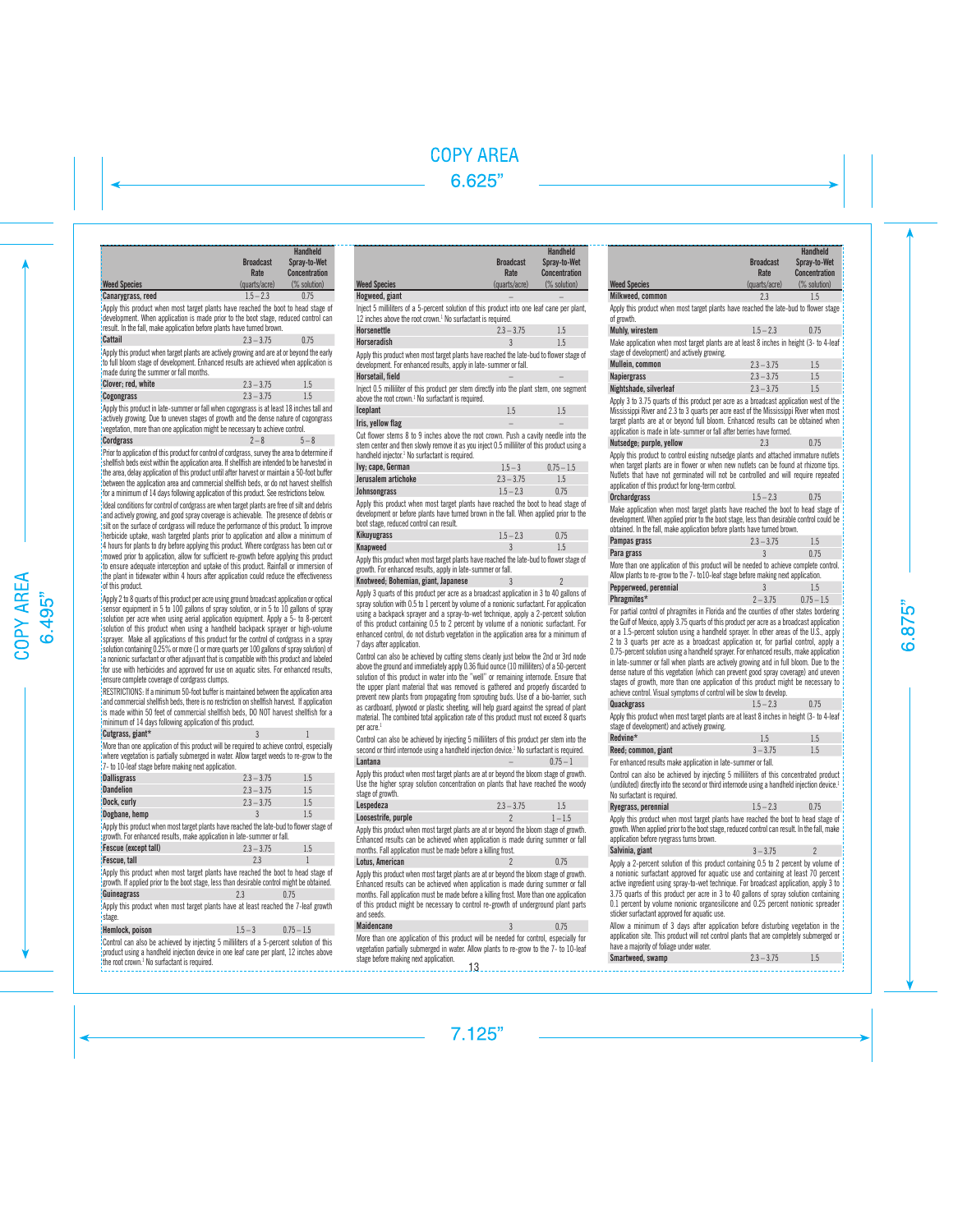| Weed Species | Broadcast Rate (quarts/acre) | Handheld Spray-to-Wet Concentration (% solution) |
|---|---|---|
| Canarygrass, reed | 1.5 – 2.3 | 0.75 |

Apply this product when most target plants have reached the boot to head stage of development. When application is made prior to the boot stage, reduced control can result. In the fall, make application before plants have turned brown.

| Weed Species | Broadcast Rate (quarts/acre) | Handheld Spray-to-Wet Concentration (% solution) |
|---|---|---|
| Cattail | 2.3 – 3.75 | 0.75 |

Apply this product when target plants are actively growing and are at or beyond the early to full bloom stage of development. Enhanced results are achieved when application is made during the summer or fall months.

| Weed Species | Broadcast Rate (quarts/acre) | Handheld Spray-to-Wet Concentration (% solution) |
|---|---|---|
| Clover; red, white | 2.3 – 3.75 | 1.5 |
| Cogongrass | 2.3 – 3.75 | 1.5 |

Apply this product in late-summer or fall when cogongrass is at least 18 inches tall and actively growing. Due to uneven stages of growth and the dense nature of cogongrass vegetation, more than one application might be necessary to achieve control.

| Weed Species | Broadcast Rate (quarts/acre) | Handheld Spray-to-Wet Concentration (% solution) |
|---|---|---|
| Cordgrass | 2 – 8 | 5 – 8 |

Prior to application of this product for control of cordgrass, survey the area to determine if shellfish beds exist within the application area. If shellfish are intended to be harvested in the area, delay application of this product until after harvest or maintain a 50-foot buffer between the application area and commercial shellfish beds, or do not harvest shellfish for a minimum of 14 days following application of this product. See restrictions below.

Ideal conditions for control of cordgrass are when target plants are free of silt and debris and actively growing, and good spray coverage is achievable. The presence of debris or silt on the surface of cordgrass will reduce the performance of this product. To improve herbicide uptake, wash targeted plants prior to application and allow a minimum of 4 hours for plants to dry before applying this product. Where cordgrass has been cut or mowed prior to application, allow for sufficient re-growth before applying this product to ensure adequate interception and uptake of this product. Rainfall or immersion of the plant in tidewater within 4 hours after application could reduce the effectiveness of this product.

Apply 2 to 8 quarts of this product per acre using ground broadcast application or optical sensor equipment in 5 to 100 gallons of spray solution, or in 5 to 10 gallons of spray solution per acre when using aerial application equipment. Apply a 5- to 8-percent solution of this product when using a handheld backpack sprayer or high-volume sprayer. Make all applications of this product for the control of cordgrass in a spray solution containing 0.25% or more (1 or more quarts per 100 gallons of spray solution) of a nonionic surfactant or other adjuvant that is compatible with this product and labeled for use with herbicides and approved for use on aquatic sites. For enhanced results, ensure complete coverage of cordgrass clumps.

RESTRICTIONS: If a minimum 50-foot buffer is maintained between the application area and commercial shellfish beds, there is no restriction on shellfish harvest. If application is made within 50 feet of commercial shellfish beds, DO NOT harvest shellfish for a minimum of 14 days following application of this product.

| Weed Species | Broadcast Rate (quarts/acre) | Handheld Spray-to-Wet Concentration (% solution) |
|---|---|---|
| Cutgrass, giant* | 3 | 1 |

More than one application of this product will be required to achieve control, especially where vegetation is partially submerged in water. Allow target weeds to re-grow to the 7- to 10-leaf stage before making next application.

| Weed Species | Broadcast Rate (quarts/acre) | Handheld Spray-to-Wet Concentration (% solution) |
|---|---|---|
| Dallisgrass | 2.3 – 3.75 | 1.5 |
| Dandelion | 2.3 – 3.75 | 1.5 |
| Dock, curly | 2.3 – 3.75 | 1.5 |
| Dogbane, hemp | 3 | 1.5 |

Apply this product when most target plants have reached the late-bud to flower stage of growth. For enhanced results, make application in late-summer or fall.

| Weed Species | Broadcast Rate (quarts/acre) | Handheld Spray-to-Wet Concentration (% solution) |
|---|---|---|
| Fescue (except tall) | 2.3 – 3.75 | 1.5 |
| Fescue, tall | 2.3 | 1 |

Apply this product when most target plants have reached the boot to head stage of growth. If applied prior to the boot stage, less than desirable control might be obtained.

| Weed Species | Broadcast Rate (quarts/acre) | Handheld Spray-to-Wet Concentration (% solution) |
|---|---|---|
| Guineagrass | 2.3 | 0.75 |

Apply this product when most target plants have at least reached the 7-leaf growth stage.

| Weed Species | Broadcast Rate (quarts/acre) | Handheld Spray-to-Wet Concentration (% solution) |
|---|---|---|
| Hemlock, poison | 1.5 – 3 | 0.75 – 1.5 |

Control can also be achieved by injecting 5 milliliters of a 5-percent solution of this product using a handheld injection device in one leaf cane per plant, 12 inches above the root crown.[1] No surfactant is required.

| Weed Species | Broadcast Rate (quarts/acre) | Handheld Spray-to-Wet Concentration (% solution) |
|---|---|---|
| Hogweed, giant | – | – |

Inject 5 milliliters of a 5-percent solution of this product into one leaf cane per plant, 12 inches above the root crown.[1] No surfactant is required.

| Weed Species | Broadcast Rate (quarts/acre) | Handheld Spray-to-Wet Concentration (% solution) |
|---|---|---|
| Horsenettle | 2.3 – 3.75 | 1.5 |
| Horseradish | 3 | 1.5 |

Apply this product when most target plants have reached the late-bud to flower stage of development. For enhanced results, apply in late-summer or fall.

| Weed Species | Broadcast Rate (quarts/acre) | Handheld Spray-to-Wet Concentration (% solution) |
|---|---|---|
| Horsetail, field | – | – |

Inject 0.5 milliliter of this product per stem directly into the plant stem, one segment above the root crown.[1] No surfactant is required.

| Weed Species | Broadcast Rate (quarts/acre) | Handheld Spray-to-Wet Concentration (% solution) |
|---|---|---|
| Iceplant | 1.5 | 1.5 |
| Iris, yellow flag | – | – |

Cut flower stems 8 to 9 inches above the root crown. Push a cavity needle into the stem center and then slowly remove it as you inject 0.5 milliliter of this product using a handheld injector.[1] No surfactant is required.

| Weed Species | Broadcast Rate (quarts/acre) | Handheld Spray-to-Wet Concentration (% solution) |
|---|---|---|
| Ivy; cape, German | 1.5 – 3 | 0.75 – 1.5 |
| Jerusalem artichoke | 2.3 – 3.75 | 1.5 |
| Johnsongrass | 1.5 – 2.3 | 0.75 |

Apply this product when most target plants have reached the boot to head stage of development or before plants have turned brown in the fall. When applied prior to the boot stage, reduced control can result.

| Weed Species | Broadcast Rate (quarts/acre) | Handheld Spray-to-Wet Concentration (% solution) |
|---|---|---|
| Kikuyugrass | 1.5 – 2.3 | 0.75 |
| Knapweed | 3 | 1.5 |

Apply this product when most target plants have reached the late-bud to flower stage of growth. For enhanced results, apply in late-summer or fall.

| Weed Species | Broadcast Rate (quarts/acre) | Handheld Spray-to-Wet Concentration (% solution) |
|---|---|---|
| Knotweed; Bohemian, giant, Japanese | 3 | 2 |

Apply 3 quarts of this product per acre as a broadcast application in 3 to 40 gallons of spray solution with 0.5 to 1 percent by volume of a nonionic surfactant. For application using a backpack sprayer and a spray-to-wet technique, apply a 2-percent solution of this product containing 0.5 to 2 percent by volume of a nonionic surfactant. For enhanced control, do not disturb vegetation in the application area for a minimum of 7 days after application.

Control can also be achieved by cutting stems cleanly just below the 2nd or 3rd node above the ground and immediately apply 0.36 fluid ounce (10 milliliters) of a 50-percent solution of this product in water into the "well" or remaining internode. Ensure that the upper plant material that was removed is gathered and properly discarded to prevent new plants from propagating from sprouting buds. Use of a bio-barrier, such as cardboard, plywood or plastic sheeting, will help guard against the spread of plant material. The combined total application rate of this product must not exceed 8 quarts per acre.[1]

Control can also be achieved by injecting 5 milliliters of this product per stem into the second or third internode using a handheld injection device.[1] No surfactant is required.

| Weed Species | Broadcast Rate (quarts/acre) | Handheld Spray-to-Wet Concentration (% solution) |
|---|---|---|
| Lantana | – | 0.75 – 1 |

Apply this product when most target plants are at or beyond the bloom stage of growth. Use the higher spray solution concentration on plants that have reached the woody stage of growth.

| Weed Species | Broadcast Rate (quarts/acre) | Handheld Spray-to-Wet Concentration (% solution) |
|---|---|---|
| Lespedeza | 2.3 – 3.75 | 1.5 |
| Loosestrife, purple | 2 | 1 – 1.5 |

Apply this product when most target plants are at or beyond the bloom stage of growth. Enhanced results can be achieved when application is made during summer or fall months. Fall application must be made before a killing frost.

| Weed Species | Broadcast Rate (quarts/acre) | Handheld Spray-to-Wet Concentration (% solution) |
|---|---|---|
| Lotus, American | 2 | 0.75 |

Apply this product when most target plants are at or beyond the bloom stage of growth. Enhanced results can be achieved when application is made during summer or fall months. Fall application must be made before a killing frost. More than one application of this product might be necessary to control re-growth of underground plant parts and seeds.

| Weed Species | Broadcast Rate (quarts/acre) | Handheld Spray-to-Wet Concentration (% solution) |
|---|---|---|
| Maidencane | 3 | 0.75 |

More than one application of this product will be needed for control, especially for vegetation partially submerged in water. Allow plants to re-grow to the 7- to 10-leaf stage before making next application.

| Weed Species | Broadcast Rate (quarts/acre) | Handheld Spray-to-Wet Concentration (% solution) |
|---|---|---|
| Milkweed, common | 2.3 | 1.5 |

Apply this product when most target plants have reached the late-bud to flower stage of growth.

| Weed Species | Broadcast Rate (quarts/acre) | Handheld Spray-to-Wet Concentration (% solution) |
|---|---|---|
| Muhly, wirestem | 1.5 – 2.3 | 0.75 |

Make application when most target plants are at least 8 inches in height (3- to 4-leaf stage of development) and actively growing.

| Weed Species | Broadcast Rate (quarts/acre) | Handheld Spray-to-Wet Concentration (% solution) |
|---|---|---|
| Mullein, common | 2.3 – 3.75 | 1.5 |
| Napiergrass | 2.3 – 3.75 | 1.5 |
| Nightshade, silverleaf | 2.3 – 3.75 | 1.5 |

Apply 3 to 3.75 quarts of this product per acre as a broadcast application west of the Mississippi River and 2.3 to 3 quarts per acre east of the Mississippi River when most target plants are at or beyond full bloom. Enhanced results can be obtained when application is made in late-summer or fall after berries have formed.

| Weed Species | Broadcast Rate (quarts/acre) | Handheld Spray-to-Wet Concentration (% solution) |
|---|---|---|
| Nutsedge; purple, yellow | 2.3 | 0.75 |

Apply this product to control existing nutsedge plants and attached immature nutlets when target plants are in flower or when new nutlets can be found at rhizome tips. Nutlets that have not germinated will not be controlled and will require repeated application of this product for long-term control.

| Weed Species | Broadcast Rate (quarts/acre) | Handheld Spray-to-Wet Concentration (% solution) |
|---|---|---|
| Orchardgrass | 1.5 – 2.3 | 0.75 |

Make application when most target plants have reached the boot to head stage of development. When applied prior to the boot stage, less than desirable control could be obtained. In the fall, make application before plants have turned brown.

| Weed Species | Broadcast Rate (quarts/acre) | Handheld Spray-to-Wet Concentration (% solution) |
|---|---|---|
| Pampas grass | 2.3 – 3.75 | 1.5 |
| Para grass | 3 | 0.75 |

More than one application of this product will be needed to achieve complete control. Allow plants to re-grow to the 7- to10-leaf stage before making next application.

| Weed Species | Broadcast Rate (quarts/acre) | Handheld Spray-to-Wet Concentration (% solution) |
|---|---|---|
| Pepperweed, perennial | 3 | 1.5 |
| Phragmites* | 2 – 3.75 | 0.75 – 1.5 |

For partial control of phragmites in Florida and the counties of other states bordering the Gulf of Mexico, apply 3.75 quarts of this product per acre as a broadcast application or a 1.5-percent solution using a handheld sprayer. In other areas of the U.S., apply 2 to 3 quarts per acre as a broadcast application or, for partial control, apply a 0.75-percent solution using a handheld sprayer. For enhanced results, make application in late-summer or fall when plants are actively growing and in full bloom. Due to the dense nature of this vegetation (which can prevent good spray coverage) and uneven stages of growth, more than one application of this product might be necessary to achieve control. Visual symptoms of control will be slow to develop.

| Weed Species | Broadcast Rate (quarts/acre) | Handheld Spray-to-Wet Concentration (% solution) |
|---|---|---|
| Quackgrass | 1.5 – 2.3 | 0.75 |

Apply this product when most target plants are at least 8 inches in height (3- to 4-leaf stage of development) and actively growing.

| Weed Species | Broadcast Rate (quarts/acre) | Handheld Spray-to-Wet Concentration (% solution) |
|---|---|---|
| Redvine* | 1.5 | 1.5 |
| Reed; common, giant | 3 – 3.75 | 1.5 |

For enhanced results make application in late-summer or fall.

Control can also be achieved by injecting 5 milliliters of this concentrated product (undiluted) directly into the second or third internode using a handheld injection device.[1] No surfactant is required.

| Weed Species | Broadcast Rate (quarts/acre) | Handheld Spray-to-Wet Concentration (% solution) |
|---|---|---|
| Ryegrass, perennial | 1.5 – 2.3 | 0.75 |

Apply this product when most target plants have reached the boot to head stage of growth. When applied prior to the boot stage, reduced control can result. In the fall, make application before ryegrass turns brown.

| Weed Species | Broadcast Rate (quarts/acre) | Handheld Spray-to-Wet Concentration (% solution) |
|---|---|---|
| Salvinia, giant | 3 – 3.75 | 2 |

Apply a 2-percent solution of this product containing 0.5 to 2 percent by volume of a nonionic surfactant approved for aquatic use and containing at least 70 percent active ingredient using spray-to-wet technique. For broadcast application, apply 3 to 3.75 quarts of this product per acre in 3 to 40 gallons of spray solution containing 0.1 percent by volume nonionic organosilicone and 0.25 percent nonionic spreader sticker surfactant approved for aquatic use.

Allow a minimum of 3 days after application before disturbing vegetation in the application site. This product will not control plants that are completely submerged or have a majority of foliage under water.

| Weed Species | Broadcast Rate (quarts/acre) | Handheld Spray-to-Wet Concentration (% solution) |
|---|---|---|
| Smartweed, swamp | 2.3 – 3.75 | 1.5 |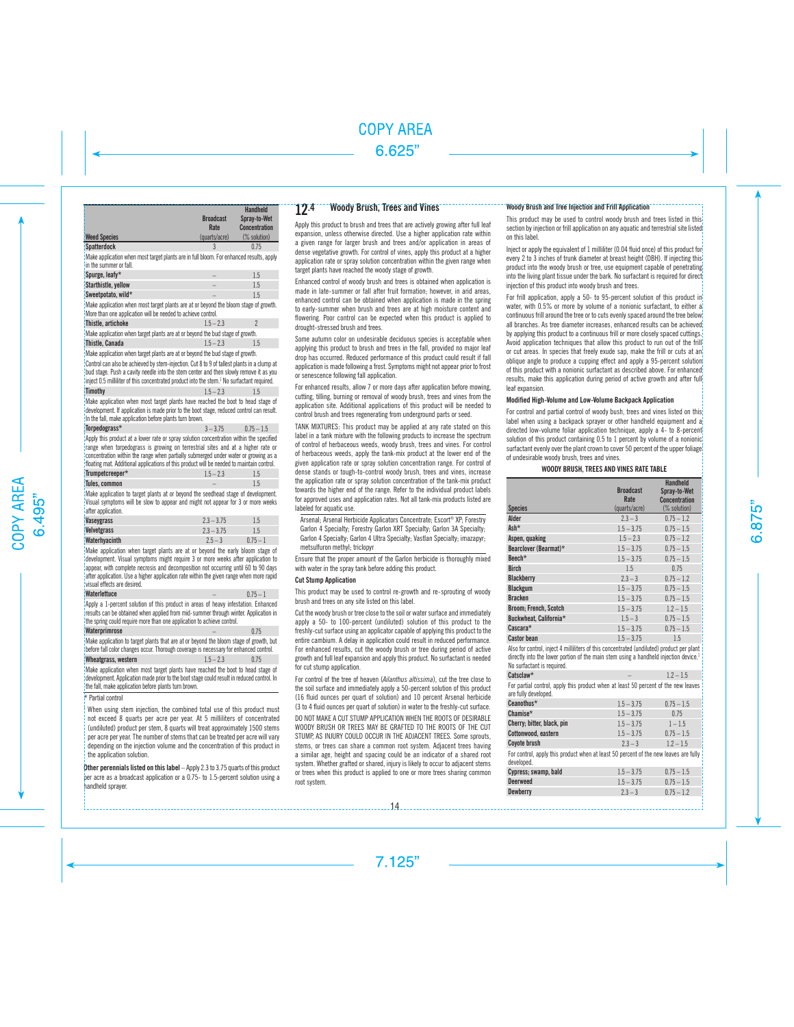| Weed Species | Broadcast Rate (quarts/acre) | Handheld Spray-to-Wet Concentration (% solution) |
|---|---|---|
| Spatterdock | 3 | 0.75 |
| Make application when most target plants are in full bloom. For enhanced results, apply in the summer or fall. | | |
| Spurge, leafy* | – | 1.5 |
| Starthistle, yellow | – | 1.5 |
| Sweetpotato, wild* | – | 1.5 |
| Make application when most target plants are at or beyond the bloom stage of growth. More than one application will be needed to achieve control. | | |
| Thistle, artichoke | 1.5 – 2.3 | 2 |
| Make application when target plants are at or beyond the bud stage of growth. | | |
| Thistle, Canada | 1.5 – 2.3 | 1.5 |
| Make application when target plants are at or beyond the bud stage of growth. Control can also be achieved by stem-injection. Cut 8 to 9 of tallest plants in a clump at bud stage. Push a cavity needle into the stem center and then slowly remove it as you inject 0.5 milliliter of this concentrated product into the stem.[1] No surfactant required. | | |
| Timothy | 1.5 – 2.3 | 1.5 |
| Make application when most target plants have reached the boot to head stage of development. If application is made prior to the boot stage, reduced control can result. In the fall, make application before plants turn brown. | | |
| Torpedograss* | 3 – 3.75 | 0.75 – 1.5 |
| Apply this product at a lower rate or spray solution concentration within the specified range when torpedograss is growing on terrestrial sites and at a higher rate or concentration within the range when partially submerged under water or growing as a floating mat. Additional applications of this product will be needed to maintain control. | | |
| Trumpetcreeper* | 1.5 – 2.3 | 1.5 |
| Tules, common | – | 1.5 |
| Make application to target plants at or beyond the seedhead stage of development. Visual symptoms will be slow to appear and might not appear for 3 or more weeks after application. | | |
| Vaseygrass | 2.3 – 3.75 | 1.5 |
| Velvetgrass | 2.3 – 3.75 | 1.5 |
| Waterhyacinth | 2.5 – 3 | 0.75 – 1 |
| Make application when target plants are at or beyond the early bloom stage of development. Visual symptoms might require 3 or more weeks after application to appear, with complete necrosis and decomposition not occurring until 60 to 90 days after application. Use a higher application rate within the given range when more rapid visual effects are desired. | | |
| Waterlettuce | – | 0.75 – 1 |
| Apply a 1-percent solution of this product in areas of heavy infestation. Enhanced results can be obtained when applied from mid-summer through winter. Application in the spring could require more than one application to achieve control. | | |
| Waterprimrose | – | 0.75 |
| Make application to target plants that are at or beyond the bloom stage of growth, but before fall color changes occur. Thorough coverage is necessary for enhanced control. | | |
| Wheatgrass, western | 1.5 – 2.3 | 0.75 |
| Make application when most target plants have reached the boot to head stage of development. Application made prior to the boot stage could result in reduced control. In the fall, make application before plants turn brown. | | |

\* Partial control

[1] When using stem injection, the combined total use of this product must not exceed 8 quarts per acre per year. At 5 milliliters of concentrated (undiluted) product per stem, 8 quarts will treat approximately 1500 stems per acre per year. The number of stems that can be treated per acre will vary depending on the injection volume and the concentration of this product in the application solution.

**Other perennials listed on this label** – Apply 2.3 to 3.75 quarts of this product per acre as a broadcast application or a 0.75- to 1.5-percent solution using a handheld sprayer.

## 12.4 Woody Brush, Trees and Vines

Apply this product to brush and trees that are actively growing after full leaf expansion, unless otherwise directed. Use a higher application rate within a given range for larger brush and trees and/or application in areas of dense vegetative growth. For control of vines, apply this product at a higher application rate or spray solution concentration within the given range when target plants have reached the woody stage of growth.

Enhanced control of woody brush and trees is obtained when application is made in late-summer or fall after fruit formation; however, in arid areas, enhanced control can be obtained when application is made in the spring to early-summer when brush and trees are at high moisture content and flowering. Poor control can be expected when this product is applied to drought-stressed brush and trees.

Some autumn color on undesirable deciduous species is acceptable when applying this product to brush and trees in the fall, provided no major leaf drop has occurred. Reduced performance of this product could result if fall application is made following a frost. Symptoms might not appear prior to frost or senescence following fall application.

For enhanced results, allow 7 or more days after application before mowing, cutting, tilling, burning or removal of woody brush, trees and vines from the application site. Additional applications of this product will be needed to control brush and trees regenerating from underground parts or seed.

TANK MIXTURES: This product may be applied at any rate stated on this label in a tank mixture with the following products to increase the spectrum of control of herbaceous weeds, woody brush, trees and vines. For control of herbaceous weeds, apply the tank-mix product at the lower end of the given application rate or spray solution concentration range. For control of dense stands or tough-to-control woody brush, trees and vines, increase the application rate or spray solution concentration of the tank-mix product towards the higher end of the range. Refer to the individual product labels for approved uses and application rates. Not all tank-mix products listed are labeled for aquatic use.

Arsenal; Arsenal Herbicide Applicators Concentrate; Escort® XP; Forestry Garlon 4 Specialty; Forestry Garlon XRT Specialty; Garlon 3A Specialty; Garlon 4 Specialty; Garlon 4 Ultra Specialty; Vastlan Specialty; imazapyr; metsulfuron methyl; triclopyr

Ensure that the proper amount of the Garlon herbicide is thoroughly mixed with water in the spray tank before adding this product.

### Cut Stump Application

This product may be used to control re-growth and re-sprouting of woody brush and trees on any site listed on this label.

Cut the woody brush or tree close to the soil or water surface and immediately apply a 50- to 100-percent (undiluted) solution of this product to the freshly-cut surface using an applicator capable of applying this product to the entire cambium. A delay in application could result in reduced performance. For enhanced results, cut the woody brush or tree during period of active growth and full leaf expansion and apply this product. No surfactant is needed for cut stump application.

For control of the tree of heaven (*Ailanthus altissima*), cut the tree close to the soil surface and immediately apply a 50-percent solution of this product (16 fluid ounces per quart of solution) and 10 percent Arsenal herbicide (3 to 4 fluid ounces per quart of solution) in water to the freshly-cut surface.

DO NOT MAKE A CUT STUMP APPLICATION WHEN THE ROOTS OF DESIRABLE WOODY BRUSH OR TREES MAY BE GRAFTED TO THE ROOTS OF THE CUT STUMP, AS INJURY COULD OCCUR IN THE ADJACENT TREES. Some sprouts, stems, or trees can share a common root system. Adjacent trees having a similar age, height and spacing could be an indicator of a shared root system. Whether grafted or shared, injury is likely to occur to adjacent stems or trees when this product is applied to one or more trees sharing common root system.

### Woody Brush and Tree Injection and Frill Application

This product may be used to control woody brush and trees listed in this section by injection or frill application on any aquatic and terrestrial site listed on this label.

Inject or apply the equivalent of 1 milliliter (0.04 fluid ounce) of this product for every 2 to 3 inches of trunk diameter at breast height (DBH). If injecting this product into the woody brush or tree, use equipment capable of penetrating into the living plant tissue under the bark. No surfactant is required for direct injection of this product into woody brush and trees.

For frill application, apply a 50- to 95-percent solution of this product in water, with 0.5% or more by volume of a nonionic surfactant, to either a continuous frill around the tree or to cuts evenly spaced around the tree below all branches. As tree diameter increases, enhanced results can be achieved by applying this product to a continuous frill or more closely spaced cuttings. Avoid application techniques that allow this product to run out of the frill or cut areas. In species that freely exude sap, make the frill or cuts at an oblique angle to produce a cupping effect and apply a 95-percent solution of this product with a nonionic surfactant as described above. For enhanced results, make this application during period of active growth and after full leaf expansion.

### Modified High-Volume and Low-Volume Backpack Application

For control and partial control of woody bush, trees and vines listed on this label when using a backpack sprayer or other handheld equipment and a directed low-volume foliar application technique, apply a 4- to 8-percent solution of this product containing 0.5 to 1 percent by volume of a nonionic surfactant evenly over the plant crown to cover 50 percent of the upper foliage of undesirable woody brush, trees and vines.

**WOODY BRUSH, TREES AND VINES RATE TABLE**

| Species | Broadcast Rate (quarts/acre) | Handheld Spray-to-Wet Concentration (% solution) |
|---|---|---|
| Alder | 2.3 – 3 | 0.75 – 1.2 |
| Ash* | 1.5 – 3.75 | 0.75 – 1.5 |
| Aspen, quaking | 1.5 – 2.3 | 0.75 – 1.2 |
| Bearclover (Bearmat)* | 1.5 – 3.75 | 0.75 – 1.5 |
| Beech* | 1.5 – 3.75 | 0.75 – 1.5 |
| Birch | 1.5 | 0.75 |
| Blackberry | 2.3 – 3 | 0.75 – 1.2 |
| Blackgum | 1.5 – 3.75 | 0.75 – 1.5 |
| Bracken | 1.5 – 3.75 | 0.75 – 1.5 |
| Broom; French, Scotch | 1.5 – 3.75 | 1.2 – 1.5 |
| Buckwheat, California* | 1.5 – 3 | 0.75 – 1.5 |
| Cascara* | 1.5 – 3.75 | 0.75 – 1.5 |
| Castor bean | 1.5 – 3.75 | 1.5 |
| Also for control, inject 4 milliliters of this concentrated (undiluted) product per plant directly into the lower portion of the main stem using a handheld injection device.[1] No surfactant is required. | | |
| Catsclaw* | – | 1.2 – 1.5 |
| For partial control, apply this product when at least 50 percent of the new leaves are fully developed. | | |
| Ceanothus* | 1.5 – 3.75 | 0.75 – 1.5 |
| Chamise* | 1.5 – 3.75 | 0.75 |
| Cherry; bitter, black, pin | 1.5 – 3.75 | 1 – 1.5 |
| Cottonwood, eastern | 1.5 – 3.75 | 0.75 – 1.5 |
| Coyote brush | 2.3 – 3 | 1.2 – 1.5 |
| For control, apply this product when at least 50 percent of the new leaves are fully developed. | | |
| Cypress; swamp, bald | 1.5 – 3.75 | 0.75 – 1.5 |
| Deerweed | 1.5 – 3.75 | 0.75 – 1.5 |
| Dewberry | 2.3 – 3 | 0.75 – 1.2 |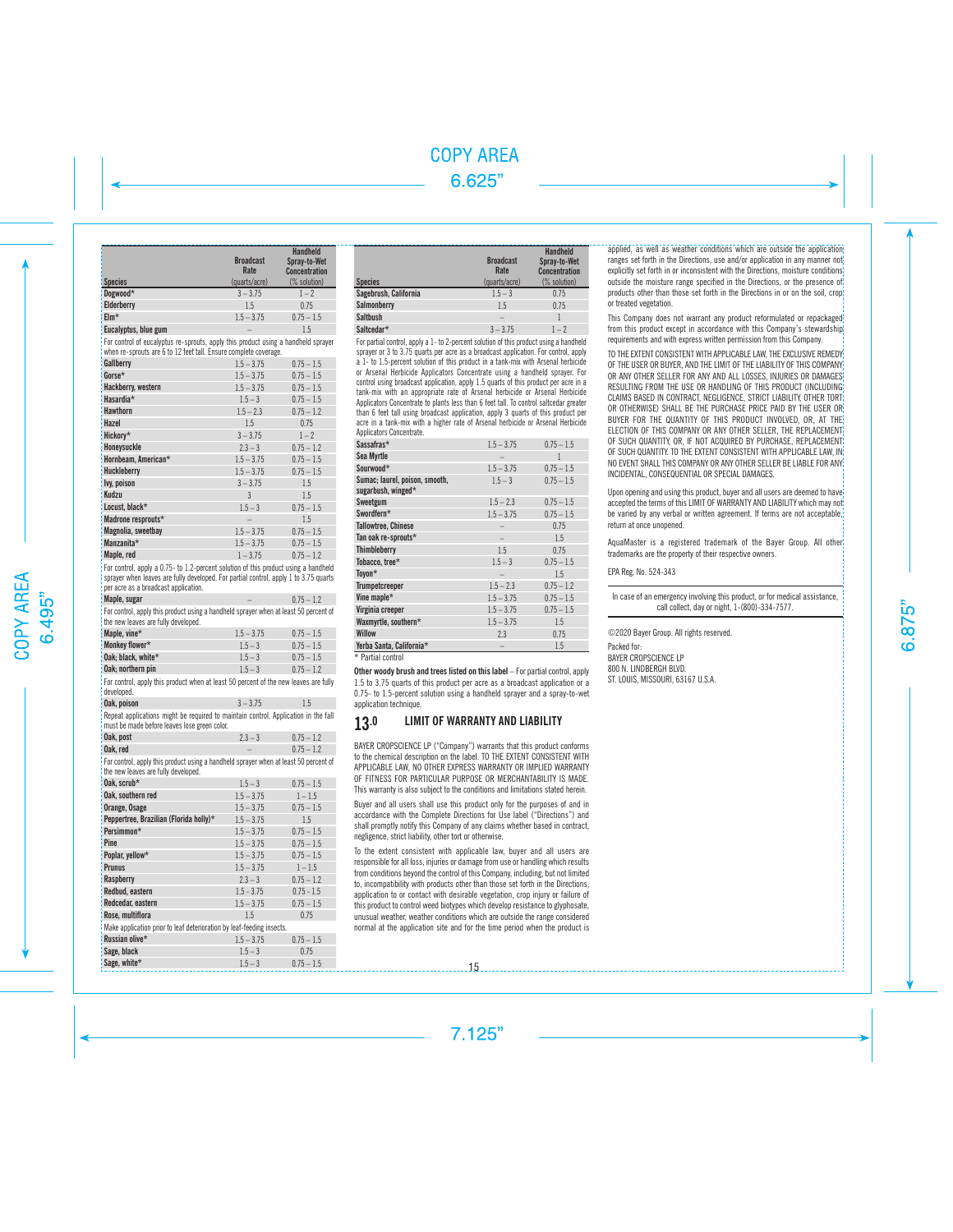| Species | Broadcast Rate (quarts/acre) | Handheld Spray-to-Wet Concentration (% solution) |
|---|---|---|
| Dogwood* | 3 – 3.75 | 1 – 2 |
| Elderberry | 1.5 | 0.75 |
| Elm* | 1.5 – 3.75 | 0.75 – 1.5 |
| Eucalyptus, blue gum | – | 1.5 |

For control of eucalyptus re-sprouts, apply this product using a handheld sprayer when re-sprouts are 6 to 12 feet tall. Ensure complete coverage.

| Species | Broadcast Rate (quarts/acre) | Handheld Spray-to-Wet Concentration (% solution) |
|---|---|---|
| Gallberry | 1.5 – 3.75 | 0.75 – 1.5 |
| Gorse* | 1.5 – 3.75 | 0.75 – 1.5 |
| Hackberry, western | 1.5 – 3.75 | 0.75 – 1.5 |
| Hasardia* | 1.5 – 3 | 0.75 – 1.5 |
| Hawthorn | 1.5 – 2.3 | 0.75 – 1.2 |
| Hazel | 1.5 | 0.75 |
| Hickory* | 3 – 3.75 | 1 – 2 |
| Honeysuckle | 2.3 – 3 | 0.75 – 1.2 |
| Hornbeam, American* | 1.5 – 3.75 | 0.75 – 1.5 |
| Huckleberry | 1.5 – 3.75 | 0.75 – 1.5 |
| Ivy, poison | 3 – 3.75 | 1.5 |
| Kudzu | 3 | 1.5 |
| Locust, black* | 1.5 – 3 | 0.75 – 1.5 |
| Madrone resprouts* | – | 1.5 |
| Magnolia, sweetbay | 1.5 – 3.75 | 0.75 – 1.5 |
| Manzanita* | 1.5 – 3.75 | 0.75 – 1.5 |
| Maple, red | 1 – 3.75 | 0.75 – 1.2 |

For control, apply a 0.75- to 1.2-percent solution of this product using a handheld sprayer when leaves are fully developed. For partial control, apply 1 to 3.75 quarts per acre as a broadcast application.

| Species | Broadcast Rate (quarts/acre) | Handheld Spray-to-Wet Concentration (% solution) |
|---|---|---|
| Maple, sugar | – | 0.75 – 1.2 |

For control, apply this product using a handheld sprayer when at least 50 percent of the new leaves are fully developed.

| Species | Broadcast Rate (quarts/acre) | Handheld Spray-to-Wet Concentration (% solution) |
|---|---|---|
| Maple, vine* | 1.5 – 3.75 | 0.75 – 1.5 |
| Monkey flower* | 1.5 – 3 | 0.75 – 1.5 |
| Oak; black, white* | 1.5 – 3 | 0.75 – 1.5 |
| Oak; northern pin | 1.5 – 3 | 0.75 – 1.2 |

For control, apply this product when at least 50 percent of the new leaves are fully developed.

| Species | Broadcast Rate (quarts/acre) | Handheld Spray-to-Wet Concentration (% solution) |
|---|---|---|
| Oak, poison | 3 – 3.75 | 1.5 |

Repeat applications might be required to maintain control. Application in the fall must be made before leaves lose green color.

| Species | Broadcast Rate (quarts/acre) | Handheld Spray-to-Wet Concentration (% solution) |
|---|---|---|
| Oak, post | 2.3 – 3 | 0.75 – 1.2 |
| Oak, red | – | 0.75 – 1.2 |

For control, apply this product using a handheld sprayer when at least 50 percent of the new leaves are fully developed.

| Species | Broadcast Rate (quarts/acre) | Handheld Spray-to-Wet Concentration (% solution) |
|---|---|---|
| Oak, scrub* | 1.5 – 3 | 0.75 – 1.5 |
| Oak, southern red | 1.5 – 3.75 | 1 – 1.5 |
| Orange, Osage | 1.5 – 3.75 | 0.75 – 1.5 |
| Peppertree, Brazilian (Florida holly)* | 1.5 – 3.75 | 1.5 |
| Persimmon* | 1.5 – 3.75 | 0.75 – 1.5 |
| Pine | 1.5 – 3.75 | 0.75 – 1.5 |
| Poplar, yellow* | 1.5 – 3.75 | 0.75 – 1.5 |
| Prunus | 1.5 – 3.75 | 1 – 1.5 |
| Raspberry | 2.3 – 3 | 0.75 – 1.2 |
| Redbud, eastern | 1.5 - 3.75 | 0.75 - 1.5 |
| Redcedar, eastern | 1.5 – 3.75 | 0.75 – 1.5 |
| Rose, multiflora | 1.5 | 0.75 |

Make application prior to leaf deterioration by leaf-feeding insects.

| Species | Broadcast Rate (quarts/acre) | Handheld Spray-to-Wet Concentration (% solution) |
|---|---|---|
| Russian olive* | 1.5 – 3.75 | 0.75 – 1.5 |
| Sage, black | 1.5 – 3 | 0.75 |
| Sage, white* | 1.5 – 3 | 0.75 – 1.5 |
| Sagebrush, California | 1.5 – 3 | 0.75 |
| Salmonberry | 1.5 | 0.75 |
| Saltbush | – | 1 |
| Saltcedar* | 3 – 3.75 | 1 – 2 |

For partial control, apply a 1- to 2-percent solution of this product using a handheld sprayer or 3 to 3.75 quarts per acre as a broadcast application. For control, apply a 1- to 1.5-percent solution of this product in a tank-mix with Arsenal herbicide or Arsenal Herbicide Applicators Concentrate using a handheld sprayer. For control using broadcast application, apply 1.5 quarts of this product per acre in a tank-mix with an appropriate rate of Arsenal herbicide or Arsenal Herbicide Applicators Concentrate to plants less than 6 feet tall. To control saltcedar greater than 6 feet tall using broadcast application, apply 3 quarts of this product per acre in a tank-mix with a higher rate of Arsenal herbicide or Arsenal Herbicide Applicators Concentrate.

| Species | Broadcast Rate (quarts/acre) | Handheld Spray-to-Wet Concentration (% solution) |
|---|---|---|
| Sassafras* | 1.5 – 3.75 | 0.75 – 1.5 |
| Sea Myrtle | – | 1 |
| Sourwood* | 1.5 – 3.75 | 0.75 – 1.5 |
| Sumac; laurel, poison, smooth, sugarbush, winged* | 1.5 – 3 | 0.75 – 1.5 |
| Sweetgum | 1.5 – 2.3 | 0.75 – 1.5 |
| Swordfern* | 1.5 – 3.75 | 0.75 – 1.5 |
| Tallowtree, Chinese | – | 0.75 |
| Tan oak re-sprouts* | – | 1.5 |
| Thimbleberry | 1.5 | 0.75 |
| Tobacco, tree* | 1.5 – 3 | 0.75 – 1.5 |
| Toyon* | – | 1.5 |
| Trumpetcreeper | 1.5 – 2.3 | 0.75 – 1.2 |
| Vine maple* | 1.5 – 3.75 | 0.75 – 1.5 |
| Virginia creeper | 1.5 – 3.75 | 0.75 – 1.5 |
| Waxmyrtle, southern* | 1.5 – 3.75 | 1.5 |
| Willow | 2.3 | 0.75 |
| Yerba Santa, California* | – | 1.5 |

* Partial control

**Other woody brush and trees listed on this label** – For partial control, apply 1.5 to 3.75 quarts of this product per acre as a broadcast application or a 0.75- to 1.5-percent solution using a handheld sprayer and a spray-to-wet application technique.

## 13.0 LIMIT OF WARRANTY AND LIABILITY

BAYER CROPSCIENCE LP ("Company") warrants that this product conforms to the chemical description on the label. TO THE EXTENT CONSISTENT WITH APPLICABLE LAW, NO OTHER EXPRESS WARRANTY OR IMPLIED WARRANTY OF FITNESS FOR PARTICULAR PURPOSE OR MERCHANTABILITY IS MADE. This warranty is also subject to the conditions and limitations stated herein.

Buyer and all users shall use this product only for the purposes of and in accordance with the Complete Directions for Use label ("Directions") and shall promptly notify this Company of any claims whether based in contract, negligence, strict liability, other tort or otherwise.

To the extent consistent with applicable law, buyer and all users are responsible for all loss, injuries or damage from use or handling which results from conditions beyond the control of this Company, including, but not limited to, incompatibility with products other than those set forth in the Directions, application to or contact with desirable vegetation, crop injury or failure of this product to control weed biotypes which develop resistance to glyphosate, unusual weather, weather conditions which are outside the range considered normal at the application site and for the time period when the product is applied, as well as weather conditions which are outside the application ranges set forth in the Directions, use and/or application in any manner not explicitly set forth in or inconsistent with the Directions, moisture conditions outside the moisture range specified in the Directions, or the presence of products other than those set forth in the Directions in or on the soil, crop or treated vegetation.

This Company does not warrant any product reformulated or repackaged from this product except in accordance with this Company's stewardship requirements and with express written permission from this Company.

TO THE EXTENT CONSISTENT WITH APPLICABLE LAW, THE EXCLUSIVE REMEDY OF THE USER OR BUYER, AND THE LIMIT OF THE LIABILITY OF THIS COMPANY OR ANY OTHER SELLER FOR ANY AND ALL LOSSES, INJURIES OR DAMAGES RESULTING FROM THE USE OR HANDLING OF THIS PRODUCT (INCLUDING CLAIMS BASED IN CONTRACT, NEGLIGENCE, STRICT LIABILITY, OTHER TORT OR OTHERWISE) SHALL BE THE PURCHASE PRICE PAID BY THE USER OR BUYER FOR THE QUANTITY OF THIS PRODUCT INVOLVED, OR, AT THE ELECTION OF THIS COMPANY OR ANY OTHER SELLER, THE REPLACEMENT OF SUCH QUANTITY, OR, IF NOT ACQUIRED BY PURCHASE, REPLACEMENT OF SUCH QUANTITY. TO THE EXTENT CONSISTENT WITH APPLICABLE LAW, IN NO EVENT SHALL THIS COMPANY OR ANY OTHER SELLER BE LIABLE FOR ANY INCIDENTAL, CONSEQUENTIAL OR SPECIAL DAMAGES.

Upon opening and using this product, buyer and all users are deemed to have accepted the terms of this LIMIT OF WARRANTY AND LIABILITY which may not be varied by any verbal or written agreement. If terms are not acceptable, return at once unopened.

AquaMaster is a registered trademark of the Bayer Group. All other trademarks are the property of their respective owners.

EPA Reg. No. 524-343

In case of an emergency involving this product, or for medical assistance, call collect, day or night, 1-(800)-334-7577.

©2020 Bayer Group. All rights reserved.

Packed for:
BAYER CROPSCIENCE LP
800 N. LINDBERGH BLVD.
ST. LOUIS, MISSOURI, 63167 U.S.A.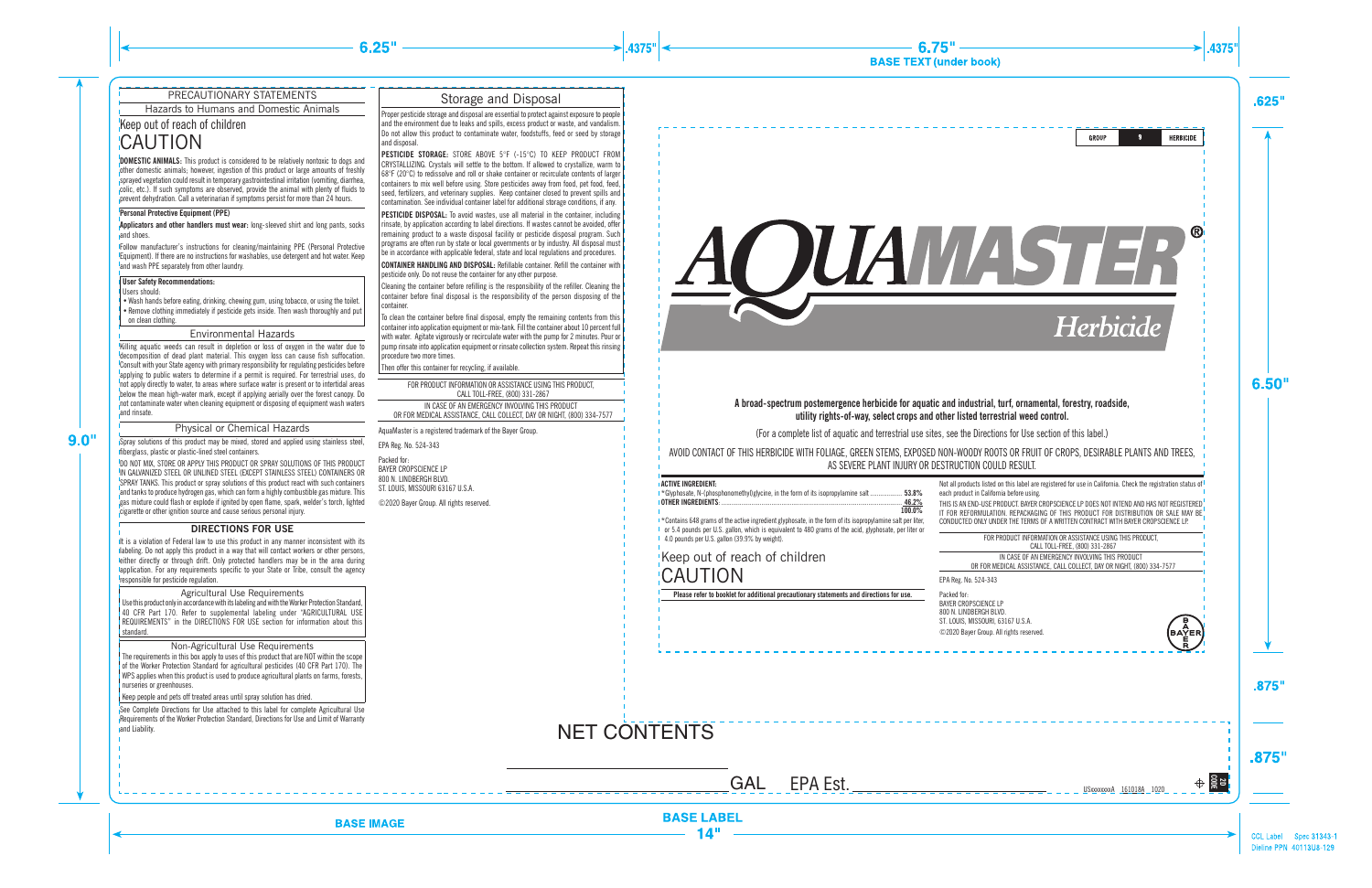## PRECAUTIONARY STATEMENTS

### Hazards to Humans and Domestic Animals

Keep out of reach of children

# CAUTION

**DOMESTIC ANIMALS:** This product is considered to be relatively nontoxic to dogs and other domestic animals; however, ingestion of this product or large amounts of freshly sprayed vegetation could result in temporary gastrointestinal irritation (vomiting, diarrhea, colic, etc.). If such symptoms are observed, provide the animal with plenty of fluids to prevent dehydration. Call a veterinarian if symptoms persist for more than 24 hours.

**Personal Protective Equipment (PPE)**

**Applicators and other handlers must wear:** long-sleeved shirt and long pants, socks and shoes.

Follow manufacturer's instructions for cleaning/maintaining PPE (Personal Protective Equipment). If there are no instructions for washables, use detergent and hot water. Keep and wash PPE separately from other laundry.

**User Safety Recommendations:**

Users should:

- Wash hands before eating, drinking, chewing gum, using tobacco, or using the toilet.
- Remove clothing immediately if pesticide gets inside. Then wash thoroughly and put on clean clothing.

### Environmental Hazards

Killing aquatic weeds can result in depletion or loss of oxygen in the water due to decomposition of dead plant material. This oxygen loss can cause fish suffocation. Consult with your State agency with primary responsibility for regulating pesticides before applying to public waters to determine if a permit is required. For terrestrial uses, do not apply directly to water, to areas where surface water is present or to intertidal areas below the mean high-water mark, except if applying aerially over the forest canopy. Do not contaminate water when cleaning equipment or disposing of equipment wash waters and rinsate.

### Physical or Chemical Hazards

Spray solutions of this product may be mixed, stored and applied using stainless steel, fiberglass, plastic or plastic-lined steel containers.

DO NOT MIX, STORE OR APPLY THIS PRODUCT OR SPRAY SOLUTIONS OF THIS PRODUCT IN GALVANIZED STEEL OR UNLINED STEEL (EXCEPT STAINLESS STEEL) CONTAINERS OR SPRAY TANKS. This product or spray solutions of this product react with such containers and tanks to produce hydrogen gas, which can form a highly combustible gas mixture. This gas mixture could flash or explode if ignited by open flame, spark, welder's torch, lighted cigarette or other ignition source and cause serious personal injury.

## DIRECTIONS FOR USE

It is a violation of Federal law to use this product in any manner inconsistent with its labeling. Do not apply this product in a way that will contact workers or other persons, either directly or through drift. Only protected handlers may be in the area during application. For any requirements specific to your State or Tribe, consult the agency responsible for pesticide regulation.

### Agricultural Use Requirements

Use this product only in accordance with its labeling and with the Worker Protection Standard, 40 CFR Part 170. Refer to supplemental labeling under "AGRICULTURAL USE REQUIREMENTS" in the DIRECTIONS FOR USE section for information about this standard.

### Non-Agricultural Use Requirements

The requirements in this box apply to uses of this product that are NOT within the scope of the Worker Protection Standard for agricultural pesticides (40 CFR Part 170). The WPS applies when this product is used to produce agricultural plants on farms, forests, nurseries or greenhouses.

Keep people and pets off treated areas until spray solution has dried.

See Complete Directions for Use attached to this label for complete Agricultural Use Requirements of the Worker Protection Standard, Directions for Use and Limit of Warranty and Liability.

## Storage and Disposal

Proper pesticide storage and disposal are essential to protect against exposure to people and the environment due to leaks and spills, excess product or waste, and vandalism. Do not allow this product to contaminate water, foodstuffs, feed or seed by storage and disposal.

**PESTICIDE STORAGE:** STORE ABOVE 5°F (-15°C) TO KEEP PRODUCT FROM CRYSTALLIZING. Crystals will settle to the bottom. If allowed to crystallize, warm to 68°F (20°C) to redissolve and roll or shake container or recirculate contents of larger containers to mix well before using. Store pesticides away from food, pet food, feed, seed, fertilizers, and veterinary supplies. Keep container closed to prevent spills and contamination. See individual container label for additional storage conditions, if any.

**PESTICIDE DISPOSAL:** To avoid wastes, use all material in the container, including rinsate, by application according to label directions. If wastes cannot be avoided, offer remaining product to a waste disposal facility or pesticide disposal program. Such programs are often run by state or local governments or by industry. All disposal must be in accordance with applicable federal, state and local regulations and procedures.

**CONTAINER HANDLING AND DISPOSAL:** Refillable container. Refill the container with pesticide only. Do not reuse the container for any other purpose.

Cleaning the container before refilling is the responsibility of the refiller. Cleaning the container before final disposal is the responsibility of the person disposing of the container.

To clean the container before final disposal, empty the remaining contents from this container into application equipment or mix-tank. Fill the container about 10 percent full with water. Agitate vigorously or recirculate water with the pump for 2 minutes. Pour or pump rinsate into application equipment or rinsate collection system. Repeat this rinsing procedure two more times.

Then offer this container for recycling, if available.

FOR PRODUCT INFORMATION OR ASSISTANCE USING THIS PRODUCT, CALL TOLL-FREE, (800) 331-2867

IN CASE OF AN EMERGENCY INVOLVING THIS PRODUCT OR FOR MEDICAL ASSISTANCE, CALL COLLECT, DAY OR NIGHT, (800) 334-7577

AquaMaster is a registered trademark of the Bayer Group.

EPA Reg. No. 524-343

Packed for:
BAYER CROPSCIENCE LP
800 N. LINDBERGH BLVD.
ST. LOUIS, MISSOURI 63167 U.S.A.

©2020 Bayer Group. All rights reserved.

GROUP 9 HERBICIDE

# AQUAMASTER®

## Herbicide

**A broad-spectrum postemergence herbicide for aquatic and industrial, turf, ornamental, forestry, roadside, utility rights-of-way, select crops and other listed terrestrial weed control.**

(For a complete list of aquatic and terrestrial use sites, see the Directions for Use section of this label.)

AVOID CONTACT OF THIS HERBICIDE WITH FOLIAGE, GREEN STEMS, EXPOSED NON-WOODY ROOTS OR FRUIT OF CROPS, DESIRABLE PLANTS AND TREES, AS SEVERE PLANT INJURY OR DESTRUCTION COULD RESULT.

**ACTIVE INGREDIENT:**

| | |
|---|---|
| *Glyphosate, N-(phosphonomethyl)glycine, in the form of its isopropylamine salt | 53.8% |
| **OTHER INGREDIENTS:** | 46.2% |
| | 100.0% |

*Contains 648 grams of the active ingredient glyphosate, in the form of its isopropylamine salt per liter, or 5.4 pounds per U.S. gallon, which is equivalent to 480 grams of the acid, glyphosate, per liter or 4.0 pounds per U.S. gallon (39.9% by weight).

Keep out of reach of children

# CAUTION

**Please refer to booklet for additional precautionary statements and directions for use.**

Not all products listed on this label are registered for use in California. Check the registration status of each product in California before using.

THIS IS AN END-USE PRODUCT. BAYER CROPSCIENCE LP DOES NOT INTEND AND HAS NOT REGISTERED IT FOR REFORMULATION. REPACKAGING OF THIS PRODUCT FOR DISTRIBUTION OR SALE MAY BE CONDUCTED ONLY UNDER THE TERMS OF A WRITTEN CONTRACT WITH BAYER CROPSCIENCE LP.

FOR PRODUCT INFORMATION OR ASSISTANCE USING THIS PRODUCT, CALL TOLL-FREE, (800) 331-2867

IN CASE OF AN EMERGENCY INVOLVING THIS PRODUCT OR FOR MEDICAL ASSISTANCE, CALL COLLECT, DAY OR NIGHT, (800) 334-7577

EPA Reg. No. 524-343

Packed for:
BAYER CROPSCIENCE LP
800 N. LINDBERGH BLVD.
ST. LOUIS, MISSOURI, 63167 U.S.A.

©2020 Bayer Group. All rights reserved.

NET CONTENTS

______________ GAL EPA Est. ______________

USxxxxxxA 161018A 1020